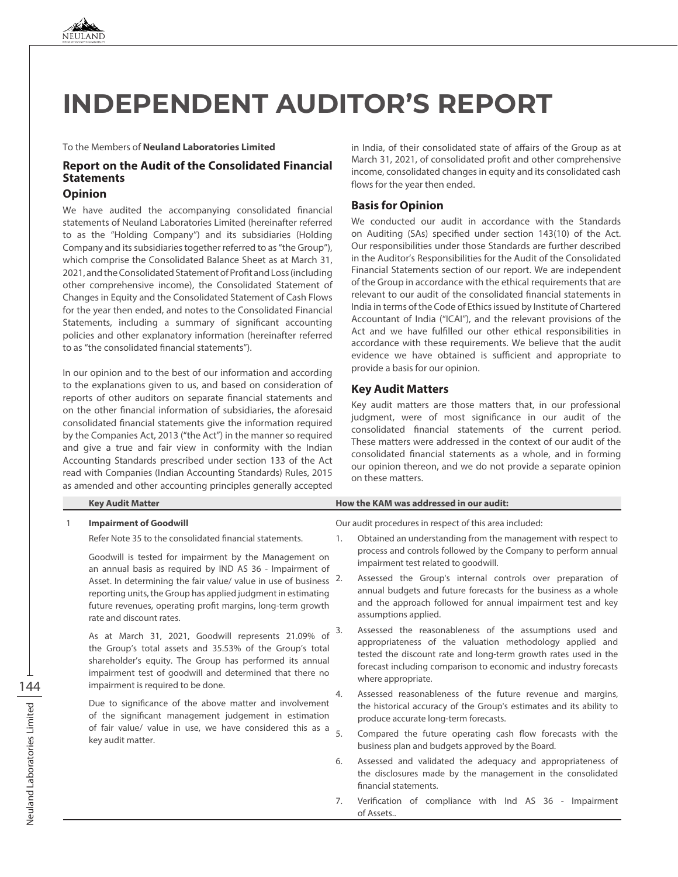# INDEPENDENT AUDITOR'S REPORT

To the Members of **Neuland Laboratories Limited**

## Report on the Audit of the Consolidated Financial Statements

### Opinion

We have audited the accompanying consolidated financial statements of Neuland Laboratories Limited (hereinafter referred to as the "Holding Company") and its subsidiaries (Holding Company and its subsidiaries together referred to as "the Group"), which comprise the Consolidated Balance Sheet as at March 31, 2021, and the Consolidated Statement of Profit and Loss (including other comprehensive income), the Consolidated Statement of Changes in Equity and the Consolidated Statement of Cash Flows for the year then ended, and notes to the Consolidated Financial Statements, including a summary of significant accounting policies and other explanatory information (hereinafter referred to as "the consolidated financial statements").

In our opinion and to the best of our information and according to the explanations given to us, and based on consideration of reports of other auditors on separate financial statements and on the other financial information of subsidiaries, the aforesaid consolidated financial statements give the information required by the Companies Act, 2013 ("the Act") in the manner so required and give a true and fair view in conformity with the Indian Accounting Standards prescribed under section 133 of the Act read with Companies (Indian Accounting Standards) Rules, 2015 as amended and other accounting principles generally accepted in India, of their consolidated state of affairs of the Group as at March 31, 2021, of consolidated profit and other comprehensive income, consolidated changes in equity and its consolidated cash flows for the year then ended.

### Basis for Opinion

We conducted our audit in accordance with the Standards on Auditing (SAs) specified under section 143(10) of the Act. Our responsibilities under those Standards are further described in the Auditor's Responsibilities for the Audit of the Consolidated Financial Statements section of our report. We are independent of the Group in accordance with the ethical requirements that are relevant to our audit of the consolidated financial statements in India in terms of the Code of Ethics issued by Institute of Chartered Accountant of India ("ICAI"), and the relevant provisions of the Act and we have fulfilled our other ethical responsibilities in accordance with these requirements. We believe that the audit evidence we have obtained is sufficient and appropriate to provide a basis for our opinion.

### Key Audit Matters

Key audit matters are those matters that, in our professional judgment, were of most significance in our audit of the consolidated financial statements of the current period. These matters were addressed in the context of our audit of the consolidated financial statements as a whole, and in forming our opinion thereon, and we do not provide a separate opinion on these matters.

| | Key Audit Matter | How the KAM was addressed in our audit: |
|---|---|---|
| 1 | **Impairment of Goodwill**<br><br>Refer Note 35 to the consolidated financial statements.<br><br>Goodwill is tested for impairment by the Management on an annual basis as required by IND AS 36 - Impairment of Asset. In determining the fair value/ value in use of business reporting units, the Group has applied judgment in estimating future revenues, operating profit margins, long-term growth rate and discount rates.<br><br>As at March 31, 2021, Goodwill represents 21.09% of the Group's total assets and 35.53% of the Group's total shareholder's equity. The Group has performed its annual impairment test of goodwill and determined that there no impairment is required to be done.<br><br>Due to significance of the above matter and involvement of the significant management judgement in estimation of fair value/ value in use, we have considered this as a key audit matter. | Our audit procedures in respect of this area included:<br><br>1. Obtained an understanding from the management with respect to process and controls followed by the Company to perform annual impairment test related to goodwill.<br>2. Assessed the Group's internal controls over preparation of annual budgets and future forecasts for the business as a whole and the approach followed for annual impairment test and key assumptions applied.<br>3. Assessed the reasonableness of the assumptions used and appropriateness of the valuation methodology applied and tested the discount rate and long-term growth rates used in the forecast including comparison to economic and industry forecasts where appropriate.<br>4. Assessed reasonableness of the future revenue and margins, the historical accuracy of the Group's estimates and its ability to produce accurate long-term forecasts.<br>5. Compared the future operating cash flow forecasts with the business plan and budgets approved by the Board.<br>6. Assessed and validated the adequacy and appropriateness of the disclosures made by the management in the consolidated financial statements.<br>7. Verification of compliance with Ind AS 36 - Impairment of Assets.. |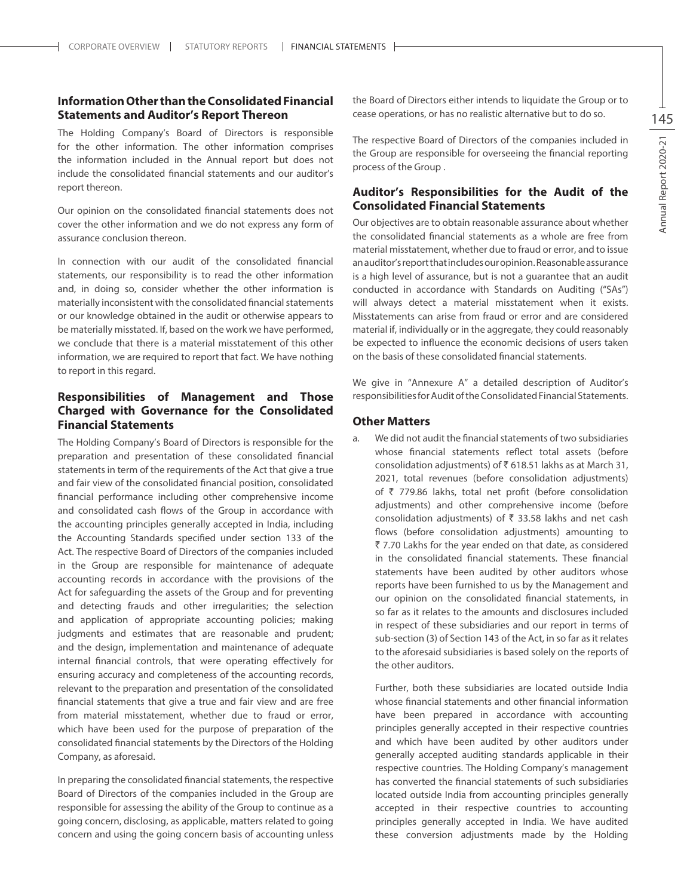## Information Other than the Consolidated Financial Statements and Auditor's Report Thereon

The Holding Company's Board of Directors is responsible for the other information. The other information comprises the information included in the Annual report but does not include the consolidated financial statements and our auditor's report thereon.

Our opinion on the consolidated financial statements does not cover the other information and we do not express any form of assurance conclusion thereon.

In connection with our audit of the consolidated financial statements, our responsibility is to read the other information and, in doing so, consider whether the other information is materially inconsistent with the consolidated financial statements or our knowledge obtained in the audit or otherwise appears to be materially misstated. If, based on the work we have performed, we conclude that there is a material misstatement of this other information, we are required to report that fact. We have nothing to report in this regard.

## Responsibilities of Management and Those Charged with Governance for the Consolidated Financial Statements

The Holding Company's Board of Directors is responsible for the preparation and presentation of these consolidated financial statements in term of the requirements of the Act that give a true and fair view of the consolidated financial position, consolidated financial performance including other comprehensive income and consolidated cash flows of the Group in accordance with the accounting principles generally accepted in India, including the Accounting Standards specified under section 133 of the Act. The respective Board of Directors of the companies included in the Group are responsible for maintenance of adequate accounting records in accordance with the provisions of the Act for safeguarding the assets of the Group and for preventing and detecting frauds and other irregularities; the selection and application of appropriate accounting policies; making judgments and estimates that are reasonable and prudent; and the design, implementation and maintenance of adequate internal financial controls, that were operating effectively for ensuring accuracy and completeness of the accounting records, relevant to the preparation and presentation of the consolidated financial statements that give a true and fair view and are free from material misstatement, whether due to fraud or error, which have been used for the purpose of preparation of the consolidated financial statements by the Directors of the Holding Company, as aforesaid.

In preparing the consolidated financial statements, the respective Board of Directors of the companies included in the Group are responsible for assessing the ability of the Group to continue as a going concern, disclosing, as applicable, matters related to going concern and using the going concern basis of accounting unless the Board of Directors either intends to liquidate the Group or to cease operations, or has no realistic alternative but to do so.

The respective Board of Directors of the companies included in the Group are responsible for overseeing the financial reporting process of the Group .

## Auditor's Responsibilities for the Audit of the Consolidated Financial Statements

Our objectives are to obtain reasonable assurance about whether the consolidated financial statements as a whole are free from material misstatement, whether due to fraud or error, and to issue an auditor's report that includes our opinion. Reasonable assurance is a high level of assurance, but is not a guarantee that an audit conducted in accordance with Standards on Auditing ("SAs") will always detect a material misstatement when it exists. Misstatements can arise from fraud or error and are considered material if, individually or in the aggregate, they could reasonably be expected to influence the economic decisions of users taken on the basis of these consolidated financial statements.

We give in "Annexure A" a detailed description of Auditor's responsibilities for Audit of the Consolidated Financial Statements.

## Other Matters

a. We did not audit the financial statements of two subsidiaries whose financial statements reflect total assets (before consolidation adjustments) of ₹ 618.51 lakhs as at March 31, 2021, total revenues (before consolidation adjustments) of ₹ 779.86 lakhs, total net profit (before consolidation adjustments) and other comprehensive income (before consolidation adjustments) of ₹ 33.58 lakhs and net cash flows (before consolidation adjustments) amounting to ₹ 7.70 Lakhs for the year ended on that date, as considered in the consolidated financial statements. These financial statements have been audited by other auditors whose reports have been furnished to us by the Management and our opinion on the consolidated financial statements, in so far as it relates to the amounts and disclosures included in respect of these subsidiaries and our report in terms of sub-section (3) of Section 143 of the Act, in so far as it relates to the aforesaid subsidiaries is based solely on the reports of the other auditors.

   Further, both these subsidiaries are located outside India whose financial statements and other financial information have been prepared in accordance with accounting principles generally accepted in their respective countries and which have been audited by other auditors under generally accepted auditing standards applicable in their respective countries. The Holding Company's management has converted the financial statements of such subsidiaries located outside India from accounting principles generally accepted in their respective countries to accounting principles generally accepted in India. We have audited these conversion adjustments made by the Holding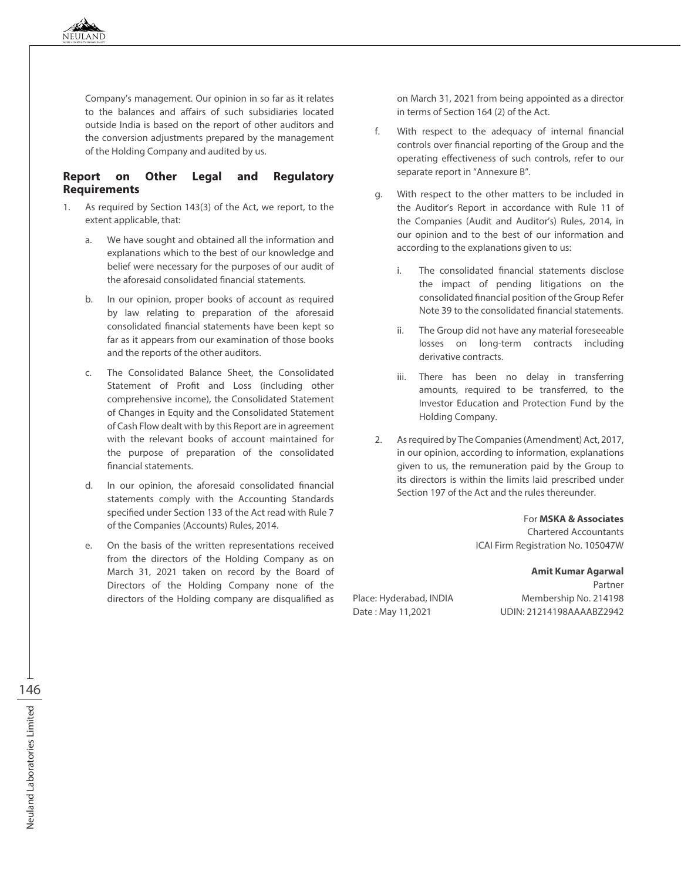Company's management. Our opinion in so far as it relates to the balances and affairs of such subsidiaries located outside India is based on the report of other auditors and the conversion adjustments prepared by the management of the Holding Company and audited by us.

## Report on Other Legal and Regulatory Requirements

1. As required by Section 143(3) of the Act, we report, to the extent applicable, that:

   a. We have sought and obtained all the information and explanations which to the best of our knowledge and belief were necessary for the purposes of our audit of the aforesaid consolidated financial statements.

   b. In our opinion, proper books of account as required by law relating to preparation of the aforesaid consolidated financial statements have been kept so far as it appears from our examination of those books and the reports of the other auditors.

   c. The Consolidated Balance Sheet, the Consolidated Statement of Profit and Loss (including other comprehensive income), the Consolidated Statement of Changes in Equity and the Consolidated Statement of Cash Flow dealt with by this Report are in agreement with the relevant books of account maintained for the purpose of preparation of the consolidated financial statements.

   d. In our opinion, the aforesaid consolidated financial statements comply with the Accounting Standards specified under Section 133 of the Act read with Rule 7 of the Companies (Accounts) Rules, 2014.

   e. On the basis of the written representations received from the directors of the Holding Company as on March 31, 2021 taken on record by the Board of Directors of the Holding Company none of the directors of the Holding company are disqualified as on March 31, 2021 from being appointed as a director in terms of Section 164 (2) of the Act.

   f. With respect to the adequacy of internal financial controls over financial reporting of the Group and the operating effectiveness of such controls, refer to our separate report in "Annexure B".

   g. With respect to the other matters to be included in the Auditor's Report in accordance with Rule 11 of the Companies (Audit and Auditor's) Rules, 2014, in our opinion and to the best of our information and according to the explanations given to us:

      i. The consolidated financial statements disclose the impact of pending litigations on the consolidated financial position of the Group Refer Note 39 to the consolidated financial statements.

      ii. The Group did not have any material foreseeable losses on long-term contracts including derivative contracts.

      iii. There has been no delay in transferring amounts, required to be transferred, to the Investor Education and Protection Fund by the Holding Company.

2. As required by The Companies (Amendment) Act, 2017, in our opinion, according to information, explanations given to us, the remuneration paid by the Group to its directors is within the limits laid prescribed under Section 197 of the Act and the rules thereunder.

For **MSKA & Associates**
Chartered Accountants
ICAI Firm Registration No. 105047W

**Amit Kumar Agarwal**
Partner
Membership No. 214198
UDIN: 21214198AAAABZ2942

Place: Hyderabad, INDIA
Date : May 11,2021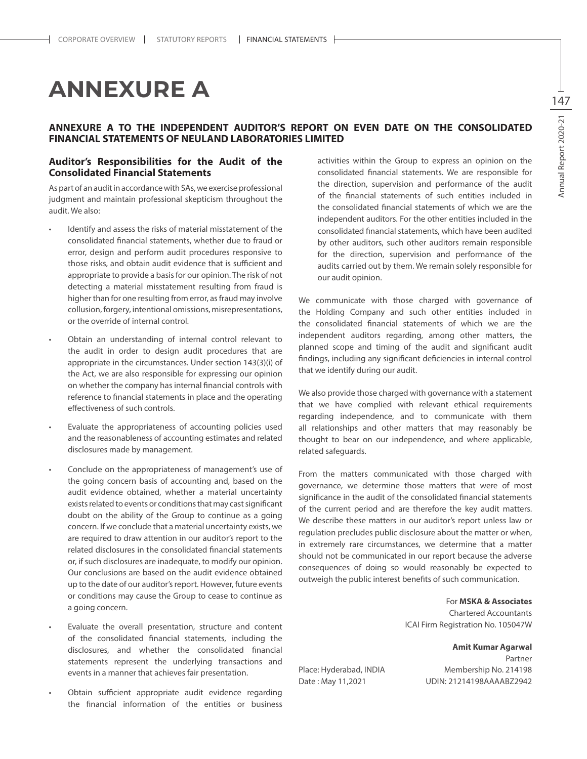# ANNEXURE A

## ANNEXURE A TO THE INDEPENDENT AUDITOR'S REPORT ON EVEN DATE ON THE CONSOLIDATED FINANCIAL STATEMENTS OF NEULAND LABORATORIES LIMITED

### Auditor's Responsibilities for the Audit of the Consolidated Financial Statements

As part of an audit in accordance with SAs, we exercise professional judgment and maintain professional skepticism throughout the audit. We also:

- Identify and assess the risks of material misstatement of the consolidated financial statements, whether due to fraud or error, design and perform audit procedures responsive to those risks, and obtain audit evidence that is sufficient and appropriate to provide a basis for our opinion. The risk of not detecting a material misstatement resulting from fraud is higher than for one resulting from error, as fraud may involve collusion, forgery, intentional omissions, misrepresentations, or the override of internal control.

- Obtain an understanding of internal control relevant to the audit in order to design audit procedures that are appropriate in the circumstances. Under section 143(3)(i) of the Act, we are also responsible for expressing our opinion on whether the company has internal financial controls with reference to financial statements in place and the operating effectiveness of such controls.

- Evaluate the appropriateness of accounting policies used and the reasonableness of accounting estimates and related disclosures made by management.

- Conclude on the appropriateness of management's use of the going concern basis of accounting and, based on the audit evidence obtained, whether a material uncertainty exists related to events or conditions that may cast significant doubt on the ability of the Group to continue as a going concern. If we conclude that a material uncertainty exists, we are required to draw attention in our auditor's report to the related disclosures in the consolidated financial statements or, if such disclosures are inadequate, to modify our opinion. Our conclusions are based on the audit evidence obtained up to the date of our auditor's report. However, future events or conditions may cause the Group to cease to continue as a going concern.

- Evaluate the overall presentation, structure and content of the consolidated financial statements, including the disclosures, and whether the consolidated financial statements represent the underlying transactions and events in a manner that achieves fair presentation.

- Obtain sufficient appropriate audit evidence regarding the financial information of the entities or business activities within the Group to express an opinion on the consolidated financial statements. We are responsible for the direction, supervision and performance of the audit of the financial statements of such entities included in the consolidated financial statements of which we are the independent auditors. For the other entities included in the consolidated financial statements, which have been audited by other auditors, such other auditors remain responsible for the direction, supervision and performance of the audits carried out by them. We remain solely responsible for our audit opinion.

We communicate with those charged with governance of the Holding Company and such other entities included in the consolidated financial statements of which we are the independent auditors regarding, among other matters, the planned scope and timing of the audit and significant audit findings, including any significant deficiencies in internal control that we identify during our audit.

We also provide those charged with governance with a statement that we have complied with relevant ethical requirements regarding independence, and to communicate with them all relationships and other matters that may reasonably be thought to bear on our independence, and where applicable, related safeguards.

From the matters communicated with those charged with governance, we determine those matters that were of most significance in the audit of the consolidated financial statements of the current period and are therefore the key audit matters. We describe these matters in our auditor's report unless law or regulation precludes public disclosure about the matter or when, in extremely rare circumstances, we determine that a matter should not be communicated in our report because the adverse consequences of doing so would reasonably be expected to outweigh the public interest benefits of such communication.

For **MSKA & Associates**
Chartered Accountants
ICAI Firm Registration No. 105047W

**Amit Kumar Agarwal**
Partner
Membership No. 214198
UDIN: 21214198AAAABZ2942

Place: Hyderabad, INDIA
Date : May 11,2021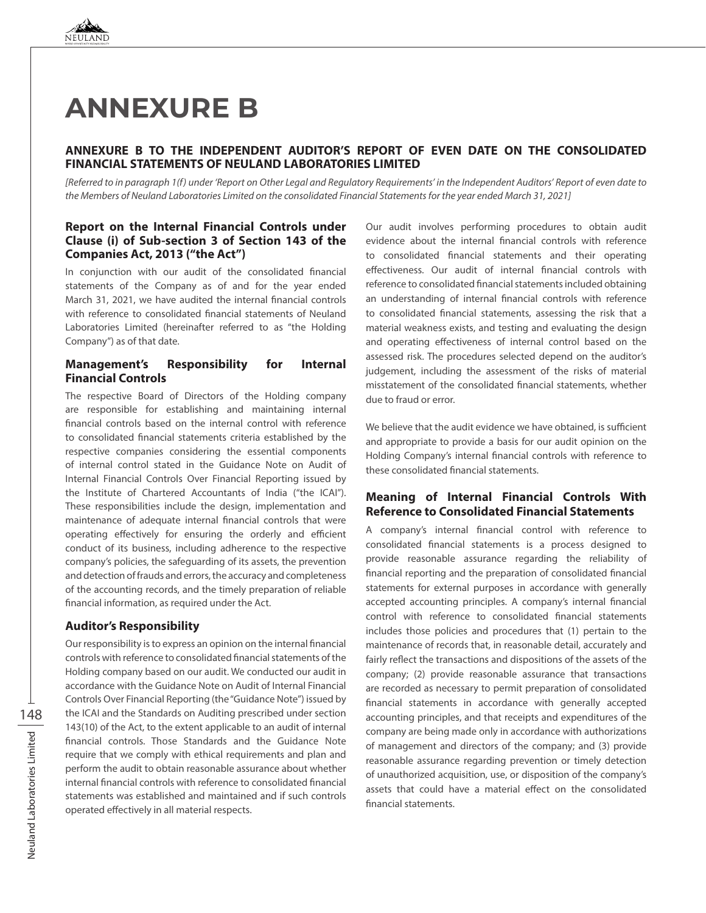# ANNEXURE B

## ANNEXURE B TO THE INDEPENDENT AUDITOR'S REPORT OF EVEN DATE ON THE CONSOLIDATED FINANCIAL STATEMENTS OF NEULAND LABORATORIES LIMITED

*[Referred to in paragraph 1(f) under 'Report on Other Legal and Regulatory Requirements' in the Independent Auditors' Report of even date to the Members of Neuland Laboratories Limited on the consolidated Financial Statements for the year ended March 31, 2021]*

### Report on the Internal Financial Controls under Clause (i) of Sub-section 3 of Section 143 of the Companies Act, 2013 ("the Act")

In conjunction with our audit of the consolidated financial statements of the Company as of and for the year ended March 31, 2021, we have audited the internal financial controls with reference to consolidated financial statements of Neuland Laboratories Limited (hereinafter referred to as "the Holding Company") as of that date.

### Management's Responsibility for Internal Financial Controls

The respective Board of Directors of the Holding company are responsible for establishing and maintaining internal financial controls based on the internal control with reference to consolidated financial statements criteria established by the respective companies considering the essential components of internal control stated in the Guidance Note on Audit of Internal Financial Controls Over Financial Reporting issued by the Institute of Chartered Accountants of India ("the ICAI"). These responsibilities include the design, implementation and maintenance of adequate internal financial controls that were operating effectively for ensuring the orderly and efficient conduct of its business, including adherence to the respective company's policies, the safeguarding of its assets, the prevention and detection of frauds and errors, the accuracy and completeness of the accounting records, and the timely preparation of reliable financial information, as required under the Act.

### Auditor's Responsibility

Our responsibility is to express an opinion on the internal financial controls with reference to consolidated financial statements of the Holding company based on our audit. We conducted our audit in accordance with the Guidance Note on Audit of Internal Financial Controls Over Financial Reporting (the "Guidance Note") issued by the ICAI and the Standards on Auditing prescribed under section 143(10) of the Act, to the extent applicable to an audit of internal financial controls. Those Standards and the Guidance Note require that we comply with ethical requirements and plan and perform the audit to obtain reasonable assurance about whether internal financial controls with reference to consolidated financial statements was established and maintained and if such controls operated effectively in all material respects.

Our audit involves performing procedures to obtain audit evidence about the internal financial controls with reference to consolidated financial statements and their operating effectiveness. Our audit of internal financial controls with reference to consolidated financial statements included obtaining an understanding of internal financial controls with reference to consolidated financial statements, assessing the risk that a material weakness exists, and testing and evaluating the design and operating effectiveness of internal control based on the assessed risk. The procedures selected depend on the auditor's judgement, including the assessment of the risks of material misstatement of the consolidated financial statements, whether due to fraud or error.

We believe that the audit evidence we have obtained, is sufficient and appropriate to provide a basis for our audit opinion on the Holding Company's internal financial controls with reference to these consolidated financial statements.

### Meaning of Internal Financial Controls With Reference to Consolidated Financial Statements

A company's internal financial control with reference to consolidated financial statements is a process designed to provide reasonable assurance regarding the reliability of financial reporting and the preparation of consolidated financial statements for external purposes in accordance with generally accepted accounting principles. A company's internal financial control with reference to consolidated financial statements includes those policies and procedures that (1) pertain to the maintenance of records that, in reasonable detail, accurately and fairly reflect the transactions and dispositions of the assets of the company; (2) provide reasonable assurance that transactions are recorded as necessary to permit preparation of consolidated financial statements in accordance with generally accepted accounting principles, and that receipts and expenditures of the company are being made only in accordance with authorizations of management and directors of the company; and (3) provide reasonable assurance regarding prevention or timely detection of unauthorized acquisition, use, or disposition of the company's assets that could have a material effect on the consolidated financial statements.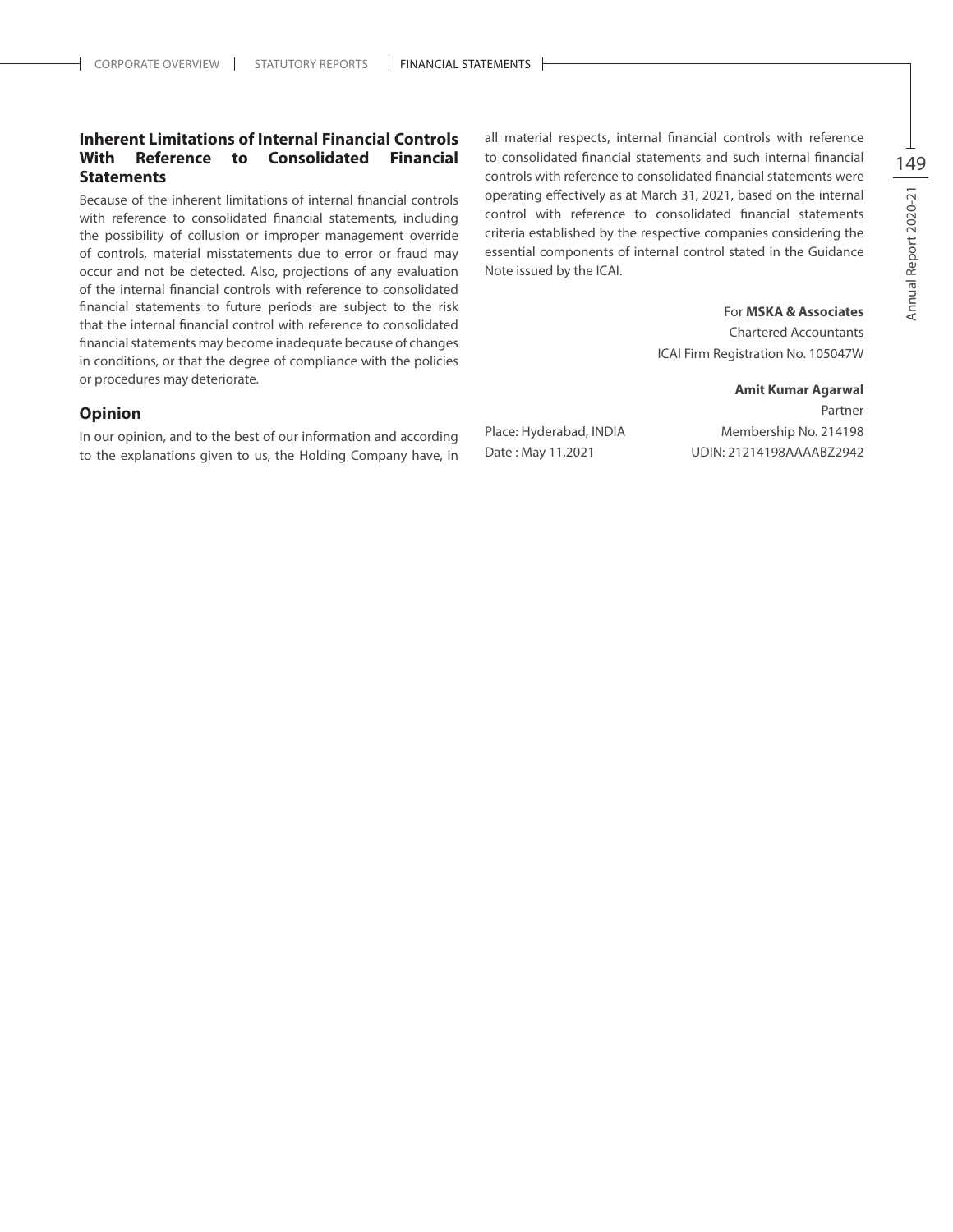## Inherent Limitations of Internal Financial Controls With Reference to Consolidated Financial Statements

Because of the inherent limitations of internal financial controls with reference to consolidated financial statements, including the possibility of collusion or improper management override of controls, material misstatements due to error or fraud may occur and not be detected. Also, projections of any evaluation of the internal financial controls with reference to consolidated financial statements to future periods are subject to the risk that the internal financial control with reference to consolidated financial statements may become inadequate because of changes in conditions, or that the degree of compliance with the policies or procedures may deteriorate.

## Opinion

In our opinion, and to the best of our information and according to the explanations given to us, the Holding Company have, in all material respects, internal financial controls with reference to consolidated financial statements and such internal financial controls with reference to consolidated financial statements were operating effectively as at March 31, 2021, based on the internal control with reference to consolidated financial statements criteria established by the respective companies considering the essential components of internal control stated in the Guidance Note issued by the ICAI.

For **MSKA & Associates**
Chartered Accountants
ICAI Firm Registration No. 105047W

**Amit Kumar Agarwal**
Partner
Membership No. 214198
UDIN: 21214198AAAABZ2942

Place: Hyderabad, INDIA
Date : May 11,2021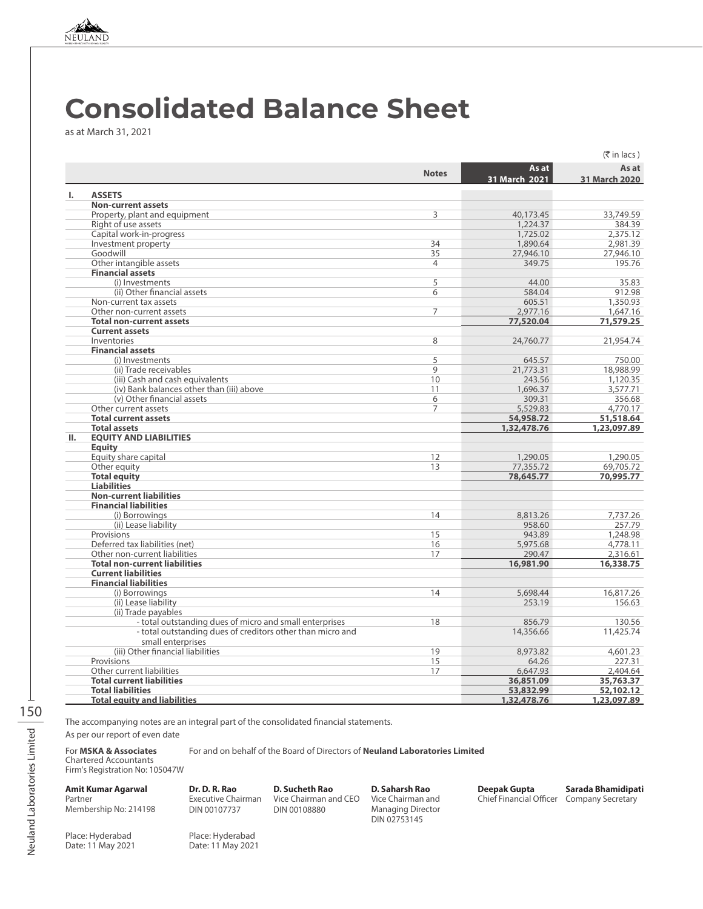# Consolidated Balance Sheet

as at March 31, 2021

(₹ in lacs)

| | | Notes | As at 31 March 2021 | As at 31 March 2020 |
|---|---|---|---|---|
| **I.** | **ASSETS** | | | |
| | **Non-current assets** | | | |
| | Property, plant and equipment | 3 | 40,173.45 | 33,749.59 |
| | Right of use assets | | 1,224.37 | 384.39 |
| | Capital work-in-progress | | 1,725.02 | 2,375.12 |
| | Investment property | 34 | 1,890.64 | 2,981.39 |
| | Goodwill | 35 | 27,946.10 | 27,946.10 |
| | Other intangible assets | 4 | 349.75 | 195.76 |
| | **Financial assets** | | | |
| | (i) Investments | 5 | 44.00 | 35.83 |
| | (ii) Other financial assets | 6 | 584.04 | 912.98 |
| | Non-current tax assets | | 605.51 | 1,350.93 |
| | Other non-current assets | 7 | 2,977.16 | 1,647.16 |
| | **Total non-current assets** | | **77,520.04** | **71,579.25** |
| | **Current assets** | | | |
| | Inventories | 8 | 24,760.77 | 21,954.74 |
| | **Financial assets** | | | |
| | (i) Investments | 5 | 645.57 | 750.00 |
| | (ii) Trade receivables | 9 | 21,773.31 | 18,988.99 |
| | (iii) Cash and cash equivalents | 10 | 243.56 | 1,120.35 |
| | (iv) Bank balances other than (iii) above | 11 | 1,696.37 | 3,577.71 |
| | (v) Other financial assets | 6 | 309.31 | 356.68 |
| | Other current assets | 7 | 5,529.83 | 4,770.17 |
| | **Total current assets** | | **54,958.72** | **51,518.64** |
| | **Total assets** | | **1,32,478.76** | **1,23,097.89** |
| **II.** | **EQUITY AND LIABILITIES** | | | |
| | **Equity** | | | |
| | Equity share capital | 12 | 1,290.05 | 1,290.05 |
| | Other equity | 13 | 77,355.72 | 69,705.72 |
| | **Total equity** | | **78,645.77** | **70,995.77** |
| | **Liabilities** | | | |
| | **Non-current liabilities** | | | |
| | **Financial liabilities** | | | |
| | (i) Borrowings | 14 | 8,813.26 | 7,737.26 |
| | (ii) Lease liability | | 958.60 | 257.79 |
| | Provisions | 15 | 943.89 | 1,248.98 |
| | Deferred tax liabilities (net) | 16 | 5,975.68 | 4,778.11 |
| | Other non-current liabilities | 17 | 290.47 | 2,316.61 |
| | **Total non-current liabilities** | | **16,981.90** | **16,338.75** |
| | **Current liabilities** | | | |
| | **Financial liabilities** | | | |
| | (i) Borrowings | 14 | 5,698.44 | 16,817.26 |
| | (ii) Lease liability | | 253.19 | 156.63 |
| | (ii) Trade payables | | | |
| | - total outstanding dues of micro and small enterprises | 18 | 856.79 | 130.56 |
| | - total outstanding dues of creditors other than micro and small enterprises | | 14,356.66 | 11,425.74 |
| | (iii) Other financial liabilities | 19 | 8,973.82 | 4,601.23 |
| | Provisions | 15 | 64.26 | 227.31 |
| | Other current liabilities | 17 | 6,647.93 | 2,404.64 |
| | **Total current liabilities** | | **36,851.09** | **35,763.37** |
| | **Total liabilities** | | **53,832.99** | **52,102.12** |
| | **Total equity and liabilities** | | **1,32,478.76** | **1,23,097.89** |

The accompanying notes are an integral part of the consolidated financial statements.

As per our report of even date

For **MSKA & Associates**
Chartered Accountants
Firm's Registration No: 105047W

For and on behalf of the Board of Directors of **Neuland Laboratories Limited**

**Amit Kumar Agarwal**
Partner
Membership No: 214198

**Dr. D. R. Rao**
Executive Chairman
DIN 00107737

**D. Sucheth Rao**
Vice Chairman and CEO
DIN 00108880

**D. Saharsh Rao**
Vice Chairman and Managing Director
DIN 02753145

**Deepak Gupta**
Chief Financial Officer

**Sarada Bhamidipati**
Company Secretary

Place: Hyderabad
Date: 11 May 2021

Place: Hyderabad
Date: 11 May 2021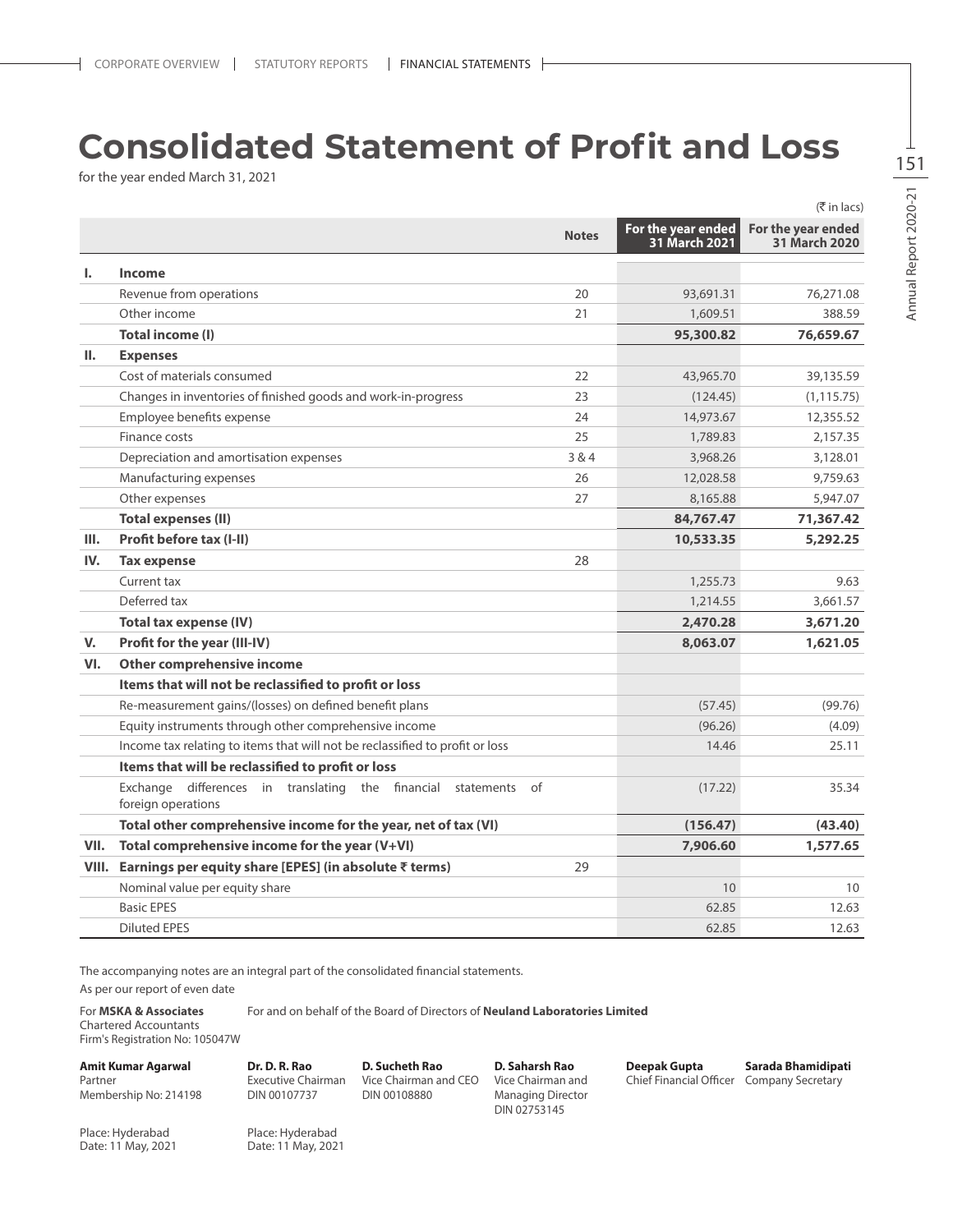# Consolidated Statement of Profit and Loss

for the year ended March 31, 2021

(₹ in lacs)

| | | Notes | For the year ended 31 March 2021 | For the year ended 31 March 2020 |
|---|---|---|---|---|
| **I.** | **Income** | | | |
| | Revenue from operations | 20 | 93,691.31 | 76,271.08 |
| | Other income | 21 | 1,609.51 | 388.59 |
| | **Total income (I)** | | **95,300.82** | **76,659.67** |
| **II.** | **Expenses** | | | |
| | Cost of materials consumed | 22 | 43,965.70 | 39,135.59 |
| | Changes in inventories of finished goods and work-in-progress | 23 | (124.45) | (1,115.75) |
| | Employee benefits expense | 24 | 14,973.67 | 12,355.52 |
| | Finance costs | 25 | 1,789.83 | 2,157.35 |
| | Depreciation and amortisation expenses | 3 & 4 | 3,968.26 | 3,128.01 |
| | Manufacturing expenses | 26 | 12,028.58 | 9,759.63 |
| | Other expenses | 27 | 8,165.88 | 5,947.07 |
| | **Total expenses (II)** | | **84,767.47** | **71,367.42** |
| **III.** | **Profit before tax (I-II)** | | **10,533.35** | **5,292.25** |
| **IV.** | **Tax expense** | 28 | | |
| | Current tax | | 1,255.73 | 9.63 |
| | Deferred tax | | 1,214.55 | 3,661.57 |
| | **Total tax expense (IV)** | | **2,470.28** | **3,671.20** |
| **V.** | **Profit for the year (III-IV)** | | **8,063.07** | **1,621.05** |
| **VI.** | **Other comprehensive income** | | | |
| | **Items that will not be reclassified to profit or loss** | | | |
| | Re-measurement gains/(losses) on defined benefit plans | | (57.45) | (99.76) |
| | Equity instruments through other comprehensive income | | (96.26) | (4.09) |
| | Income tax relating to items that will not be reclassified to profit or loss | | 14.46 | 25.11 |
| | **Items that will be reclassified to profit or loss** | | | |
| | Exchange differences in translating the financial statements of foreign operations | | (17.22) | 35.34 |
| | **Total other comprehensive income for the year, net of tax (VI)** | | **(156.47)** | **(43.40)** |
| **VII.** | **Total comprehensive income for the year (V+VI)** | | **7,906.60** | **1,577.65** |
| **VIII.** | **Earnings per equity share [EPES] (in absolute ₹ terms)** | 29 | | |
| | Nominal value per equity share | | 10 | 10 |
| | Basic EPES | | 62.85 | 12.63 |
| | Diluted EPES | | 62.85 | 12.63 |

The accompanying notes are an integral part of the consolidated financial statements.

As per our report of even date

For **MSKA & Associates**
Chartered Accountants
Firm's Registration No: 105047W

For and on behalf of the Board of Directors of **Neuland Laboratories Limited**

**Amit Kumar Agarwal**
Partner
Membership No: 214198

**Dr. D. R. Rao**
Executive Chairman
DIN 00107737

**D. Sucheth Rao**
Vice Chairman and CEO
DIN 00108880

**D. Saharsh Rao**
Vice Chairman and Managing Director
DIN 02753145

**Deepak Gupta**
Chief Financial Officer

**Sarada Bhamidipati**
Company Secretary

Place: Hyderabad
Date: 11 May, 2021

Place: Hyderabad
Date: 11 May, 2021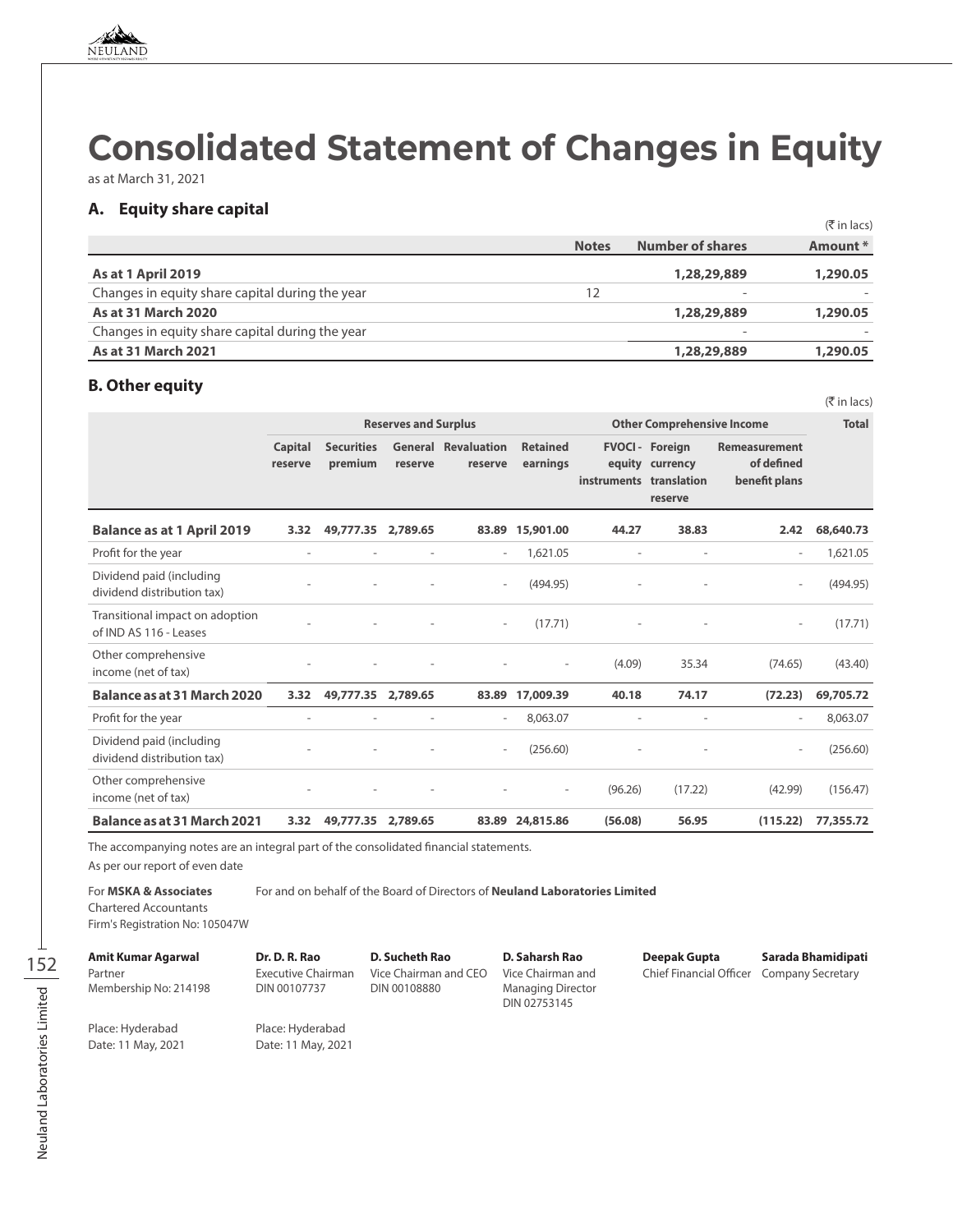# Consolidated Statement of Changes in Equity

as at March 31, 2021

## A. Equity share capital

(₹ in lacs)

| | Notes | Number of shares | Amount * |
|---|---|---|---|
| **As at 1 April 2019** | | **1,28,29,889** | **1,290.05** |
| Changes in equity share capital during the year | 12 | - | - |
| **As at 31 March 2020** | | **1,28,29,889** | **1,290.05** |
| Changes in equity share capital during the year | | - | - |
| **As at 31 March 2021** | | **1,28,29,889** | **1,290.05** |

## B. Other equity

(₹ in lacs)

| | Reserves and Surplus | | | | | Other Comprehensive Income | | | Total |
|---|---|---|---|---|---|---|---|---|---|
| | Capital reserve | Securities premium | General reserve | Revaluation reserve | Retained earnings | FVOCI - equity instruments | Foreign currency translation reserve | Remeasurement of defined benefit plans | |
| **Balance as at 1 April 2019** | **3.32** | **49,777.35** | **2,789.65** | **83.89** | **15,901.00** | **44.27** | **38.83** | **2.42** | **68,640.73** |
| Profit for the year | - | - | - | - | 1,621.05 | - | - | - | 1,621.05 |
| Dividend paid (including dividend distribution tax) | - | - | - | - | (494.95) | - | - | - | (494.95) |
| Transitional impact on adoption of IND AS 116 - Leases | - | - | - | - | (17.71) | - | - | - | (17.71) |
| Other comprehensive income (net of tax) | - | - | - | - | - | (4.09) | 35.34 | (74.65) | (43.40) |
| **Balance as at 31 March 2020** | **3.32** | **49,777.35** | **2,789.65** | **83.89** | **17,009.39** | **40.18** | **74.17** | **(72.23)** | **69,705.72** |
| Profit for the year | - | - | - | - | 8,063.07 | - | - | - | 8,063.07 |
| Dividend paid (including dividend distribution tax) | - | - | - | - | (256.60) | - | - | - | (256.60) |
| Other comprehensive income (net of tax) | - | - | - | - | - | (96.26) | (17.22) | (42.99) | (156.47) |
| **Balance as at 31 March 2021** | **3.32** | **49,777.35** | **2,789.65** | **83.89** | **24,815.86** | **(56.08)** | **56.95** | **(115.22)** | **77,355.72** |

The accompanying notes are an integral part of the consolidated financial statements.

As per our report of even date

For **MSKA & Associates**
Chartered Accountants
Firm's Registration No: 105047W

For and on behalf of the Board of Directors of **Neuland Laboratories Limited**

**Amit Kumar Agarwal**
Partner
Membership No: 214198

**Dr. D. R. Rao**
Executive Chairman
DIN 00107737

**D. Sucheth Rao**
Vice Chairman and CEO
DIN 00108880

**D. Saharsh Rao**
Vice Chairman and Managing Director
DIN 02753145

**Deepak Gupta**
Chief Financial Officer

**Sarada Bhamidipati**
Company Secretary

Place: Hyderabad
Date: 11 May, 2021

Place: Hyderabad
Date: 11 May, 2021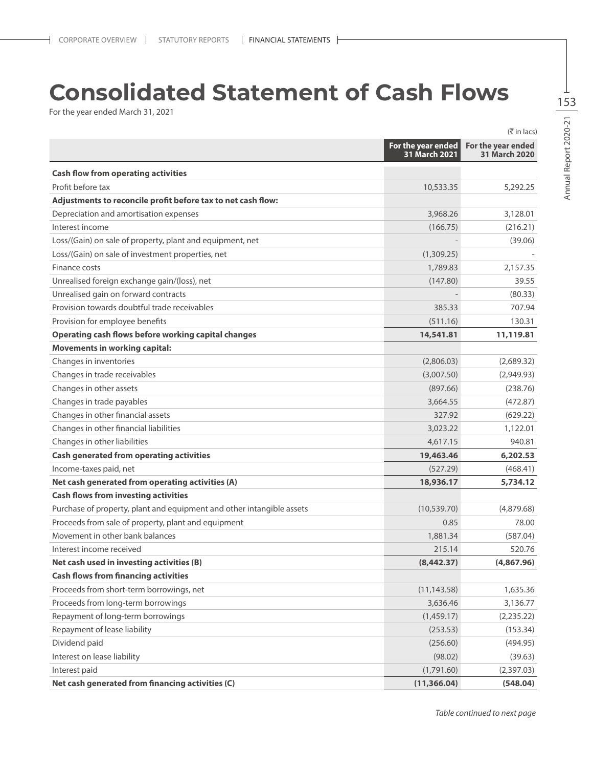# Consolidated Statement of Cash Flows

For the year ended March 31, 2021

(₹ in lacs)

| | For the year ended 31 March 2021 | For the year ended 31 March 2020 |
|---|---|---|
| **Cash flow from operating activities** | | |
| Profit before tax | 10,533.35 | 5,292.25 |
| **Adjustments to reconcile profit before tax to net cash flow:** | | |
| Depreciation and amortisation expenses | 3,968.26 | 3,128.01 |
| Interest income | (166.75) | (216.21) |
| Loss/(Gain) on sale of property, plant and equipment, net | - | (39.06) |
| Loss/(Gain) on sale of investment properties, net | (1,309.25) | - |
| Finance costs | 1,789.83 | 2,157.35 |
| Unrealised foreign exchange gain/(loss), net | (147.80) | 39.55 |
| Unrealised gain on forward contracts | - | (80.33) |
| Provision towards doubtful trade receivables | 385.33 | 707.94 |
| Provision for employee benefits | (511.16) | 130.31 |
| **Operating cash flows before working capital changes** | **14,541.81** | **11,119.81** |
| **Movements in working capital:** | | |
| Changes in inventories | (2,806.03) | (2,689.32) |
| Changes in trade receivables | (3,007.50) | (2,949.93) |
| Changes in other assets | (897.66) | (238.76) |
| Changes in trade payables | 3,664.55 | (472.87) |
| Changes in other financial assets | 327.92 | (629.22) |
| Changes in other financial liabilities | 3,023.22 | 1,122.01 |
| Changes in other liabilities | 4,617.15 | 940.81 |
| **Cash generated from operating activities** | **19,463.46** | **6,202.53** |
| Income-taxes paid, net | (527.29) | (468.41) |
| **Net cash generated from operating activities (A)** | **18,936.17** | **5,734.12** |
| **Cash flows from investing activities** | | |
| Purchase of property, plant and equipment and other intangible assets | (10,539.70) | (4,879.68) |
| Proceeds from sale of property, plant and equipment | 0.85 | 78.00 |
| Movement in other bank balances | 1,881.34 | (587.04) |
| Interest income received | 215.14 | 520.76 |
| **Net cash used in investing activities (B)** | **(8,442.37)** | **(4,867.96)** |
| **Cash flows from financing activities** | | |
| Proceeds from short-term borrowings, net | (11,143.58) | 1,635.36 |
| Proceeds from long-term borrowings | 3,636.46 | 3,136.77 |
| Repayment of long-term borrowings | (1,459.17) | (2,235.22) |
| Repayment of lease liability | (253.53) | (153.34) |
| Dividend paid | (256.60) | (494.95) |
| Interest on lease liability | (98.02) | (39.63) |
| Interest paid | (1,791.60) | (2,397.03) |
| **Net cash generated from financing activities (C)** | **(11,366.04)** | **(548.04)** |

*Table continued to next page*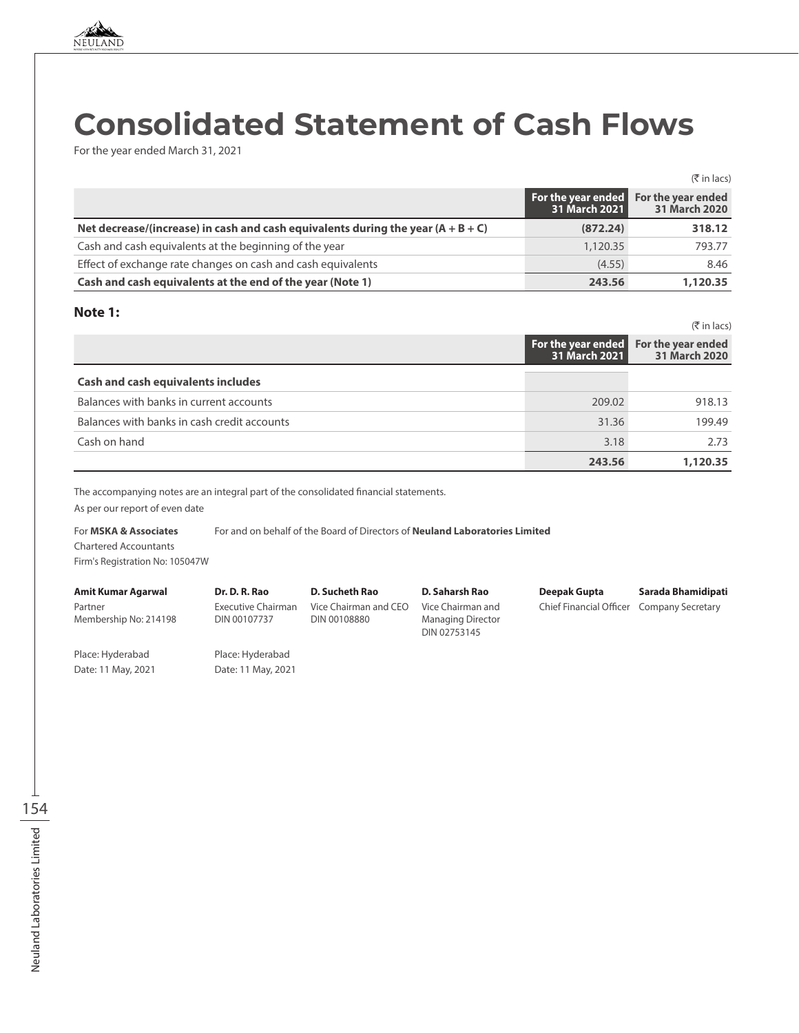# Consolidated Statement of Cash Flows

For the year ended March 31, 2021

(₹ in lacs)

| | For the year ended 31 March 2021 | For the year ended 31 March 2020 |
|---|---|---|
| **Net decrease/(increase) in cash and cash equivalents during the year (A + B + C)** | **(872.24)** | **318.12** |
| Cash and cash equivalents at the beginning of the year | 1,120.35 | 793.77 |
| Effect of exchange rate changes on cash and cash equivalents | (4.55) | 8.46 |
| **Cash and cash equivalents at the end of the year (Note 1)** | **243.56** | **1,120.35** |

### Note 1:

(₹ in lacs)

| | For the year ended 31 March 2021 | For the year ended 31 March 2020 |
|---|---|---|
| **Cash and cash equivalents includes** | | |
| Balances with banks in current accounts | 209.02 | 918.13 |
| Balances with banks in cash credit accounts | 31.36 | 199.49 |
| Cash on hand | 3.18 | 2.73 |
| | **243.56** | **1,120.35** |

The accompanying notes are an integral part of the consolidated financial statements.

As per our report of even date

For **MSKA & Associates**
Chartered Accountants
Firm's Registration No: 105047W

For and on behalf of the Board of Directors of **Neuland Laboratories Limited**

**Amit Kumar Agarwal**
Partner
Membership No: 214198

**Dr. D. R. Rao**
Executive Chairman
DIN 00107737

**D. Sucheth Rao**
Vice Chairman and CEO
DIN 00108880

**D. Saharsh Rao**
Vice Chairman and Managing Director
DIN 02753145

**Deepak Gupta**
Chief Financial Officer

**Sarada Bhamidipati**
Company Secretary

Place: Hyderabad
Date: 11 May, 2021

Place: Hyderabad
Date: 11 May, 2021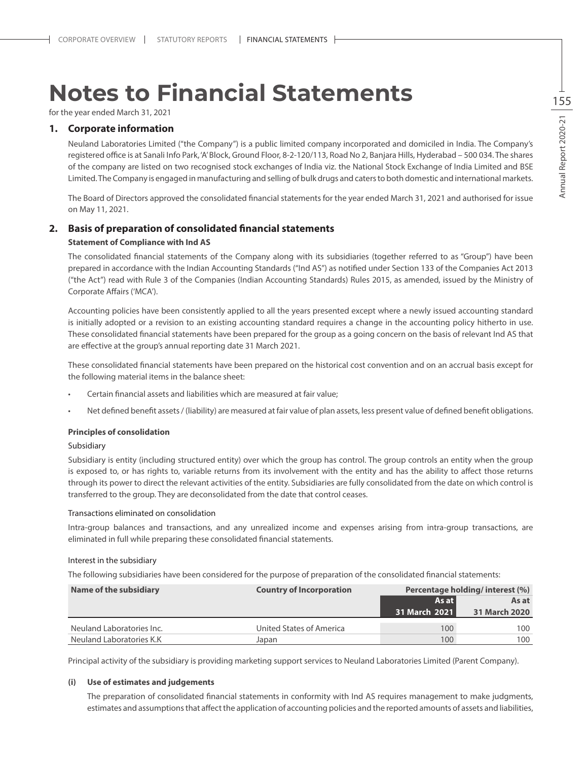# Notes to Financial Statements

for the year ended March 31, 2021

## 1. Corporate information

Neuland Laboratories Limited ("the Company") is a public limited company incorporated and domiciled in India. The Company's registered office is at Sanali Info Park, 'A' Block, Ground Floor, 8-2-120/113, Road No 2, Banjara Hills, Hyderabad – 500 034. The shares of the company are listed on two recognised stock exchanges of India viz. the National Stock Exchange of India Limited and BSE Limited. The Company is engaged in manufacturing and selling of bulk drugs and caters to both domestic and international markets.

The Board of Directors approved the consolidated financial statements for the year ended March 31, 2021 and authorised for issue on May 11, 2021.

## 2. Basis of preparation of consolidated financial statements

**Statement of Compliance with Ind AS**

The consolidated financial statements of the Company along with its subsidiaries (together referred to as "Group") have been prepared in accordance with the Indian Accounting Standards ("Ind AS") as notified under Section 133 of the Companies Act 2013 ("the Act") read with Rule 3 of the Companies (Indian Accounting Standards) Rules 2015, as amended, issued by the Ministry of Corporate Affairs ('MCA').

Accounting policies have been consistently applied to all the years presented except where a newly issued accounting standard is initially adopted or a revision to an existing accounting standard requires a change in the accounting policy hitherto in use. These consolidated financial statements have been prepared for the group as a going concern on the basis of relevant Ind AS that are effective at the group's annual reporting date 31 March 2021.

These consolidated financial statements have been prepared on the historical cost convention and on an accrual basis except for the following material items in the balance sheet:

- Certain financial assets and liabilities which are measured at fair value;
- Net defined benefit assets / (liability) are measured at fair value of plan assets, less present value of defined benefit obligations.

**Principles of consolidation**

Subsidiary

Subsidiary is entity (including structured entity) over which the group has control. The group controls an entity when the group is exposed to, or has rights to, variable returns from its involvement with the entity and has the ability to affect those returns through its power to direct the relevant activities of the entity. Subsidiaries are fully consolidated from the date on which control is transferred to the group. They are deconsolidated from the date that control ceases.

Transactions eliminated on consolidation

Intra-group balances and transactions, and any unrealized income and expenses arising from intra-group transactions, are eliminated in full while preparing these consolidated financial statements.

Interest in the subsidiary

The following subsidiaries have been considered for the purpose of preparation of the consolidated financial statements:

| Name of the subsidiary | Country of Incorporation | Percentage holding/ interest (%) | |
|---|---|---|---|
| | | As at 31 March 2021 | As at 31 March 2020 |
| Neuland Laboratories Inc. | United States of America | 100 | 100 |
| Neuland Laboratories K.K | Japan | 100 | 100 |

Principal activity of the subsidiary is providing marketing support services to Neuland Laboratories Limited (Parent Company).

**(i) Use of estimates and judgements**

The preparation of consolidated financial statements in conformity with Ind AS requires management to make judgments, estimates and assumptions that affect the application of accounting policies and the reported amounts of assets and liabilities,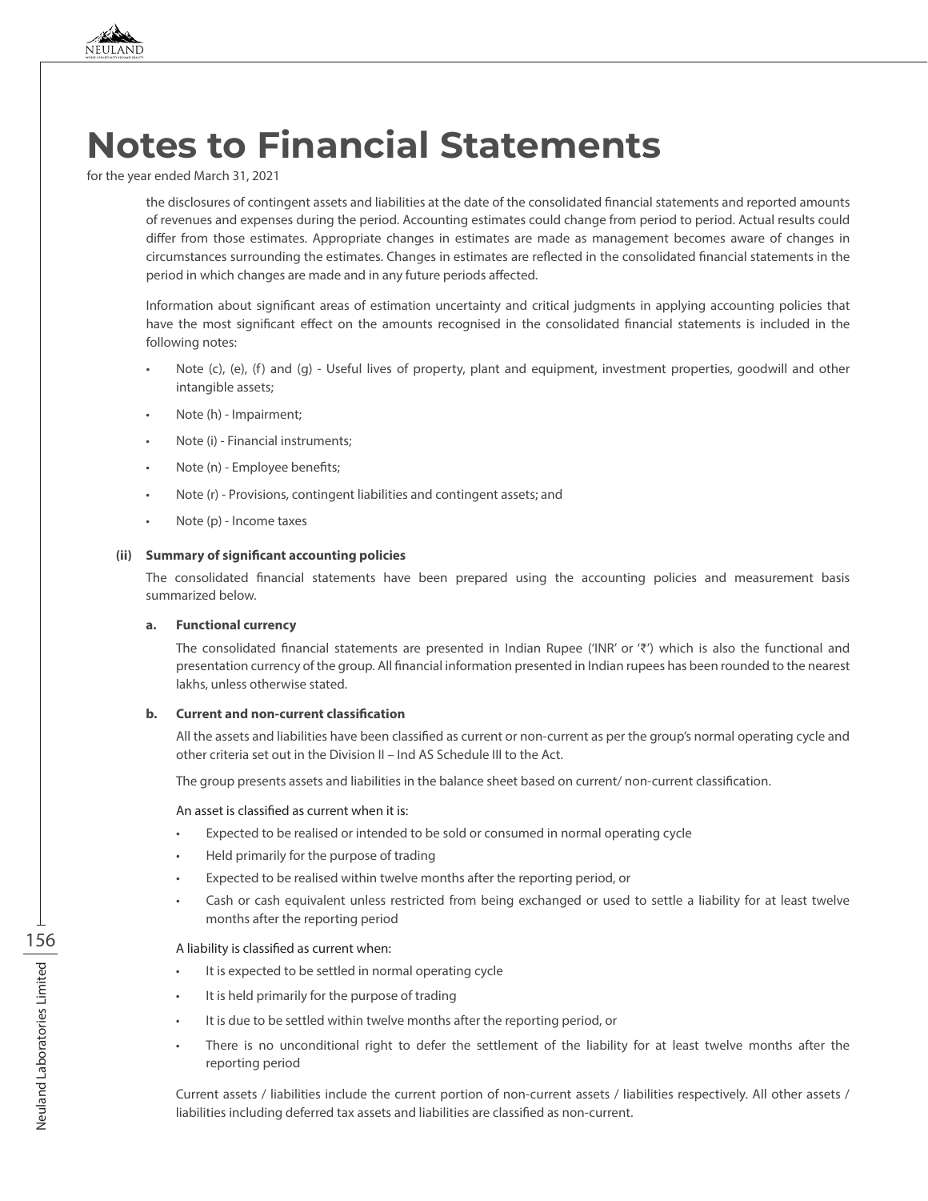# Notes to Financial Statements

for the year ended March 31, 2021

the disclosures of contingent assets and liabilities at the date of the consolidated financial statements and reported amounts of revenues and expenses during the period. Accounting estimates could change from period to period. Actual results could differ from those estimates. Appropriate changes in estimates are made as management becomes aware of changes in circumstances surrounding the estimates. Changes in estimates are reflected in the consolidated financial statements in the period in which changes are made and in any future periods affected.

Information about significant areas of estimation uncertainty and critical judgments in applying accounting policies that have the most significant effect on the amounts recognised in the consolidated financial statements is included in the following notes:

- Note (c), (e), (f) and (g) - Useful lives of property, plant and equipment, investment properties, goodwill and other intangible assets;
- Note (h) - Impairment;
- Note (i) - Financial instruments;
- Note (n) - Employee benefits;
- Note (r) - Provisions, contingent liabilities and contingent assets; and
- Note (p) - Income taxes

**(ii) Summary of significant accounting policies**

The consolidated financial statements have been prepared using the accounting policies and measurement basis summarized below.

**a. Functional currency**

The consolidated financial statements are presented in Indian Rupee ('INR' or '₹') which is also the functional and presentation currency of the group. All financial information presented in Indian rupees has been rounded to the nearest lakhs, unless otherwise stated.

**b. Current and non-current classification**

All the assets and liabilities have been classified as current or non-current as per the group's normal operating cycle and other criteria set out in the Division II – Ind AS Schedule III to the Act.

The group presents assets and liabilities in the balance sheet based on current/ non-current classification.

An asset is classified as current when it is:

- Expected to be realised or intended to be sold or consumed in normal operating cycle
- Held primarily for the purpose of trading
- Expected to be realised within twelve months after the reporting period, or
- Cash or cash equivalent unless restricted from being exchanged or used to settle a liability for at least twelve months after the reporting period

A liability is classified as current when:

- It is expected to be settled in normal operating cycle
- It is held primarily for the purpose of trading
- It is due to be settled within twelve months after the reporting period, or
- There is no unconditional right to defer the settlement of the liability for at least twelve months after the reporting period

Current assets / liabilities include the current portion of non-current assets / liabilities respectively. All other assets / liabilities including deferred tax assets and liabilities are classified as non-current.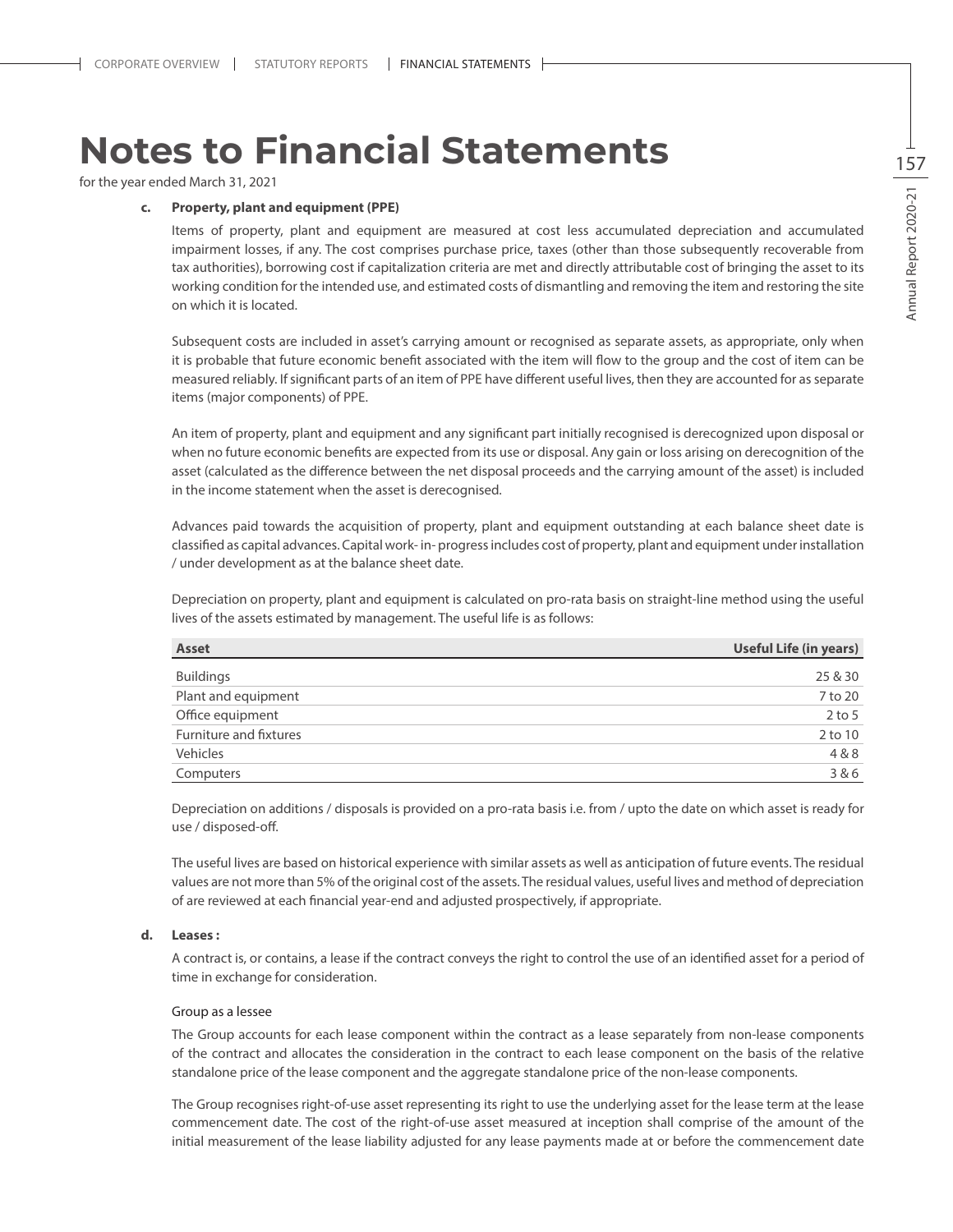# Notes to Financial Statements

for the year ended March 31, 2021

**c. Property, plant and equipment (PPE)**

Items of property, plant and equipment are measured at cost less accumulated depreciation and accumulated impairment losses, if any. The cost comprises purchase price, taxes (other than those subsequently recoverable from tax authorities), borrowing cost if capitalization criteria are met and directly attributable cost of bringing the asset to its working condition for the intended use, and estimated costs of dismantling and removing the item and restoring the site on which it is located.

Subsequent costs are included in asset's carrying amount or recognised as separate assets, as appropriate, only when it is probable that future economic benefit associated with the item will flow to the group and the cost of item can be measured reliably. If significant parts of an item of PPE have different useful lives, then they are accounted for as separate items (major components) of PPE.

An item of property, plant and equipment and any significant part initially recognised is derecognized upon disposal or when no future economic benefits are expected from its use or disposal. Any gain or loss arising on derecognition of the asset (calculated as the difference between the net disposal proceeds and the carrying amount of the asset) is included in the income statement when the asset is derecognised.

Advances paid towards the acquisition of property, plant and equipment outstanding at each balance sheet date is classified as capital advances. Capital work- in- progress includes cost of property, plant and equipment under installation / under development as at the balance sheet date.

Depreciation on property, plant and equipment is calculated on pro-rata basis on straight-line method using the useful lives of the assets estimated by management. The useful life is as follows:

| Asset | Useful Life (in years) |
|---|---|
| Buildings | 25 & 30 |
| Plant and equipment | 7 to 20 |
| Office equipment | 2 to 5 |
| Furniture and fixtures | 2 to 10 |
| Vehicles | 4 & 8 |
| Computers | 3 & 6 |

Depreciation on additions / disposals is provided on a pro-rata basis i.e. from / upto the date on which asset is ready for use / disposed-off.

The useful lives are based on historical experience with similar assets as well as anticipation of future events. The residual values are not more than 5% of the original cost of the assets. The residual values, useful lives and method of depreciation of are reviewed at each financial year-end and adjusted prospectively, if appropriate.

**d. Leases :**

A contract is, or contains, a lease if the contract conveys the right to control the use of an identified asset for a period of time in exchange for consideration.

Group as a lessee

The Group accounts for each lease component within the contract as a lease separately from non-lease components of the contract and allocates the consideration in the contract to each lease component on the basis of the relative standalone price of the lease component and the aggregate standalone price of the non-lease components.

The Group recognises right-of-use asset representing its right to use the underlying asset for the lease term at the lease commencement date. The cost of the right-of-use asset measured at inception shall comprise of the amount of the initial measurement of the lease liability adjusted for any lease payments made at or before the commencement date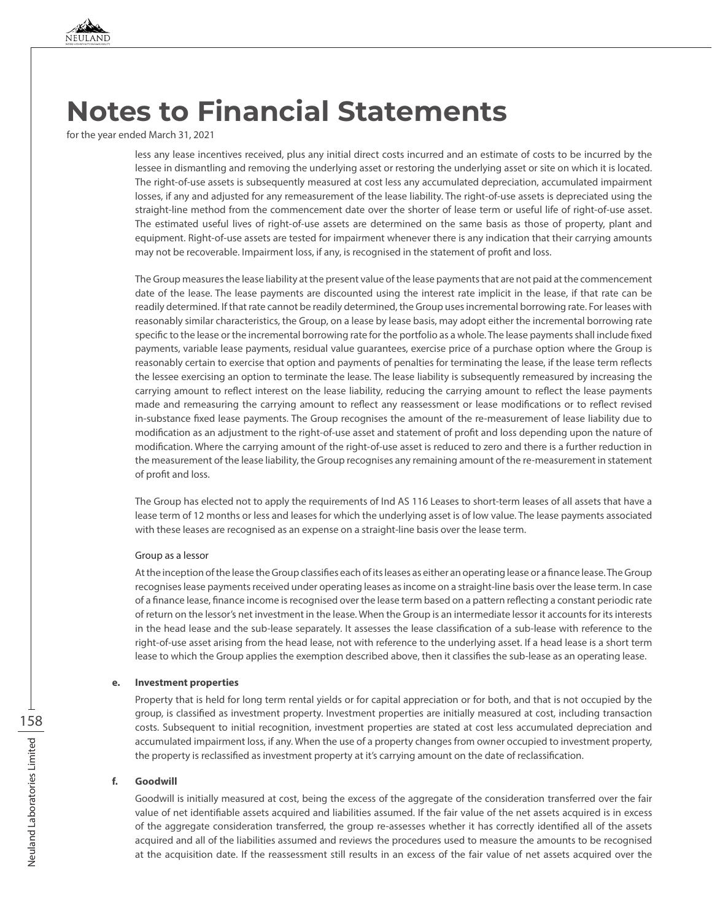# Notes to Financial Statements

for the year ended March 31, 2021

less any lease incentives received, plus any initial direct costs incurred and an estimate of costs to be incurred by the lessee in dismantling and removing the underlying asset or restoring the underlying asset or site on which it is located. The right-of-use assets is subsequently measured at cost less any accumulated depreciation, accumulated impairment losses, if any and adjusted for any remeasurement of the lease liability. The right-of-use assets is depreciated using the straight-line method from the commencement date over the shorter of lease term or useful life of right-of-use asset. The estimated useful lives of right-of-use assets are determined on the same basis as those of property, plant and equipment. Right-of-use assets are tested for impairment whenever there is any indication that their carrying amounts may not be recoverable. Impairment loss, if any, is recognised in the statement of profit and loss.

The Group measures the lease liability at the present value of the lease payments that are not paid at the commencement date of the lease. The lease payments are discounted using the interest rate implicit in the lease, if that rate can be readily determined. If that rate cannot be readily determined, the Group uses incremental borrowing rate. For leases with reasonably similar characteristics, the Group, on a lease by lease basis, may adopt either the incremental borrowing rate specific to the lease or the incremental borrowing rate for the portfolio as a whole. The lease payments shall include fixed payments, variable lease payments, residual value guarantees, exercise price of a purchase option where the Group is reasonably certain to exercise that option and payments of penalties for terminating the lease, if the lease term reflects the lessee exercising an option to terminate the lease. The lease liability is subsequently remeasured by increasing the carrying amount to reflect interest on the lease liability, reducing the carrying amount to reflect the lease payments made and remeasuring the carrying amount to reflect any reassessment or lease modifications or to reflect revised in-substance fixed lease payments. The Group recognises the amount of the re-measurement of lease liability due to modification as an adjustment to the right-of-use asset and statement of profit and loss depending upon the nature of modification. Where the carrying amount of the right-of-use asset is reduced to zero and there is a further reduction in the measurement of the lease liability, the Group recognises any remaining amount of the re-measurement in statement of profit and loss.

The Group has elected not to apply the requirements of Ind AS 116 Leases to short-term leases of all assets that have a lease term of 12 months or less and leases for which the underlying asset is of low value. The lease payments associated with these leases are recognised as an expense on a straight-line basis over the lease term.

Group as a lessor

At the inception of the lease the Group classifies each of its leases as either an operating lease or a finance lease. The Group recognises lease payments received under operating leases as income on a straight-line basis over the lease term. In case of a finance lease, finance income is recognised over the lease term based on a pattern reflecting a constant periodic rate of return on the lessor's net investment in the lease. When the Group is an intermediate lessor it accounts for its interests in the head lease and the sub-lease separately. It assesses the lease classification of a sub-lease with reference to the right-of-use asset arising from the head lease, not with reference to the underlying asset. If a head lease is a short term lease to which the Group applies the exemption described above, then it classifies the sub-lease as an operating lease.

**e. Investment properties**

Property that is held for long term rental yields or for capital appreciation or for both, and that is not occupied by the group, is classified as investment property. Investment properties are initially measured at cost, including transaction costs. Subsequent to initial recognition, investment properties are stated at cost less accumulated depreciation and accumulated impairment loss, if any. When the use of a property changes from owner occupied to investment property, the property is reclassified as investment property at it's carrying amount on the date of reclassification.

**f. Goodwill**

Goodwill is initially measured at cost, being the excess of the aggregate of the consideration transferred over the fair value of net identifiable assets acquired and liabilities assumed. If the fair value of the net assets acquired is in excess of the aggregate consideration transferred, the group re-assesses whether it has correctly identified all of the assets acquired and all of the liabilities assumed and reviews the procedures used to measure the amounts to be recognised at the acquisition date. If the reassessment still results in an excess of the fair value of net assets acquired over the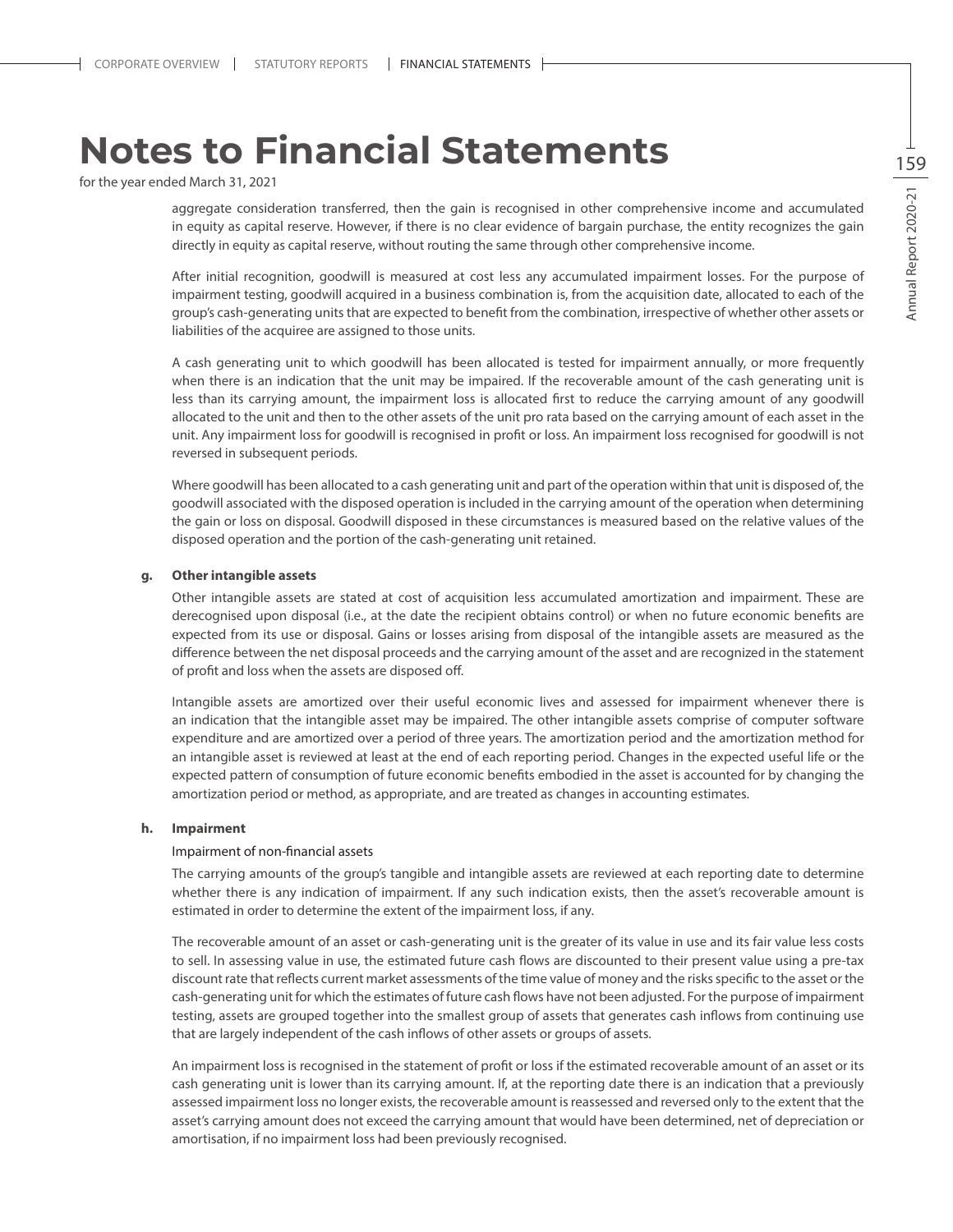# Notes to Financial Statements

for the year ended March 31, 2021

aggregate consideration transferred, then the gain is recognised in other comprehensive income and accumulated in equity as capital reserve. However, if there is no clear evidence of bargain purchase, the entity recognizes the gain directly in equity as capital reserve, without routing the same through other comprehensive income.

After initial recognition, goodwill is measured at cost less any accumulated impairment losses. For the purpose of impairment testing, goodwill acquired in a business combination is, from the acquisition date, allocated to each of the group's cash-generating units that are expected to benefit from the combination, irrespective of whether other assets or liabilities of the acquiree are assigned to those units.

A cash generating unit to which goodwill has been allocated is tested for impairment annually, or more frequently when there is an indication that the unit may be impaired. If the recoverable amount of the cash generating unit is less than its carrying amount, the impairment loss is allocated first to reduce the carrying amount of any goodwill allocated to the unit and then to the other assets of the unit pro rata based on the carrying amount of each asset in the unit. Any impairment loss for goodwill is recognised in profit or loss. An impairment loss recognised for goodwill is not reversed in subsequent periods.

Where goodwill has been allocated to a cash generating unit and part of the operation within that unit is disposed of, the goodwill associated with the disposed operation is included in the carrying amount of the operation when determining the gain or loss on disposal. Goodwill disposed in these circumstances is measured based on the relative values of the disposed operation and the portion of the cash-generating unit retained.

**g. Other intangible assets**

Other intangible assets are stated at cost of acquisition less accumulated amortization and impairment. These are derecognised upon disposal (i.e., at the date the recipient obtains control) or when no future economic benefits are expected from its use or disposal. Gains or losses arising from disposal of the intangible assets are measured as the difference between the net disposal proceeds and the carrying amount of the asset and are recognized in the statement of profit and loss when the assets are disposed off.

Intangible assets are amortized over their useful economic lives and assessed for impairment whenever there is an indication that the intangible asset may be impaired. The other intangible assets comprise of computer software expenditure and are amortized over a period of three years. The amortization period and the amortization method for an intangible asset is reviewed at least at the end of each reporting period. Changes in the expected useful life or the expected pattern of consumption of future economic benefits embodied in the asset is accounted for by changing the amortization period or method, as appropriate, and are treated as changes in accounting estimates.

**h. Impairment**

Impairment of non-financial assets

The carrying amounts of the group's tangible and intangible assets are reviewed at each reporting date to determine whether there is any indication of impairment. If any such indication exists, then the asset's recoverable amount is estimated in order to determine the extent of the impairment loss, if any.

The recoverable amount of an asset or cash-generating unit is the greater of its value in use and its fair value less costs to sell. In assessing value in use, the estimated future cash flows are discounted to their present value using a pre-tax discount rate that reflects current market assessments of the time value of money and the risks specific to the asset or the cash-generating unit for which the estimates of future cash flows have not been adjusted. For the purpose of impairment testing, assets are grouped together into the smallest group of assets that generates cash inflows from continuing use that are largely independent of the cash inflows of other assets or groups of assets.

An impairment loss is recognised in the statement of profit or loss if the estimated recoverable amount of an asset or its cash generating unit is lower than its carrying amount. If, at the reporting date there is an indication that a previously assessed impairment loss no longer exists, the recoverable amount is reassessed and reversed only to the extent that the asset's carrying amount does not exceed the carrying amount that would have been determined, net of depreciation or amortisation, if no impairment loss had been previously recognised.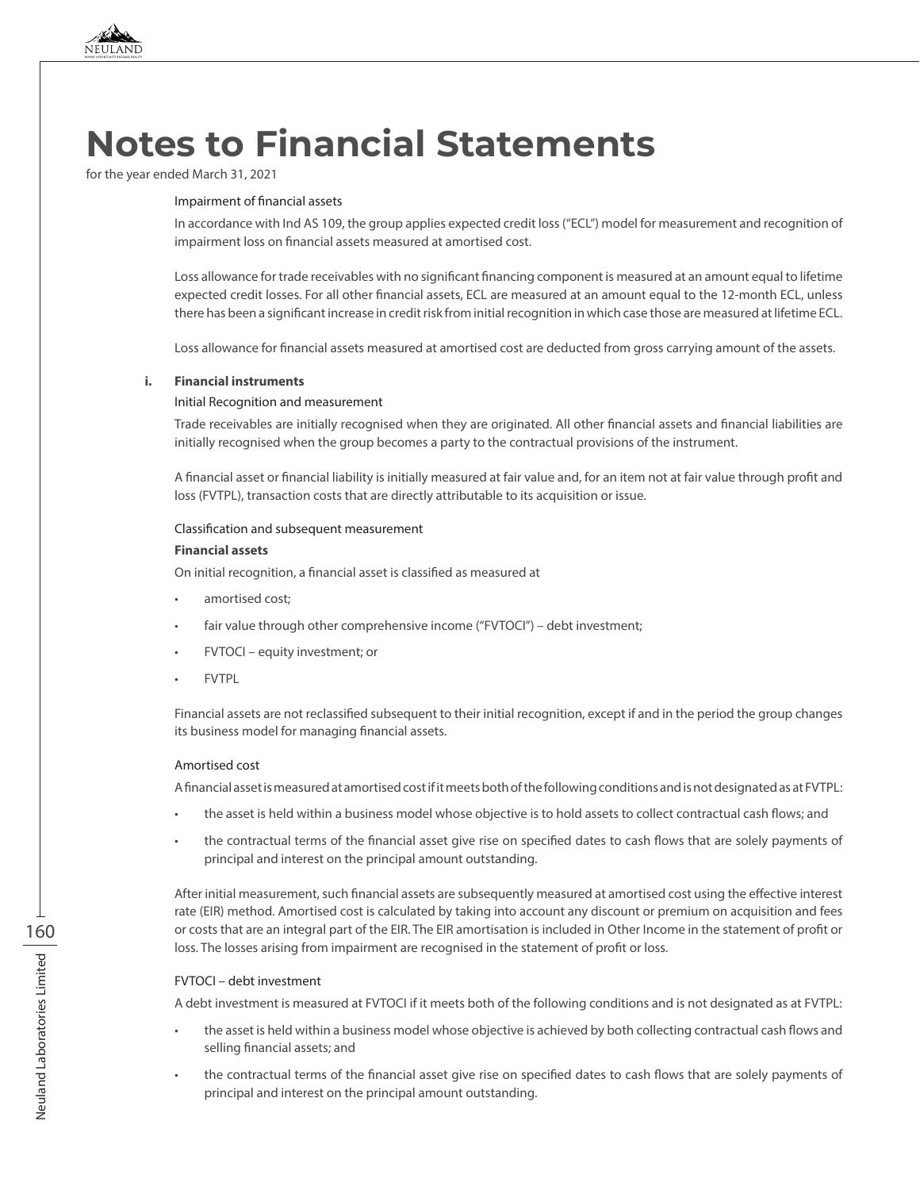# Notes to Financial Statements

for the year ended March 31, 2021

Impairment of financial assets

In accordance with Ind AS 109, the group applies expected credit loss ("ECL") model for measurement and recognition of impairment loss on financial assets measured at amortised cost.

Loss allowance for trade receivables with no significant financing component is measured at an amount equal to lifetime expected credit losses. For all other financial assets, ECL are measured at an amount equal to the 12-month ECL, unless there has been a significant increase in credit risk from initial recognition in which case those are measured at lifetime ECL.

Loss allowance for financial assets measured at amortised cost are deducted from gross carrying amount of the assets.

**i. Financial instruments**

Initial Recognition and measurement

Trade receivables are initially recognised when they are originated. All other financial assets and financial liabilities are initially recognised when the group becomes a party to the contractual provisions of the instrument.

A financial asset or financial liability is initially measured at fair value and, for an item not at fair value through profit and loss (FVTPL), transaction costs that are directly attributable to its acquisition or issue.

Classification and subsequent measurement

**Financial assets**

On initial recognition, a financial asset is classified as measured at

- amortised cost;
- fair value through other comprehensive income ("FVTOCI") – debt investment;
- FVTOCI – equity investment; or
- FVTPL

Financial assets are not reclassified subsequent to their initial recognition, except if and in the period the group changes its business model for managing financial assets.

Amortised cost

A financial asset is measured at amortised cost if it meets both of the following conditions and is not designated as at FVTPL:

- the asset is held within a business model whose objective is to hold assets to collect contractual cash flows; and
- the contractual terms of the financial asset give rise on specified dates to cash flows that are solely payments of principal and interest on the principal amount outstanding.

After initial measurement, such financial assets are subsequently measured at amortised cost using the effective interest rate (EIR) method. Amortised cost is calculated by taking into account any discount or premium on acquisition and fees or costs that are an integral part of the EIR. The EIR amortisation is included in Other Income in the statement of profit or loss. The losses arising from impairment are recognised in the statement of profit or loss.

FVTOCI – debt investment

A debt investment is measured at FVTOCI if it meets both of the following conditions and is not designated as at FVTPL:

- the asset is held within a business model whose objective is achieved by both collecting contractual cash flows and selling financial assets; and
- the contractual terms of the financial asset give rise on specified dates to cash flows that are solely payments of principal and interest on the principal amount outstanding.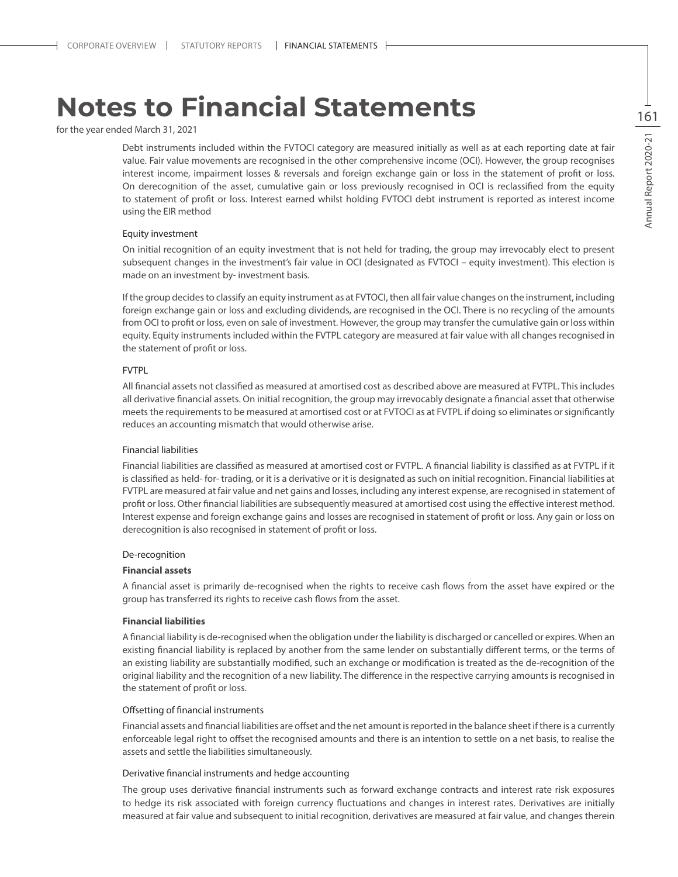# Notes to Financial Statements

for the year ended March 31, 2021

Debt instruments included within the FVTOCI category are measured initially as well as at each reporting date at fair value. Fair value movements are recognised in the other comprehensive income (OCI). However, the group recognises interest income, impairment losses & reversals and foreign exchange gain or loss in the statement of profit or loss. On derecognition of the asset, cumulative gain or loss previously recognised in OCI is reclassified from the equity to statement of profit or loss. Interest earned whilst holding FVTOCI debt instrument is reported as interest income using the EIR method

Equity investment

On initial recognition of an equity investment that is not held for trading, the group may irrevocably elect to present subsequent changes in the investment's fair value in OCI (designated as FVTOCI – equity investment). This election is made on an investment by- investment basis.

If the group decides to classify an equity instrument as at FVTOCI, then all fair value changes on the instrument, including foreign exchange gain or loss and excluding dividends, are recognised in the OCI. There is no recycling of the amounts from OCI to profit or loss, even on sale of investment. However, the group may transfer the cumulative gain or loss within equity. Equity instruments included within the FVTPL category are measured at fair value with all changes recognised in the statement of profit or loss.

FVTPL

All financial assets not classified as measured at amortised cost as described above are measured at FVTPL. This includes all derivative financial assets. On initial recognition, the group may irrevocably designate a financial asset that otherwise meets the requirements to be measured at amortised cost or at FVTOCI as at FVTPL if doing so eliminates or significantly reduces an accounting mismatch that would otherwise arise.

Financial liabilities

Financial liabilities are classified as measured at amortised cost or FVTPL. A financial liability is classified as at FVTPL if it is classified as held- for- trading, or it is a derivative or it is designated as such on initial recognition. Financial liabilities at FVTPL are measured at fair value and net gains and losses, including any interest expense, are recognised in statement of profit or loss. Other financial liabilities are subsequently measured at amortised cost using the effective interest method. Interest expense and foreign exchange gains and losses are recognised in statement of profit or loss. Any gain or loss on derecognition is also recognised in statement of profit or loss.

De-recognition

**Financial assets**

A financial asset is primarily de-recognised when the rights to receive cash flows from the asset have expired or the group has transferred its rights to receive cash flows from the asset.

**Financial liabilities**

A financial liability is de-recognised when the obligation under the liability is discharged or cancelled or expires. When an existing financial liability is replaced by another from the same lender on substantially different terms, or the terms of an existing liability are substantially modified, such an exchange or modification is treated as the de-recognition of the original liability and the recognition of a new liability. The difference in the respective carrying amounts is recognised in the statement of profit or loss.

Offsetting of financial instruments

Financial assets and financial liabilities are offset and the net amount is reported in the balance sheet if there is a currently enforceable legal right to offset the recognised amounts and there is an intention to settle on a net basis, to realise the assets and settle the liabilities simultaneously.

Derivative financial instruments and hedge accounting

The group uses derivative financial instruments such as forward exchange contracts and interest rate risk exposures to hedge its risk associated with foreign currency fluctuations and changes in interest rates. Derivatives are initially measured at fair value and subsequent to initial recognition, derivatives are measured at fair value, and changes therein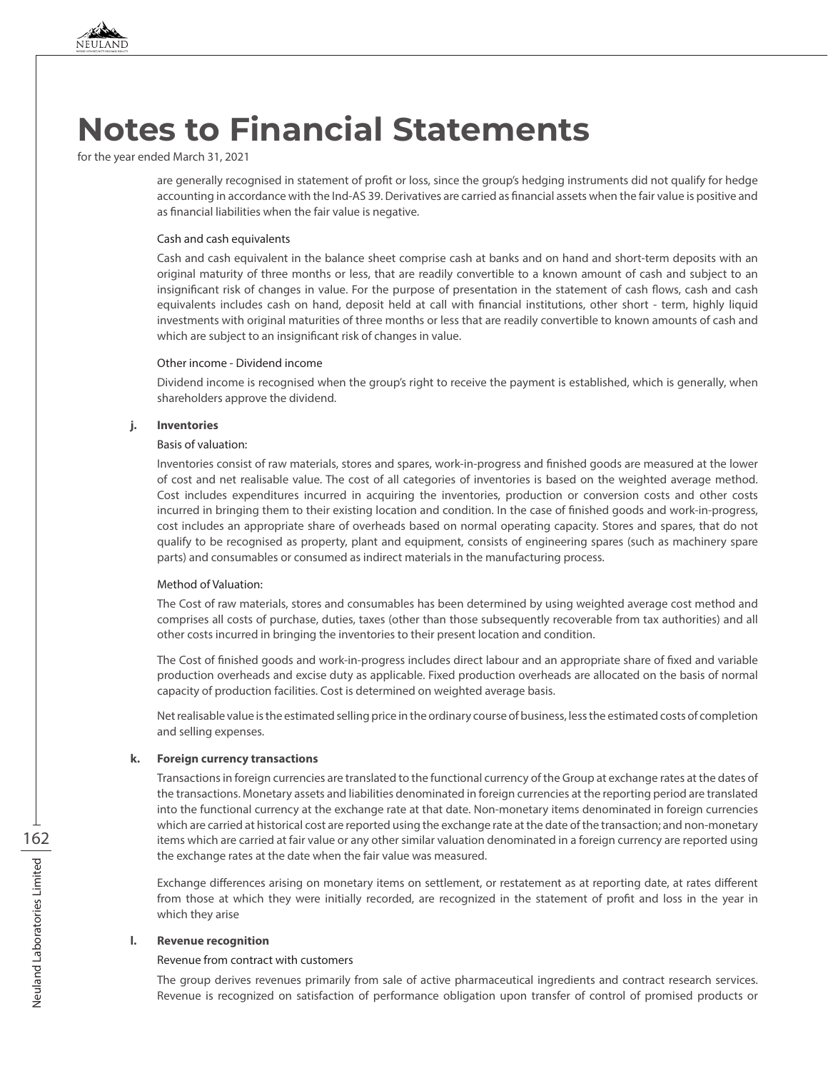# Notes to Financial Statements

for the year ended March 31, 2021

are generally recognised in statement of profit or loss, since the group's hedging instruments did not qualify for hedge accounting in accordance with the Ind-AS 39. Derivatives are carried as financial assets when the fair value is positive and as financial liabilities when the fair value is negative.

Cash and cash equivalents

Cash and cash equivalent in the balance sheet comprise cash at banks and on hand and short-term deposits with an original maturity of three months or less, that are readily convertible to a known amount of cash and subject to an insignificant risk of changes in value. For the purpose of presentation in the statement of cash flows, cash and cash equivalents includes cash on hand, deposit held at call with financial institutions, other short - term, highly liquid investments with original maturities of three months or less that are readily convertible to known amounts of cash and which are subject to an insignificant risk of changes in value.

Other income - Dividend income

Dividend income is recognised when the group's right to receive the payment is established, which is generally, when shareholders approve the dividend.

**j. Inventories**

Basis of valuation:

Inventories consist of raw materials, stores and spares, work-in-progress and finished goods are measured at the lower of cost and net realisable value. The cost of all categories of inventories is based on the weighted average method. Cost includes expenditures incurred in acquiring the inventories, production or conversion costs and other costs incurred in bringing them to their existing location and condition. In the case of finished goods and work-in-progress, cost includes an appropriate share of overheads based on normal operating capacity. Stores and spares, that do not qualify to be recognised as property, plant and equipment, consists of engineering spares (such as machinery spare parts) and consumables or consumed as indirect materials in the manufacturing process.

Method of Valuation:

The Cost of raw materials, stores and consumables has been determined by using weighted average cost method and comprises all costs of purchase, duties, taxes (other than those subsequently recoverable from tax authorities) and all other costs incurred in bringing the inventories to their present location and condition.

The Cost of finished goods and work-in-progress includes direct labour and an appropriate share of fixed and variable production overheads and excise duty as applicable. Fixed production overheads are allocated on the basis of normal capacity of production facilities. Cost is determined on weighted average basis.

Net realisable value is the estimated selling price in the ordinary course of business, less the estimated costs of completion and selling expenses.

**k. Foreign currency transactions**

Transactions in foreign currencies are translated to the functional currency of the Group at exchange rates at the dates of the transactions. Monetary assets and liabilities denominated in foreign currencies at the reporting period are translated into the functional currency at the exchange rate at that date. Non-monetary items denominated in foreign currencies which are carried at historical cost are reported using the exchange rate at the date of the transaction; and non-monetary items which are carried at fair value or any other similar valuation denominated in a foreign currency are reported using the exchange rates at the date when the fair value was measured.

Exchange differences arising on monetary items on settlement, or restatement as at reporting date, at rates different from those at which they were initially recorded, are recognized in the statement of profit and loss in the year in which they arise

**l. Revenue recognition**

Revenue from contract with customers

The group derives revenues primarily from sale of active pharmaceutical ingredients and contract research services. Revenue is recognized on satisfaction of performance obligation upon transfer of control of promised products or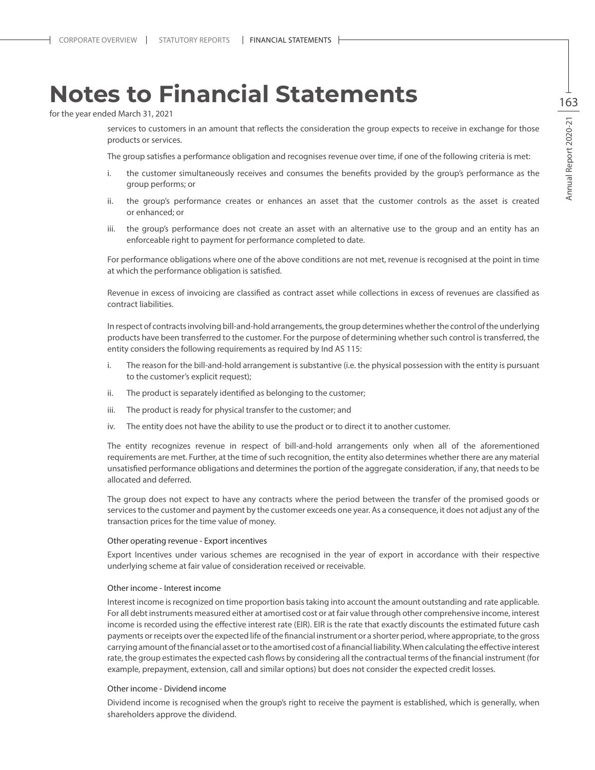# Notes to Financial Statements

for the year ended March 31, 2021

services to customers in an amount that reflects the consideration the group expects to receive in exchange for those products or services.

The group satisfies a performance obligation and recognises revenue over time, if one of the following criteria is met:

i. the customer simultaneously receives and consumes the benefits provided by the group's performance as the group performs; or

ii. the group's performance creates or enhances an asset that the customer controls as the asset is created or enhanced; or

iii. the group's performance does not create an asset with an alternative use to the group and an entity has an enforceable right to payment for performance completed to date.

For performance obligations where one of the above conditions are not met, revenue is recognised at the point in time at which the performance obligation is satisfied.

Revenue in excess of invoicing are classified as contract asset while collections in excess of revenues are classified as contract liabilities.

In respect of contracts involving bill-and-hold arrangements, the group determines whether the control of the underlying products have been transferred to the customer. For the purpose of determining whether such control is transferred, the entity considers the following requirements as required by Ind AS 115:

i. The reason for the bill-and-hold arrangement is substantive (i.e. the physical possession with the entity is pursuant to the customer's explicit request);

ii. The product is separately identified as belonging to the customer;

iii. The product is ready for physical transfer to the customer; and

iv. The entity does not have the ability to use the product or to direct it to another customer.

The entity recognizes revenue in respect of bill-and-hold arrangements only when all of the aforementioned requirements are met. Further, at the time of such recognition, the entity also determines whether there are any material unsatisfied performance obligations and determines the portion of the aggregate consideration, if any, that needs to be allocated and deferred.

The group does not expect to have any contracts where the period between the transfer of the promised goods or services to the customer and payment by the customer exceeds one year. As a consequence, it does not adjust any of the transaction prices for the time value of money.

Other operating revenue - Export incentives

Export Incentives under various schemes are recognised in the year of export in accordance with their respective underlying scheme at fair value of consideration received or receivable.

Other income - Interest income

Interest income is recognized on time proportion basis taking into account the amount outstanding and rate applicable. For all debt instruments measured either at amortised cost or at fair value through other comprehensive income, interest income is recorded using the effective interest rate (EIR). EIR is the rate that exactly discounts the estimated future cash payments or receipts over the expected life of the financial instrument or a shorter period, where appropriate, to the gross carrying amount of the financial asset or to the amortised cost of a financial liability. When calculating the effective interest rate, the group estimates the expected cash flows by considering all the contractual terms of the financial instrument (for example, prepayment, extension, call and similar options) but does not consider the expected credit losses.

Other income - Dividend income

Dividend income is recognised when the group's right to receive the payment is established, which is generally, when shareholders approve the dividend.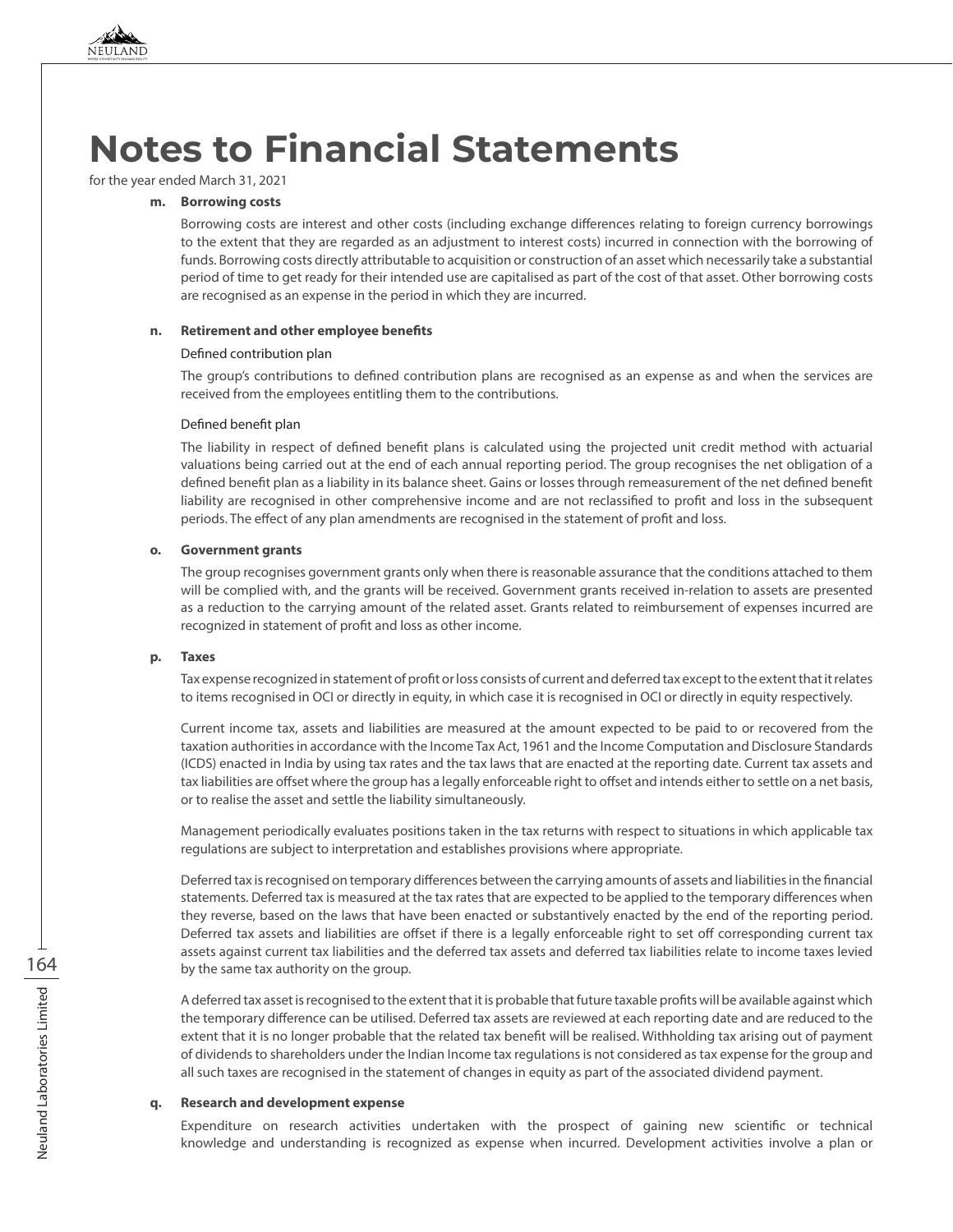# Notes to Financial Statements

for the year ended March 31, 2021

**m. Borrowing costs**

Borrowing costs are interest and other costs (including exchange differences relating to foreign currency borrowings to the extent that they are regarded as an adjustment to interest costs) incurred in connection with the borrowing of funds. Borrowing costs directly attributable to acquisition or construction of an asset which necessarily take a substantial period of time to get ready for their intended use are capitalised as part of the cost of that asset. Other borrowing costs are recognised as an expense in the period in which they are incurred.

**n. Retirement and other employee benefits**

Defined contribution plan

The group's contributions to defined contribution plans are recognised as an expense as and when the services are received from the employees entitling them to the contributions.

Defined benefit plan

The liability in respect of defined benefit plans is calculated using the projected unit credit method with actuarial valuations being carried out at the end of each annual reporting period. The group recognises the net obligation of a defined benefit plan as a liability in its balance sheet. Gains or losses through remeasurement of the net defined benefit liability are recognised in other comprehensive income and are not reclassified to profit and loss in the subsequent periods. The effect of any plan amendments are recognised in the statement of profit and loss.

**o. Government grants**

The group recognises government grants only when there is reasonable assurance that the conditions attached to them will be complied with, and the grants will be received. Government grants received in-relation to assets are presented as a reduction to the carrying amount of the related asset. Grants related to reimbursement of expenses incurred are recognized in statement of profit and loss as other income.

**p. Taxes**

Tax expense recognized in statement of profit or loss consists of current and deferred tax except to the extent that it relates to items recognised in OCI or directly in equity, in which case it is recognised in OCI or directly in equity respectively.

Current income tax, assets and liabilities are measured at the amount expected to be paid to or recovered from the taxation authorities in accordance with the Income Tax Act, 1961 and the Income Computation and Disclosure Standards (ICDS) enacted in India by using tax rates and the tax laws that are enacted at the reporting date. Current tax assets and tax liabilities are offset where the group has a legally enforceable right to offset and intends either to settle on a net basis, or to realise the asset and settle the liability simultaneously.

Management periodically evaluates positions taken in the tax returns with respect to situations in which applicable tax regulations are subject to interpretation and establishes provisions where appropriate.

Deferred tax is recognised on temporary differences between the carrying amounts of assets and liabilities in the financial statements. Deferred tax is measured at the tax rates that are expected to be applied to the temporary differences when they reverse, based on the laws that have been enacted or substantively enacted by the end of the reporting period. Deferred tax assets and liabilities are offset if there is a legally enforceable right to set off corresponding current tax assets against current tax liabilities and the deferred tax assets and deferred tax liabilities relate to income taxes levied by the same tax authority on the group.

A deferred tax asset is recognised to the extent that it is probable that future taxable profits will be available against which the temporary difference can be utilised. Deferred tax assets are reviewed at each reporting date and are reduced to the extent that it is no longer probable that the related tax benefit will be realised. Withholding tax arising out of payment of dividends to shareholders under the Indian Income tax regulations is not considered as tax expense for the group and all such taxes are recognised in the statement of changes in equity as part of the associated dividend payment.

**q. Research and development expense**

Expenditure on research activities undertaken with the prospect of gaining new scientific or technical knowledge and understanding is recognized as expense when incurred. Development activities involve a plan or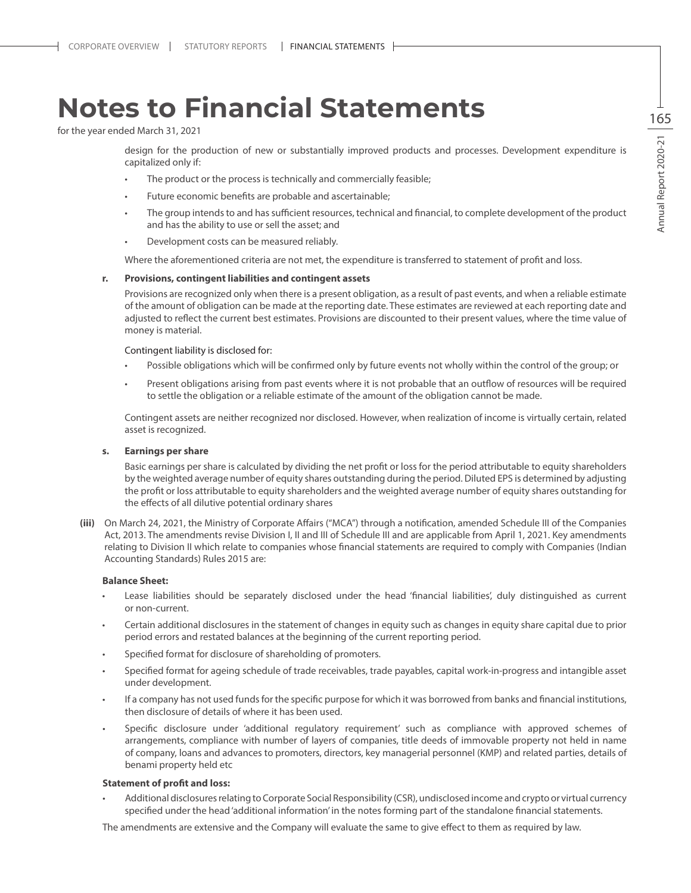# Notes to Financial Statements

for the year ended March 31, 2021

design for the production of new or substantially improved products and processes. Development expenditure is capitalized only if:

- The product or the process is technically and commercially feasible;
- Future economic benefits are probable and ascertainable;
- The group intends to and has sufficient resources, technical and financial, to complete development of the product and has the ability to use or sell the asset; and
- Development costs can be measured reliably.

Where the aforementioned criteria are not met, the expenditure is transferred to statement of profit and loss.

**r. Provisions, contingent liabilities and contingent assets**

Provisions are recognized only when there is a present obligation, as a result of past events, and when a reliable estimate of the amount of obligation can be made at the reporting date. These estimates are reviewed at each reporting date and adjusted to reflect the current best estimates. Provisions are discounted to their present values, where the time value of money is material.

Contingent liability is disclosed for:

- Possible obligations which will be confirmed only by future events not wholly within the control of the group; or
- Present obligations arising from past events where it is not probable that an outflow of resources will be required to settle the obligation or a reliable estimate of the amount of the obligation cannot be made.

Contingent assets are neither recognized nor disclosed. However, when realization of income is virtually certain, related asset is recognized.

**s. Earnings per share**

Basic earnings per share is calculated by dividing the net profit or loss for the period attributable to equity shareholders by the weighted average number of equity shares outstanding during the period. Diluted EPS is determined by adjusting the profit or loss attributable to equity shareholders and the weighted average number of equity shares outstanding for the effects of all dilutive potential ordinary shares

**(iii)** On March 24, 2021, the Ministry of Corporate Affairs ("MCA") through a notification, amended Schedule III of the Companies Act, 2013. The amendments revise Division I, II and III of Schedule III and are applicable from April 1, 2021. Key amendments relating to Division II which relate to companies whose financial statements are required to comply with Companies (Indian Accounting Standards) Rules 2015 are:

**Balance Sheet:**

- Lease liabilities should be separately disclosed under the head 'financial liabilities', duly distinguished as current or non-current.
- Certain additional disclosures in the statement of changes in equity such as changes in equity share capital due to prior period errors and restated balances at the beginning of the current reporting period.
- Specified format for disclosure of shareholding of promoters.
- Specified format for ageing schedule of trade receivables, trade payables, capital work-in-progress and intangible asset under development.
- If a company has not used funds for the specific purpose for which it was borrowed from banks and financial institutions, then disclosure of details of where it has been used.
- Specific disclosure under 'additional regulatory requirement' such as compliance with approved schemes of arrangements, compliance with number of layers of companies, title deeds of immovable property not held in name of company, loans and advances to promoters, directors, key managerial personnel (KMP) and related parties, details of benami property held etc

**Statement of profit and loss:**

- Additional disclosures relating to Corporate Social Responsibility (CSR), undisclosed income and crypto or virtual currency specified under the head 'additional information' in the notes forming part of the standalone financial statements.

The amendments are extensive and the Company will evaluate the same to give effect to them as required by law.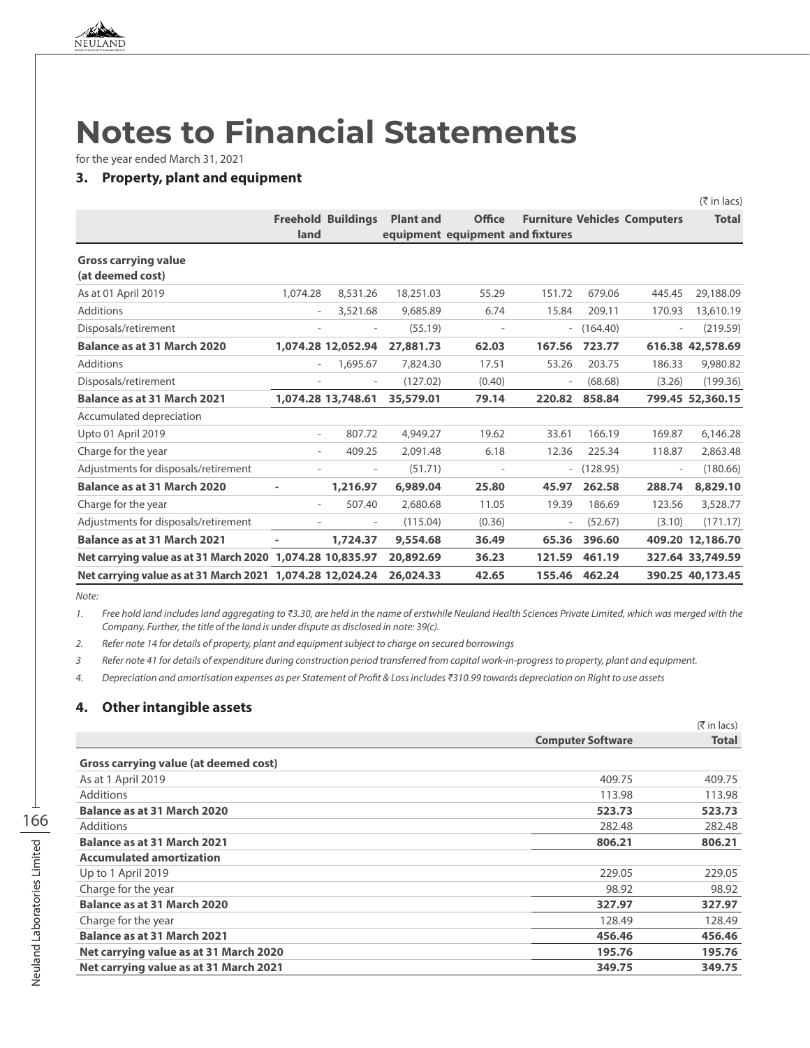# Notes to Financial Statements

for the year ended March 31, 2021

## 3. Property, plant and equipment

(₹ in lacs)

| | Freehold land | Buildings | Plant and equipment | Office equipment | Furniture and fixtures | Vehicles | Computers | Total |
|---|---|---|---|---|---|---|---|---|
| **Gross carrying value (at deemed cost)** | | | | | | | | |
| As at 01 April 2019 | 1,074.28 | 8,531.26 | 18,251.03 | 55.29 | 151.72 | 679.06 | 445.45 | 29,188.09 |
| Additions | - | 3,521.68 | 9,685.89 | 6.74 | 15.84 | 209.11 | 170.93 | 13,610.19 |
| Disposals/retirement | - | - | (55.19) | - | - | (164.40) | - | (219.59) |
| **Balance as at 31 March 2020** | **1,074.28** | **12,052.94** | **27,881.73** | **62.03** | **167.56** | **723.77** | **616.38** | **42,578.69** |
| Additions | - | 1,695.67 | 7,824.30 | 17.51 | 53.26 | 203.75 | 186.33 | 9,980.82 |
| Disposals/retirement | - | - | (127.02) | (0.40) | - | (68.68) | (3.26) | (199.36) |
| **Balance as at 31 March 2021** | **1,074.28** | **13,748.61** | **35,579.01** | **79.14** | **220.82** | **858.84** | **799.45** | **52,360.15** |
| Accumulated depreciation | | | | | | | | |
| Upto 01 April 2019 | - | 807.72 | 4,949.27 | 19.62 | 33.61 | 166.19 | 169.87 | 6,146.28 |
| Charge for the year | - | 409.25 | 2,091.48 | 6.18 | 12.36 | 225.34 | 118.87 | 2,863.48 |
| Adjustments for disposals/retirement | - | - | (51.71) | - | - | (128.95) | - | (180.66) |
| **Balance as at 31 March 2020** | **-** | **1,216.97** | **6,989.04** | **25.80** | **45.97** | **262.58** | **288.74** | **8,829.10** |
| Charge for the year | - | 507.40 | 2,680.68 | 11.05 | 19.39 | 186.69 | 123.56 | 3,528.77 |
| Adjustments for disposals/retirement | - | - | (115.04) | (0.36) | - | (52.67) | (3.10) | (171.17) |
| **Balance as at 31 March 2021** | **-** | **1,724.37** | **9,554.68** | **36.49** | **65.36** | **396.60** | **409.20** | **12,186.70** |
| **Net carrying value as at 31 March 2020** | **1,074.28** | **10,835.97** | **20,892.69** | **36.23** | **121.59** | **461.19** | **327.64** | **33,749.59** |
| **Net carrying value as at 31 March 2021** | **1,074.28** | **12,024.24** | **26,024.33** | **42.65** | **155.46** | **462.24** | **390.25** | **40,173.45** |

*Note:*

1. *Free hold land includes land aggregating to ₹3.30, are held in the name of erstwhile Neuland Health Sciences Private Limited, which was merged with the Company. Further, the title of the land is under dispute as disclosed in note: 39(c).*
2. *Refer note 14 for details of property, plant and equipment subject to charge on secured borrowings*
3. *Refer note 41 for details of expenditure during construction period transferred from capital work-in-progress to property, plant and equipment.*
4. *Depreciation and amortisation expenses as per Statement of Profit & Loss includes ₹310.99 towards depreciation on Right to use assets*

## 4. Other intangible assets

(₹ in lacs)

| | Computer Software | Total |
|---|---|---|
| **Gross carrying value (at deemed cost)** | | |
| As at 1 April 2019 | 409.75 | 409.75 |
| Additions | 113.98 | 113.98 |
| **Balance as at 31 March 2020** | **523.73** | **523.73** |
| Additions | 282.48 | 282.48 |
| **Balance as at 31 March 2021** | **806.21** | **806.21** |
| **Accumulated amortization** | | |
| Up to 1 April 2019 | 229.05 | 229.05 |
| Charge for the year | 98.92 | 98.92 |
| **Balance as at 31 March 2020** | **327.97** | **327.97** |
| Charge for the year | 128.49 | 128.49 |
| **Balance as at 31 March 2021** | **456.46** | **456.46** |
| **Net carrying value as at 31 March 2020** | **195.76** | **195.76** |
| **Net carrying value as at 31 March 2021** | **349.75** | **349.75** |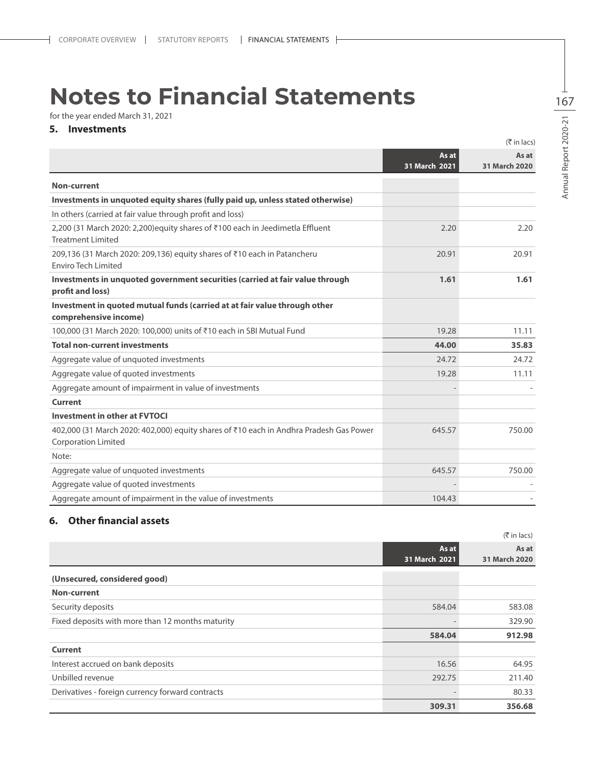# Notes to Financial Statements

for the year ended March 31, 2021

## 5. Investments

(₹ in lacs)

| | As at 31 March 2021 | As at 31 March 2020 |
|---|---|---|
| **Non-current** | | |
| **Investments in unquoted equity shares (fully paid up, unless stated otherwise)** | | |
| In others (carried at fair value through profit and loss) | | |
| 2,200 (31 March 2020: 2,200)equity shares of ₹100 each in Jeedimetla Effluent Treatment Limited | 2.20 | 2.20 |
| 209,136 (31 March 2020: 209,136) equity shares of ₹10 each in Patancheru Enviro Tech Limited | 20.91 | 20.91 |
| **Investments in unquoted government securities (carried at fair value through profit and loss)** | **1.61** | **1.61** |
| **Investment in quoted mutual funds (carried at at fair value through other comprehensive income)** | | |
| 100,000 (31 March 2020: 100,000) units of ₹10 each in SBI Mutual Fund | 19.28 | 11.11 |
| **Total non-current investments** | **44.00** | **35.83** |
| Aggregate value of unquoted investments | 24.72 | 24.72 |
| Aggregate value of quoted investments | 19.28 | 11.11 |
| Aggregate amount of impairment in value of investments | - | - |
| **Current** | | |
| **Investment in other at FVTOCI** | | |
| 402,000 (31 March 2020: 402,000) equity shares of ₹10 each in Andhra Pradesh Gas Power Corporation Limited | 645.57 | 750.00 |
| Note: | | |
| Aggregate value of unquoted investments | 645.57 | 750.00 |
| Aggregate value of quoted investments | - | - |
| Aggregate amount of impairment in the value of investments | 104.43 | - |

## 6. Other financial assets

(₹ in lacs)

| | As at 31 March 2021 | As at 31 March 2020 |
|---|---|---|
| **(Unsecured, considered good)** | | |
| **Non-current** | | |
| Security deposits | 584.04 | 583.08 |
| Fixed deposits with more than 12 months maturity | - | 329.90 |
| | **584.04** | **912.98** |
| **Current** | | |
| Interest accrued on bank deposits | 16.56 | 64.95 |
| Unbilled revenue | 292.75 | 211.40 |
| Derivatives - foreign currency forward contracts | - | 80.33 |
| | **309.31** | **356.68** |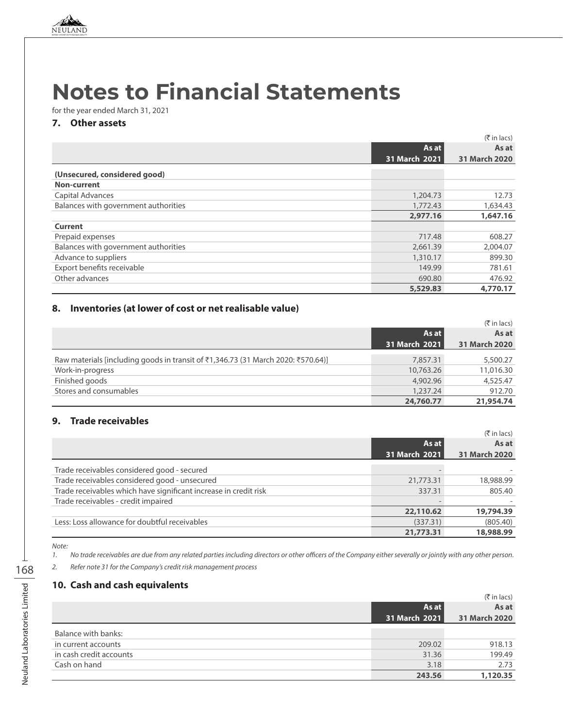# Notes to Financial Statements

for the year ended March 31, 2021

## 7. Other assets

(₹ in lacs)

| | As at 31 March 2021 | As at 31 March 2020 |
|---|---|---|
| **(Unsecured, considered good)** | | |
| **Non-current** | | |
| Capital Advances | 1,204.73 | 12.73 |
| Balances with government authorities | 1,772.43 | 1,634.43 |
| | **2,977.16** | **1,647.16** |
| **Current** | | |
| Prepaid expenses | 717.48 | 608.27 |
| Balances with government authorities | 2,661.39 | 2,004.07 |
| Advance to suppliers | 1,310.17 | 899.30 |
| Export benefits receivable | 149.99 | 781.61 |
| Other advances | 690.80 | 476.92 |
| | **5,529.83** | **4,770.17** |

## 8. Inventories (at lower of cost or net realisable value)

(₹ in lacs)

| | As at 31 March 2021 | As at 31 March 2020 |
|---|---|---|
| Raw materials [including goods in transit of ₹1,346.73 (31 March 2020: ₹570.64)] | 7,857.31 | 5,500.27 |
| Work-in-progress | 10,763.26 | 11,016.30 |
| Finished goods | 4,902.96 | 4,525.47 |
| Stores and consumables | 1,237.24 | 912.70 |
| | **24,760.77** | **21,954.74** |

## 9. Trade receivables

(₹ in lacs)

| | As at 31 March 2021 | As at 31 March 2020 |
|---|---|---|
| Trade receivables considered good - secured | - | - |
| Trade receivables considered good - unsecured | 21,773.31 | 18,988.99 |
| Trade receivables which have significant increase in credit risk | 337.31 | 805.40 |
| Trade receivables - credit impaired | - | - |
| | **22,110.62** | **19,794.39** |
| Less: Loss allowance for doubtful receivables | (337.31) | (805.40) |
| | **21,773.31** | **18,988.99** |

*Note:*

1. *No trade receivables are due from any related parties including directors or other officers of the Company either severally or jointly with any other person.*
2. *Refer note 31 for the Company's credit risk management process*

## 10. Cash and cash equivalents

(₹ in lacs)

| | As at 31 March 2021 | As at 31 March 2020 |
|---|---|---|
| Balance with banks: | | |
| in current accounts | 209.02 | 918.13 |
| in cash credit accounts | 31.36 | 199.49 |
| Cash on hand | 3.18 | 2.73 |
| | **243.56** | **1,120.35** |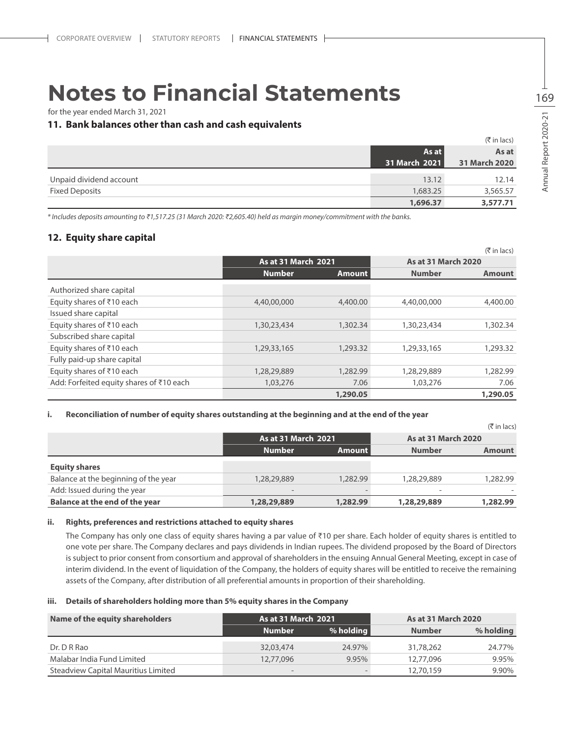# Notes to Financial Statements

for the year ended March 31, 2021

## 11. Bank balances other than cash and cash equivalents

(₹ in lacs)

| | As at 31 March 2021 | As at 31 March 2020 |
|---|---|---|
| Unpaid dividend account | 13.12 | 12.14 |
| Fixed Deposits | 1,683.25 | 3,565.57 |
| | **1,696.37** | **3,577.71** |

*\* Includes deposits amounting to ₹1,517.25 (31 March 2020: ₹2,605.40) held as margin money/commitment with the banks.*

## 12. Equity share capital

(₹ in lacs)

| | As at 31 March 2021 | | As at 31 March 2020 | |
|---|---|---|---|---|
| | Number | Amount | Number | Amount |
| Authorized share capital | | | | |
| Equity shares of ₹10 each | 4,40,00,000 | 4,400.00 | 4,40,00,000 | 4,400.00 |
| Issued share capital | | | | |
| Equity shares of ₹10 each | 1,30,23,434 | 1,302.34 | 1,30,23,434 | 1,302.34 |
| Subscribed share capital | | | | |
| Equity shares of ₹10 each | 1,29,33,165 | 1,293.32 | 1,29,33,165 | 1,293.32 |
| Fully paid-up share capital | | | | |
| Equity shares of ₹10 each | 1,28,29,889 | 1,282.99 | 1,28,29,889 | 1,282.99 |
| Add: Forfeited equity shares of ₹10 each | 1,03,276 | 7.06 | 1,03,276 | 7.06 |
| | | **1,290.05** | | **1,290.05** |

### i. Reconciliation of number of equity shares outstanding at the beginning and at the end of the year

(₹ in lacs)

| | As at 31 March 2021 | | As at 31 March 2020 | |
|---|---|---|---|---|
| | Number | Amount | Number | Amount |
| **Equity shares** | | | | |
| Balance at the beginning of the year | 1,28,29,889 | 1,282.99 | 1,28,29,889 | 1,282.99 |
| Add: Issued during the year | - | - | - | - |
| **Balance at the end of the year** | **1,28,29,889** | **1,282.99** | **1,28,29,889** | **1,282.99** |

### ii. Rights, preferences and restrictions attached to equity shares

The Company has only one class of equity shares having a par value of ₹10 per share. Each holder of equity shares is entitled to one vote per share. The Company declares and pays dividends in Indian rupees. The dividend proposed by the Board of Directors is subject to prior consent from consortium and approval of shareholders in the ensuing Annual General Meeting, except in case of interim dividend. In the event of liquidation of the Company, the holders of equity shares will be entitled to receive the remaining assets of the Company, after distribution of all preferential amounts in proportion of their shareholding.

### iii. Details of shareholders holding more than 5% equity shares in the Company

| Name of the equity shareholders | As at 31 March 2021 | | As at 31 March 2020 | |
|---|---|---|---|---|
| | Number | % holding | Number | % holding |
| Dr. D R Rao | 32,03,474 | 24.97% | 31,78,262 | 24.77% |
| Malabar India Fund Limited | 12,77,096 | 9.95% | 12,77,096 | 9.95% |
| Steadview Capital Mauritius Limited | - | - | 12,70,159 | 9.90% |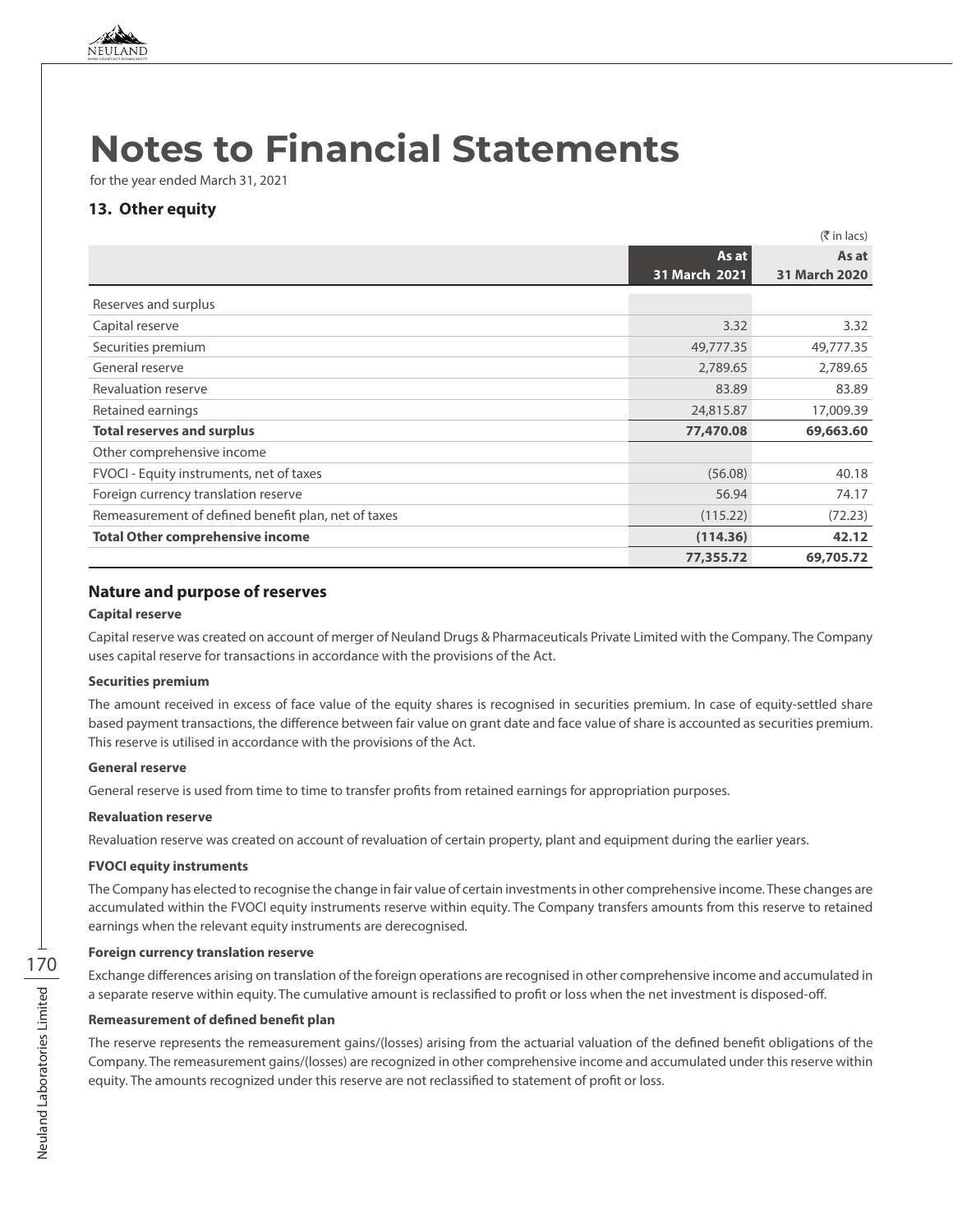# Notes to Financial Statements

for the year ended March 31, 2021

## 13. Other equity

(₹ in lacs)

| | As at 31 March 2021 | As at 31 March 2020 |
|---|---|---|
| Reserves and surplus | | |
| Capital reserve | 3.32 | 3.32 |
| Securities premium | 49,777.35 | 49,777.35 |
| General reserve | 2,789.65 | 2,789.65 |
| Revaluation reserve | 83.89 | 83.89 |
| Retained earnings | 24,815.87 | 17,009.39 |
| **Total reserves and surplus** | **77,470.08** | **69,663.60** |
| Other comprehensive income | | |
| FVOCI - Equity instruments, net of taxes | (56.08) | 40.18 |
| Foreign currency translation reserve | 56.94 | 74.17 |
| Remeasurement of defined benefit plan, net of taxes | (115.22) | (72.23) |
| **Total Other comprehensive income** | **(114.36)** | **42.12** |
| | **77,355.72** | **69,705.72** |

### Nature and purpose of reserves

**Capital reserve**

Capital reserve was created on account of merger of Neuland Drugs & Pharmaceuticals Private Limited with the Company. The Company uses capital reserve for transactions in accordance with the provisions of the Act.

**Securities premium**

The amount received in excess of face value of the equity shares is recognised in securities premium. In case of equity-settled share based payment transactions, the difference between fair value on grant date and face value of share is accounted as securities premium. This reserve is utilised in accordance with the provisions of the Act.

**General reserve**

General reserve is used from time to time to transfer profits from retained earnings for appropriation purposes.

**Revaluation reserve**

Revaluation reserve was created on account of revaluation of certain property, plant and equipment during the earlier years.

**FVOCI equity instruments**

The Company has elected to recognise the change in fair value of certain investments in other comprehensive income. These changes are accumulated within the FVOCI equity instruments reserve within equity. The Company transfers amounts from this reserve to retained earnings when the relevant equity instruments are derecognised.

**Foreign currency translation reserve**

Exchange differences arising on translation of the foreign operations are recognised in other comprehensive income and accumulated in a separate reserve within equity. The cumulative amount is reclassified to profit or loss when the net investment is disposed-off.

**Remeasurement of defined benefit plan**

The reserve represents the remeasurement gains/(losses) arising from the actuarial valuation of the defined benefit obligations of the Company. The remeasurement gains/(losses) are recognized in other comprehensive income and accumulated under this reserve within equity. The amounts recognized under this reserve are not reclassified to statement of profit or loss.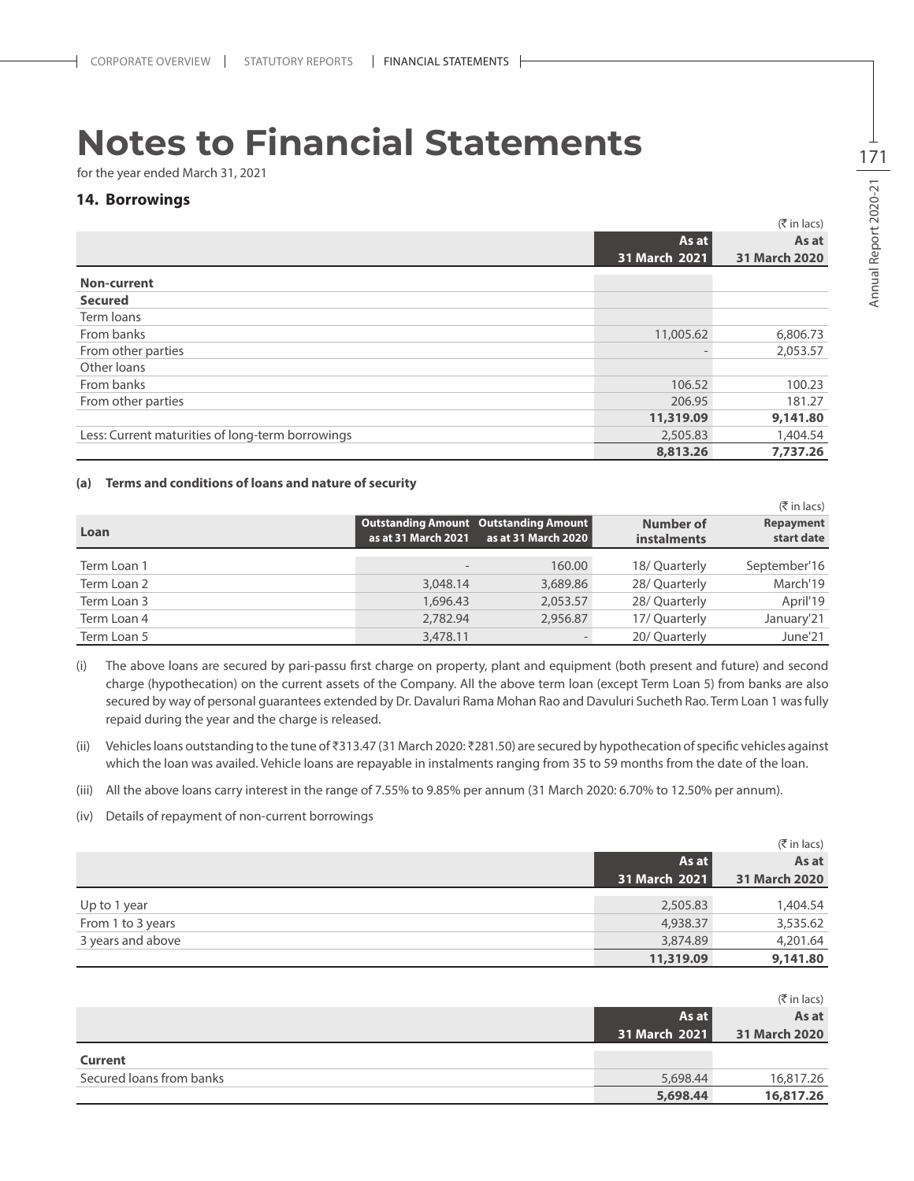# Notes to Financial Statements

for the year ended March 31, 2021

## 14. Borrowings

(₹ in lacs)

| | As at 31 March 2021 | As at 31 March 2020 |
|---|---|---|
| **Non-current** | | |
| **Secured** | | |
| Term loans | | |
| From banks | 11,005.62 | 6,806.73 |
| From other parties | - | 2,053.57 |
| Other loans | | |
| From banks | 106.52 | 100.23 |
| From other parties | 206.95 | 181.27 |
| | **11,319.09** | **9,141.80** |
| Less: Current maturities of long-term borrowings | 2,505.83 | 1,404.54 |
| | **8,813.26** | **7,737.26** |

#### (a) Terms and conditions of loans and nature of security

(₹ in lacs)

| Loan | Outstanding Amount as at 31 March 2021 | Outstanding Amount as at 31 March 2020 | Number of instalments | Repayment start date |
|---|---|---|---|---|
| Term Loan 1 | - | 160.00 | 18/ Quarterly | September'16 |
| Term Loan 2 | 3,048.14 | 3,689.86 | 28/ Quarterly | March'19 |
| Term Loan 3 | 1,696.43 | 2,053.57 | 28/ Quarterly | April'19 |
| Term Loan 4 | 2,782.94 | 2,956.87 | 17/ Quarterly | January'21 |
| Term Loan 5 | 3,478.11 | - | 20/ Quarterly | June'21 |

(i) The above loans are secured by pari-passu first charge on property, plant and equipment (both present and future) and second charge (hypothecation) on the current assets of the Company. All the above term loan (except Term Loan 5) from banks are also secured by way of personal guarantees extended by Dr. Davaluri Rama Mohan Rao and Davuluri Sucheth Rao. Term Loan 1 was fully repaid during the year and the charge is released.

(ii) Vehicles loans outstanding to the tune of ₹313.47 (31 March 2020: ₹281.50) are secured by hypothecation of specific vehicles against which the loan was availed. Vehicle loans are repayable in instalments ranging from 35 to 59 months from the date of the loan.

(iii) All the above loans carry interest in the range of 7.55% to 9.85% per annum (31 March 2020: 6.70% to 12.50% per annum).

(iv) Details of repayment of non-current borrowings

(₹ in lacs)

| | As at 31 March 2021 | As at 31 March 2020 |
|---|---|---|
| Up to 1 year | 2,505.83 | 1,404.54 |
| From 1 to 3 years | 4,938.37 | 3,535.62 |
| 3 years and above | 3,874.89 | 4,201.64 |
| | **11,319.09** | **9,141.80** |

(₹ in lacs)

| | As at 31 March 2021 | As at 31 March 2020 |
|---|---|---|
| **Current** | | |
| Secured loans from banks | 5,698.44 | 16,817.26 |
| | **5,698.44** | **16,817.26** |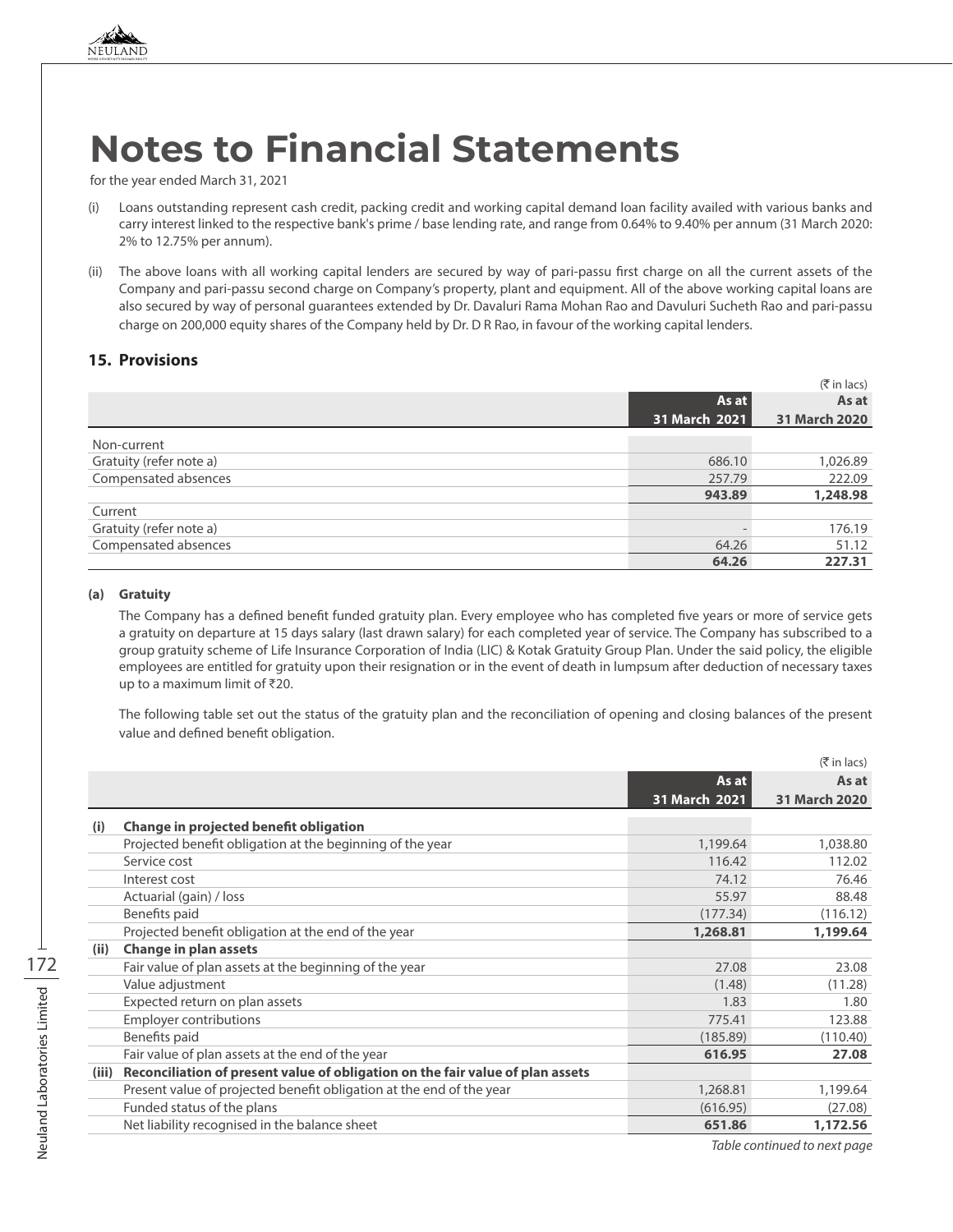# Notes to Financial Statements

for the year ended March 31, 2021

(i) Loans outstanding represent cash credit, packing credit and working capital demand loan facility availed with various banks and carry interest linked to the respective bank's prime / base lending rate, and range from 0.64% to 9.40% per annum (31 March 2020: 2% to 12.75% per annum).

(ii) The above loans with all working capital lenders are secured by way of pari-passu first charge on all the current assets of the Company and pari-passu second charge on Company's property, plant and equipment. All of the above working capital loans are also secured by way of personal guarantees extended by Dr. Davaluri Rama Mohan Rao and Davuluri Sucheth Rao and pari-passu charge on 200,000 equity shares of the Company held by Dr. D R Rao, in favour of the working capital lenders.

## 15. Provisions

(₹ in lacs)

| | As at 31 March 2021 | As at 31 March 2020 |
|---|---|---|
| Non-current | | |
| Gratuity (refer note a) | 686.10 | 1,026.89 |
| Compensated absences | 257.79 | 222.09 |
| | **943.89** | **1,248.98** |
| Current | | |
| Gratuity (refer note a) | - | 176.19 |
| Compensated absences | 64.26 | 51.12 |
| | **64.26** | **227.31** |

**(a) Gratuity**

The Company has a defined benefit funded gratuity plan. Every employee who has completed five years or more of service gets a gratuity on departure at 15 days salary (last drawn salary) for each completed year of service. The Company has subscribed to a group gratuity scheme of Life Insurance Corporation of India (LIC) & Kotak Gratuity Group Plan. Under the said policy, the eligible employees are entitled for gratuity upon their resignation or in the event of death in lumpsum after deduction of necessary taxes up to a maximum limit of ₹20.

The following table set out the status of the gratuity plan and the reconciliation of opening and closing balances of the present value and defined benefit obligation.

(₹ in lacs)

| | | As at 31 March 2021 | As at 31 March 2020 |
|---|---|---|---|
| **(i)** | **Change in projected benefit obligation** | | |
| | Projected benefit obligation at the beginning of the year | 1,199.64 | 1,038.80 |
| | Service cost | 116.42 | 112.02 |
| | Interest cost | 74.12 | 76.46 |
| | Actuarial (gain) / loss | 55.97 | 88.48 |
| | Benefits paid | (177.34) | (116.12) |
| | Projected benefit obligation at the end of the year | **1,268.81** | **1,199.64** |
| **(ii)** | **Change in plan assets** | | |
| | Fair value of plan assets at the beginning of the year | 27.08 | 23.08 |
| | Value adjustment | (1.48) | (11.28) |
| | Expected return on plan assets | 1.83 | 1.80 |
| | Employer contributions | 775.41 | 123.88 |
| | Benefits paid | (185.89) | (110.40) |
| | Fair value of plan assets at the end of the year | **616.95** | **27.08** |
| **(iii)** | **Reconciliation of present value of obligation on the fair value of plan assets** | | |
| | Present value of projected benefit obligation at the end of the year | 1,268.81 | 1,199.64 |
| | Funded status of the plans | (616.95) | (27.08) |
| | Net liability recognised in the balance sheet | **651.86** | **1,172.56** |

*Table continued to next page*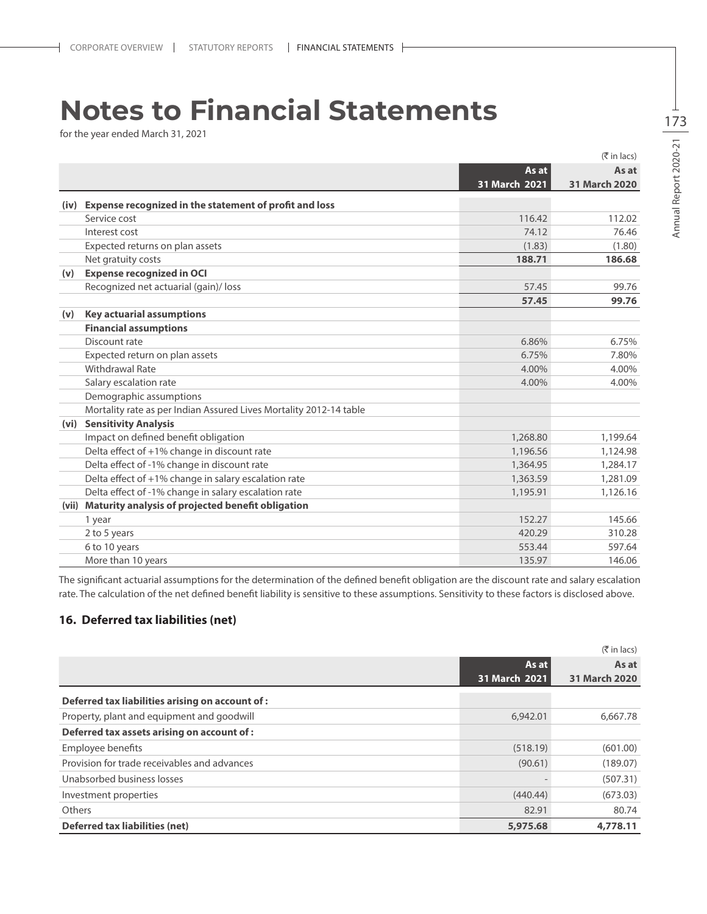# Notes to Financial Statements

for the year ended March 31, 2021

(₹ in lacs)

| | | As at 31 March 2021 | As at 31 March 2020 |
|---|---|---|---|
| **(iv)** | **Expense recognized in the statement of profit and loss** | | |
| | Service cost | 116.42 | 112.02 |
| | Interest cost | 74.12 | 76.46 |
| | Expected returns on plan assets | (1.83) | (1.80) |
| | Net gratuity costs | **188.71** | **186.68** |
| **(v)** | **Expense recognized in OCI** | | |
| | Recognized net actuarial (gain)/ loss | 57.45 | 99.76 |
| | | **57.45** | **99.76** |
| **(v)** | **Key actuarial assumptions** | | |
| | **Financial assumptions** | | |
| | Discount rate | 6.86% | 6.75% |
| | Expected return on plan assets | 6.75% | 7.80% |
| | Withdrawal Rate | 4.00% | 4.00% |
| | Salary escalation rate | 4.00% | 4.00% |
| | Demographic assumptions | | |
| | Mortality rate as per Indian Assured Lives Mortality 2012-14 table | | |
| **(vi)** | **Sensitivity Analysis** | | |
| | Impact on defined benefit obligation | 1,268.80 | 1,199.64 |
| | Delta effect of +1% change in discount rate | 1,196.56 | 1,124.98 |
| | Delta effect of -1% change in discount rate | 1,364.95 | 1,284.17 |
| | Delta effect of +1% change in salary escalation rate | 1,363.59 | 1,281.09 |
| | Delta effect of -1% change in salary escalation rate | 1,195.91 | 1,126.16 |
| **(vii)** | **Maturity analysis of projected benefit obligation** | | |
| | 1 year | 152.27 | 145.66 |
| | 2 to 5 years | 420.29 | 310.28 |
| | 6 to 10 years | 553.44 | 597.64 |
| | More than 10 years | 135.97 | 146.06 |

The significant actuarial assumptions for the determination of the defined benefit obligation are the discount rate and salary escalation rate. The calculation of the net defined benefit liability is sensitive to these assumptions. Sensitivity to these factors is disclosed above.

## 16. Deferred tax liabilities (net)

(₹ in lacs)

| | As at 31 March 2021 | As at 31 March 2020 |
|---|---|---|
| **Deferred tax liabilities arising on account of :** | | |
| Property, plant and equipment and goodwill | 6,942.01 | 6,667.78 |
| **Deferred tax assets arising on account of :** | | |
| Employee benefits | (518.19) | (601.00) |
| Provision for trade receivables and advances | (90.61) | (189.07) |
| Unabsorbed business losses | - | (507.31) |
| Investment properties | (440.44) | (673.03) |
| Others | 82.91 | 80.74 |
| **Deferred tax liabilities (net)** | **5,975.68** | **4,778.11** |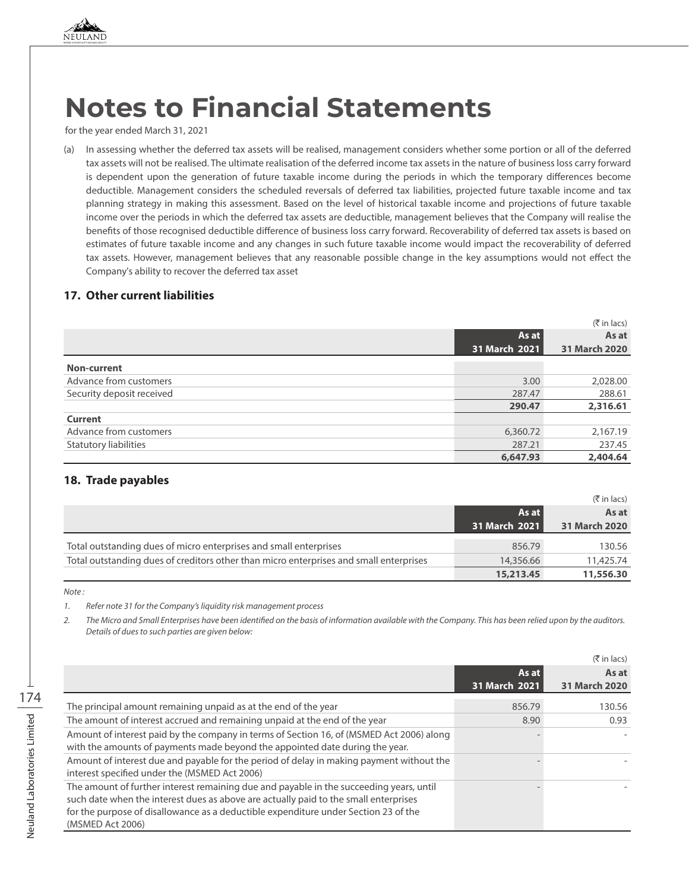# Notes to Financial Statements

for the year ended March 31, 2021

(a) In assessing whether the deferred tax assets will be realised, management considers whether some portion or all of the deferred tax assets will not be realised. The ultimate realisation of the deferred income tax assets in the nature of business loss carry forward is dependent upon the generation of future taxable income during the periods in which the temporary differences become deductible. Management considers the scheduled reversals of deferred tax liabilities, projected future taxable income and tax planning strategy in making this assessment. Based on the level of historical taxable income and projections of future taxable income over the periods in which the deferred tax assets are deductible, management believes that the Company will realise the benefits of those recognised deductible difference of business loss carry forward. Recoverability of deferred tax assets is based on estimates of future taxable income and any changes in such future taxable income would impact the recoverability of deferred tax assets. However, management believes that any reasonable possible change in the key assumptions would not effect the Company's ability to recover the deferred tax asset

## 17. Other current liabilities

(₹ in lacs)

| | As at 31 March 2021 | As at 31 March 2020 |
|---|---|---|
| **Non-current** | | |
| Advance from customers | 3.00 | 2,028.00 |
| Security deposit received | 287.47 | 288.61 |
| | **290.47** | **2,316.61** |
| **Current** | | |
| Advance from customers | 6,360.72 | 2,167.19 |
| Statutory liabilities | 287.21 | 237.45 |
| | **6,647.93** | **2,404.64** |

## 18. Trade payables

(₹ in lacs)

| | As at 31 March 2021 | As at 31 March 2020 |
|---|---|---|
| Total outstanding dues of micro enterprises and small enterprises | 856.79 | 130.56 |
| Total outstanding dues of creditors other than micro enterprises and small enterprises | 14,356.66 | 11,425.74 |
| | **15,213.45** | **11,556.30** |

*Note :*

1. *Refer note 31 for the Company's liquidity risk management process*
2. *The Micro and Small Enterprises have been identified on the basis of information available with the Company. This has been relied upon by the auditors. Details of dues to such parties are given below:*

(₹ in lacs)

| | As at 31 March 2021 | As at 31 March 2020 |
|---|---|---|
| The principal amount remaining unpaid as at the end of the year | 856.79 | 130.56 |
| The amount of interest accrued and remaining unpaid at the end of the year | 8.90 | 0.93 |
| Amount of interest paid by the company in terms of Section 16, of (MSMED Act 2006) along with the amounts of payments made beyond the appointed date during the year. | - | - |
| Amount of interest due and payable for the period of delay in making payment without the interest specified under the (MSMED Act 2006) | - | - |
| The amount of further interest remaining due and payable in the succeeding years, until such date when the interest dues as above are actually paid to the small enterprises for the purpose of disallowance as a deductible expenditure under Section 23 of the (MSMED Act 2006) | - | - |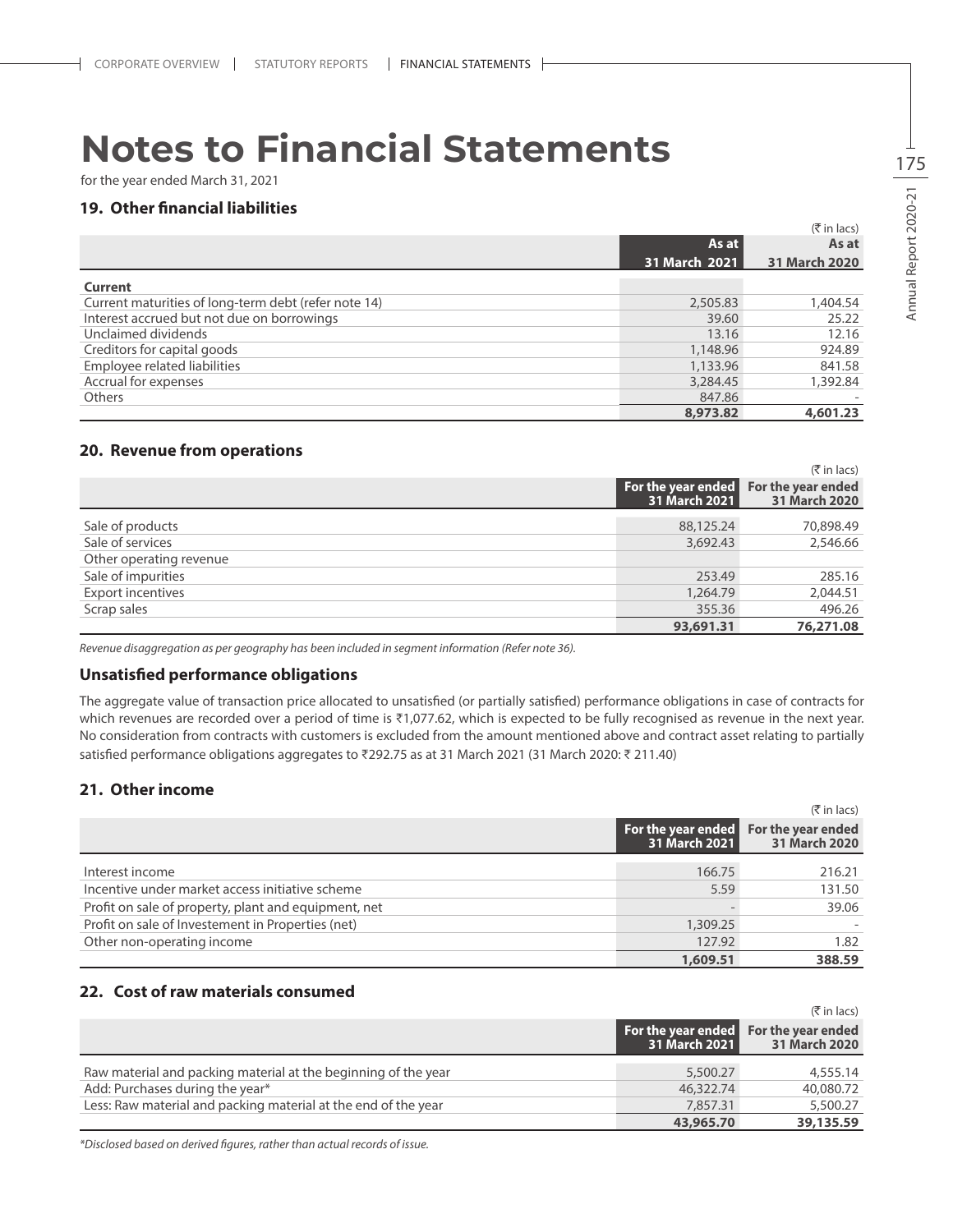# Notes to Financial Statements

for the year ended March 31, 2021

## 19. Other financial liabilities

(₹ in lacs)

| | As at 31 March 2021 | As at 31 March 2020 |
|---|---|---|
| **Current** | | |
| Current maturities of long-term debt (refer note 14) | 2,505.83 | 1,404.54 |
| Interest accrued but not due on borrowings | 39.60 | 25.22 |
| Unclaimed dividends | 13.16 | 12.16 |
| Creditors for capital goods | 1,148.96 | 924.89 |
| Employee related liabilities | 1,133.96 | 841.58 |
| Accrual for expenses | 3,284.45 | 1,392.84 |
| Others | 847.86 | - |
| | **8,973.82** | **4,601.23** |

## 20. Revenue from operations

(₹ in lacs)

| | For the year ended 31 March 2021 | For the year ended 31 March 2020 |
|---|---|---|
| Sale of products | 88,125.24 | 70,898.49 |
| Sale of services | 3,692.43 | 2,546.66 |
| Other operating revenue | | |
| Sale of impurities | 253.49 | 285.16 |
| Export incentives | 1,264.79 | 2,044.51 |
| Scrap sales | 355.36 | 496.26 |
| | **93,691.31** | **76,271.08** |

*Revenue disaggregation as per geography has been included in segment information (Refer note 36).*

### Unsatisfied performance obligations

The aggregate value of transaction price allocated to unsatisfied (or partially satisfied) performance obligations in case of contracts for which revenues are recorded over a period of time is ₹1,077.62, which is expected to be fully recognised as revenue in the next year. No consideration from contracts with customers is excluded from the amount mentioned above and contract asset relating to partially satisfied performance obligations aggregates to ₹292.75 as at 31 March 2021 (31 March 2020: ₹ 211.40)

## 21. Other income

(₹ in lacs)

| | For the year ended 31 March 2021 | For the year ended 31 March 2020 |
|---|---|---|
| Interest income | 166.75 | 216.21 |
| Incentive under market access initiative scheme | 5.59 | 131.50 |
| Profit on sale of property, plant and equipment, net | - | 39.06 |
| Profit on sale of Investement in Properties (net) | 1,309.25 | - |
| Other non-operating income | 127.92 | 1.82 |
| | **1,609.51** | **388.59** |

## 22. Cost of raw materials consumed

(₹ in lacs)

| | For the year ended 31 March 2021 | For the year ended 31 March 2020 |
|---|---|---|
| Raw material and packing material at the beginning of the year | 5,500.27 | 4,555.14 |
| Add: Purchases during the year* | 46,322.74 | 40,080.72 |
| Less: Raw material and packing material at the end of the year | 7,857.31 | 5,500.27 |
| | **43,965.70** | **39,135.59** |

*\*Disclosed based on derived figures, rather than actual records of issue.*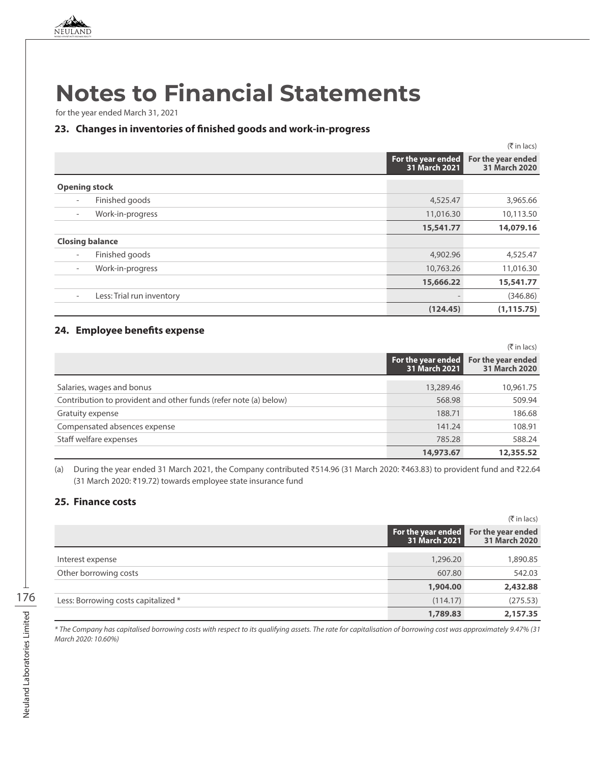# Notes to Financial Statements

for the year ended March 31, 2021

## 23. Changes in inventories of finished goods and work-in-progress

(₹ in lacs)

| | For the year ended 31 March 2021 | For the year ended 31 March 2020 |
|---|---|---|
| **Opening stock** | | |
| - Finished goods | 4,525.47 | 3,965.66 |
| - Work-in-progress | 11,016.30 | 10,113.50 |
| | **15,541.77** | **14,079.16** |
| **Closing balance** | | |
| - Finished goods | 4,902.96 | 4,525.47 |
| - Work-in-progress | 10,763.26 | 11,016.30 |
| | **15,666.22** | **15,541.77** |
| - Less: Trial run inventory | - | (346.86) |
| | **(124.45)** | **(1,115.75)** |

## 24. Employee benefits expense

(₹ in lacs)

| | For the year ended 31 March 2021 | For the year ended 31 March 2020 |
|---|---|---|
| Salaries, wages and bonus | 13,289.46 | 10,961.75 |
| Contribution to provident and other funds (refer note (a) below) | 568.98 | 509.94 |
| Gratuity expense | 188.71 | 186.68 |
| Compensated absences expense | 141.24 | 108.91 |
| Staff welfare expenses | 785.28 | 588.24 |
| | **14,973.67** | **12,355.52** |

(a) During the year ended 31 March 2021, the Company contributed ₹514.96 (31 March 2020: ₹463.83) to provident fund and ₹22.64 (31 March 2020: ₹19.72) towards employee state insurance fund

## 25. Finance costs

(₹ in lacs)

| | For the year ended 31 March 2021 | For the year ended 31 March 2020 |
|---|---|---|
| Interest expense | 1,296.20 | 1,890.85 |
| Other borrowing costs | 607.80 | 542.03 |
| | **1,904.00** | **2,432.88** |
| Less: Borrowing costs capitalized * | (114.17) | (275.53) |
| | **1,789.83** | **2,157.35** |

*\* The Company has capitalised borrowing costs with respect to its qualifying assets. The rate for capitalisation of borrowing cost was approximately 9.47% (31 March 2020: 10.60%)*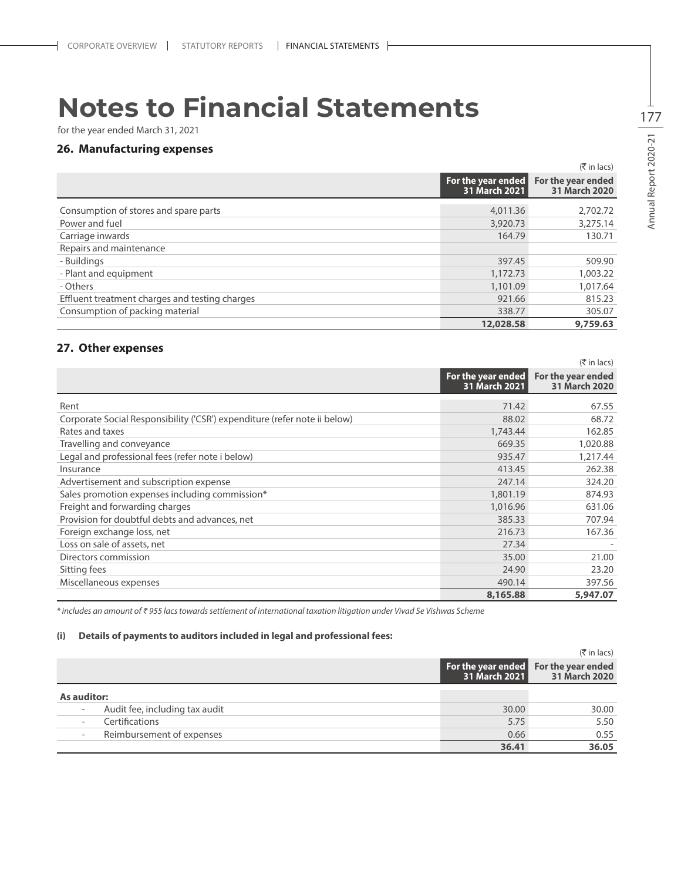# Notes to Financial Statements

for the year ended March 31, 2021

## 26. Manufacturing expenses

(₹ in lacs)

| | For the year ended 31 March 2021 | For the year ended 31 March 2020 |
|---|---|---|
| Consumption of stores and spare parts | 4,011.36 | 2,702.72 |
| Power and fuel | 3,920.73 | 3,275.14 |
| Carriage inwards | 164.79 | 130.71 |
| Repairs and maintenance | | |
| - Buildings | 397.45 | 509.90 |
| - Plant and equipment | 1,172.73 | 1,003.22 |
| - Others | 1,101.09 | 1,017.64 |
| Effluent treatment charges and testing charges | 921.66 | 815.23 |
| Consumption of packing material | 338.77 | 305.07 |
| | **12,028.58** | **9,759.63** |

## 27. Other expenses

(₹ in lacs)

| | For the year ended 31 March 2021 | For the year ended 31 March 2020 |
|---|---|---|
| Rent | 71.42 | 67.55 |
| Corporate Social Responsibility ('CSR') expenditure (refer note ii below) | 88.02 | 68.72 |
| Rates and taxes | 1,743.44 | 162.85 |
| Travelling and conveyance | 669.35 | 1,020.88 |
| Legal and professional fees (refer note i below) | 935.47 | 1,217.44 |
| Insurance | 413.45 | 262.38 |
| Advertisement and subscription expense | 247.14 | 324.20 |
| Sales promotion expenses including commission* | 1,801.19 | 874.93 |
| Freight and forwarding charges | 1,016.96 | 631.06 |
| Provision for doubtful debts and advances, net | 385.33 | 707.94 |
| Foreign exchange loss, net | 216.73 | 167.36 |
| Loss on sale of assets, net | 27.34 | - |
| Directors commission | 35.00 | 21.00 |
| Sitting fees | 24.90 | 23.20 |
| Miscellaneous expenses | 490.14 | 397.56 |
| | **8,165.88** | **5,947.07** |

*\* includes an amount of ₹ 955 lacs towards settlement of international taxation litigation under Vivad Se Vishwas Scheme*

**(i) Details of payments to auditors included in legal and professional fees:**

(₹ in lacs)

| | For the year ended 31 March 2021 | For the year ended 31 March 2020 |
|---|---|---|
| **As auditor:** | | |
| - Audit fee, including tax audit | 30.00 | 30.00 |
| - Certifications | 5.75 | 5.50 |
| - Reimbursement of expenses | 0.66 | 0.55 |
| | **36.41** | **36.05** |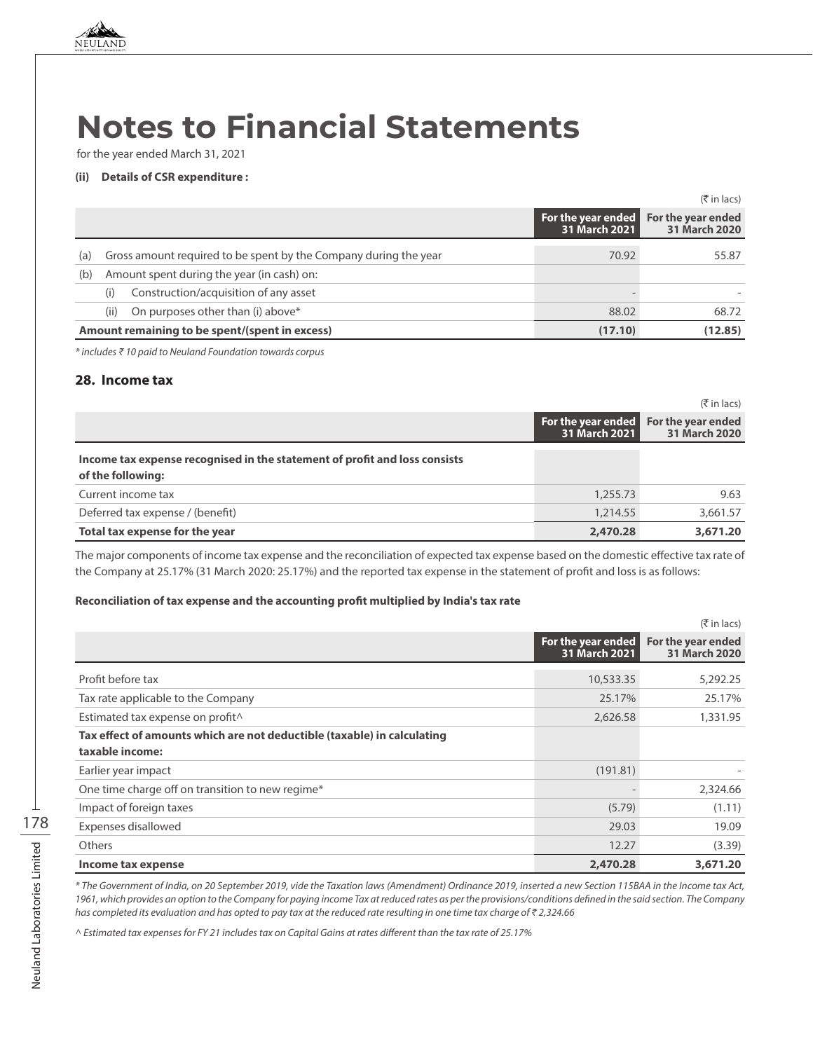# Notes to Financial Statements

for the year ended March 31, 2021

**(ii) Details of CSR expenditure :**

(₹ in lacs)

| | | For the year ended 31 March 2021 | For the year ended 31 March 2020 |
|---|---|---|---|
| (a) | Gross amount required to be spent by the Company during the year | 70.92 | 55.87 |
| (b) | Amount spent during the year (in cash) on: | | |
| | (i) Construction/acquisition of any asset | - | - |
| | (ii) On purposes other than (i) above* | 88.02 | 68.72 |
| **Amount remaining to be spent/(spent in excess)** | | **(17.10)** | **(12.85)** |

*\* includes ₹ 10 paid to Neuland Foundation towards corpus*

## 28. Income tax

(₹ in lacs)

| | For the year ended 31 March 2021 | For the year ended 31 March 2020 |
|---|---|---|
| **Income tax expense recognised in the statement of profit and loss consists of the following:** | | |
| Current income tax | 1,255.73 | 9.63 |
| Deferred tax expense / (benefit) | 1,214.55 | 3,661.57 |
| **Total tax expense for the year** | **2,470.28** | **3,671.20** |

The major components of income tax expense and the reconciliation of expected tax expense based on the domestic effective tax rate of the Company at 25.17% (31 March 2020: 25.17%) and the reported tax expense in the statement of profit and loss is as follows:

**Reconciliation of tax expense and the accounting profit multiplied by India's tax rate**

(₹ in lacs)

| | For the year ended 31 March 2021 | For the year ended 31 March 2020 |
|---|---|---|
| Profit before tax | 10,533.35 | 5,292.25 |
| Tax rate applicable to the Company | 25.17% | 25.17% |
| Estimated tax expense on profit^ | 2,626.58 | 1,331.95 |
| **Tax effect of amounts which are not deductible (taxable) in calculating taxable income:** | | |
| Earlier year impact | (191.81) | - |
| One time charge off on transition to new regime* | - | 2,324.66 |
| Impact of foreign taxes | (5.79) | (1.11) |
| Expenses disallowed | 29.03 | 19.09 |
| Others | 12.27 | (3.39) |
| **Income tax expense** | **2,470.28** | **3,671.20** |

*\* The Government of India, on 20 September 2019, vide the Taxation laws (Amendment) Ordinance 2019, inserted a new Section 115BAA in the Income tax Act, 1961, which provides an option to the Company for paying income Tax at reduced rates as per the provisions/conditions defined in the said section. The Company has completed its evaluation and has opted to pay tax at the reduced rate resulting in one time tax charge of ₹ 2,324.66*

*^ Estimated tax expenses for FY 21 includes tax on Capital Gains at rates different than the tax rate of 25.17%*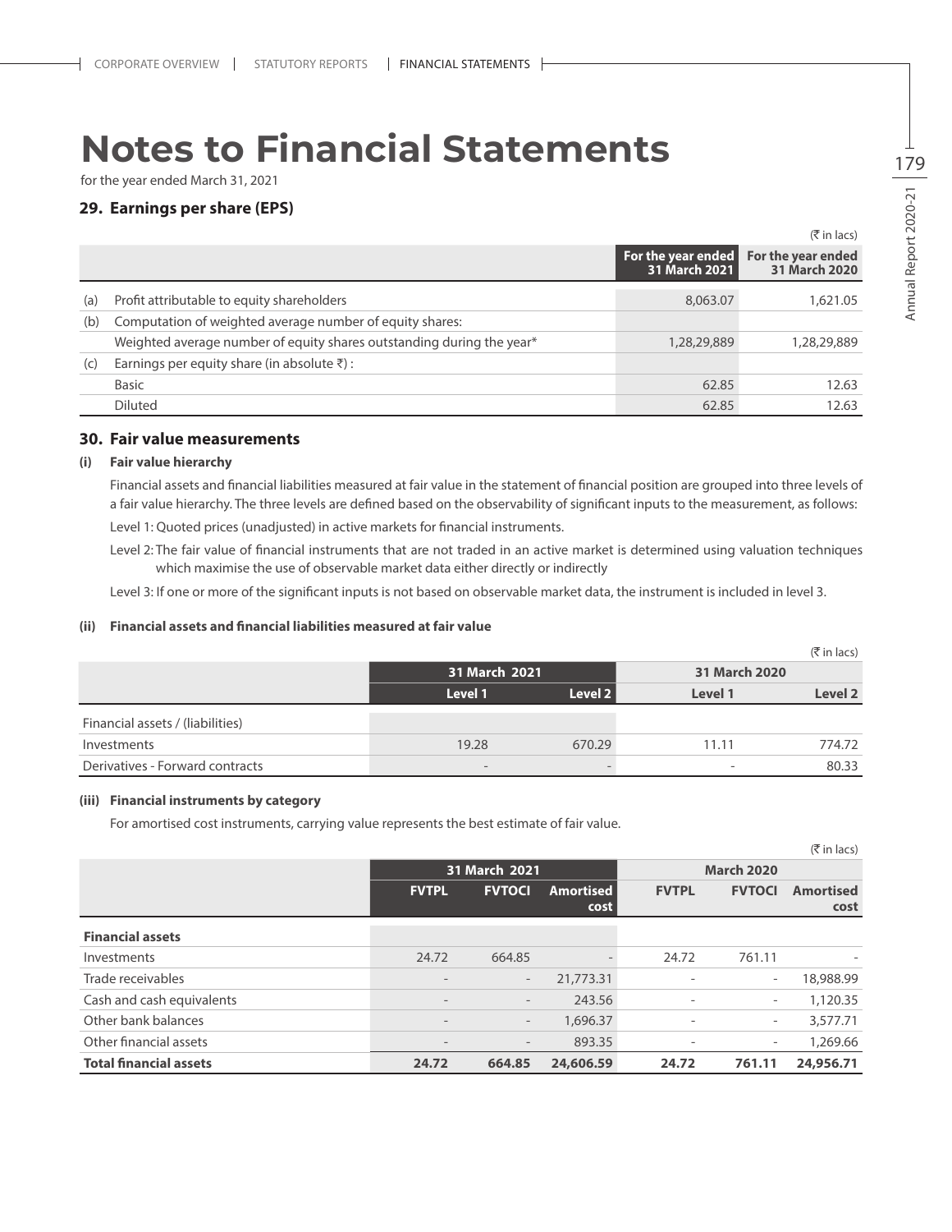# Notes to Financial Statements

for the year ended March 31, 2021

## 29. Earnings per share (EPS)

(₹ in lacs)

| | | For the year ended 31 March 2021 | For the year ended 31 March 2020 |
|---|---|---|---|
| (a) | Profit attributable to equity shareholders | 8,063.07 | 1,621.05 |
| (b) | Computation of weighted average number of equity shares: | | |
| | Weighted average number of equity shares outstanding during the year* | 1,28,29,889 | 1,28,29,889 |
| (c) | Earnings per equity share (in absolute ₹) : | | |
| | Basic | 62.85 | 12.63 |
| | Diluted | 62.85 | 12.63 |

## 30. Fair value measurements

### (i) Fair value hierarchy

Financial assets and financial liabilities measured at fair value in the statement of financial position are grouped into three levels of a fair value hierarchy. The three levels are defined based on the observability of significant inputs to the measurement, as follows:

Level 1: Quoted prices (unadjusted) in active markets for financial instruments.

Level 2: The fair value of financial instruments that are not traded in an active market is determined using valuation techniques which maximise the use of observable market data either directly or indirectly

Level 3: If one or more of the significant inputs is not based on observable market data, the instrument is included in level 3.

### (ii) Financial assets and financial liabilities measured at fair value

(₹ in lacs)

| | 31 March 2021 | | 31 March 2020 | |
|---|---|---|---|---|
| | Level 1 | Level 2 | Level 1 | Level 2 |
| Financial assets / (liabilities) | | | | |
| Investments | 19.28 | 670.29 | 11.11 | 774.72 |
| Derivatives - Forward contracts | - | - | - | 80.33 |

### (iii) Financial instruments by category

For amortised cost instruments, carrying value represents the best estimate of fair value.

(₹ in lacs)

| | 31 March 2021 | | | March 2020 | | |
|---|---|---|---|---|---|---|
| | FVTPL | FVTOCI | Amortised cost | FVTPL | FVTOCI | Amortised cost |
| **Financial assets** | | | | | | |
| Investments | 24.72 | 664.85 | - | 24.72 | 761.11 | - |
| Trade receivables | - | - | 21,773.31 | - | - | 18,988.99 |
| Cash and cash equivalents | - | - | 243.56 | - | - | 1,120.35 |
| Other bank balances | - | - | 1,696.37 | - | - | 3,577.71 |
| Other financial assets | - | - | 893.35 | - | - | 1,269.66 |
| **Total financial assets** | **24.72** | **664.85** | **24,606.59** | **24.72** | **761.11** | **24,956.71** |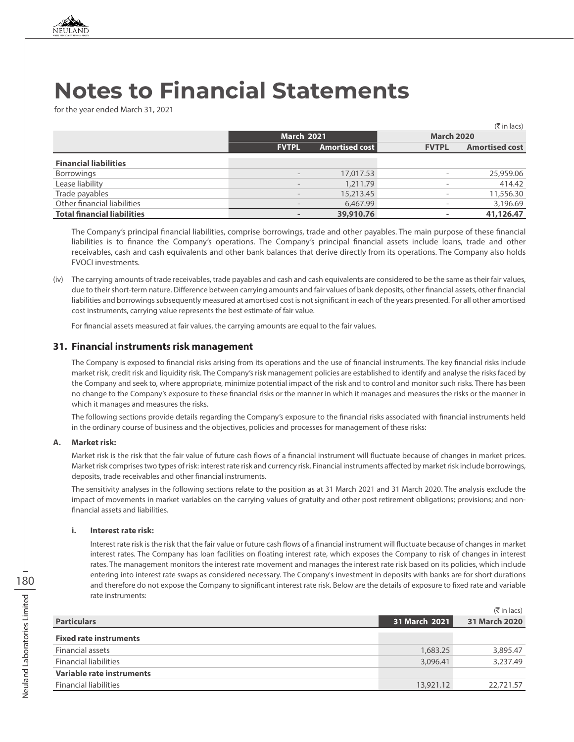# Notes to Financial Statements

for the year ended March 31, 2021

(₹ in lacs)

| | March 2021 | | March 2020 | |
|---|---|---|---|---|
| | FVTPL | Amortised cost | FVTPL | Amortised cost |
| **Financial liabilities** | | | | |
| Borrowings | - | 17,017.53 | - | 25,959.06 |
| Lease liability | - | 1,211.79 | - | 414.42 |
| Trade payables | - | 15,213.45 | - | 11,556.30 |
| Other financial liabilities | - | 6,467.99 | - | 3,196.69 |
| **Total financial liabilities** | **-** | **39,910.76** | **-** | **41,126.47** |

The Company's principal financial liabilities, comprise borrowings, trade and other payables. The main purpose of these financial liabilities is to finance the Company's operations. The Company's principal financial assets include loans, trade and other receivables, cash and cash equivalents and other bank balances that derive directly from its operations. The Company also holds FVOCI investments.

(iv) The carrying amounts of trade receivables, trade payables and cash and cash equivalents are considered to be the same as their fair values, due to their short-term nature. Difference between carrying amounts and fair values of bank deposits, other financial assets, other financial liabilities and borrowings subsequently measured at amortised cost is not significant in each of the years presented. For all other amortised cost instruments, carrying value represents the best estimate of fair value.

For financial assets measured at fair values, the carrying amounts are equal to the fair values.

## 31. Financial instruments risk management

The Company is exposed to financial risks arising from its operations and the use of financial instruments. The key financial risks include market risk, credit risk and liquidity risk. The Company's risk management policies are established to identify and analyse the risks faced by the Company and seek to, where appropriate, minimize potential impact of the risk and to control and monitor such risks. There has been no change to the Company's exposure to these financial risks or the manner in which it manages and measures the risks or the manner in which it manages and measures the risks.

The following sections provide details regarding the Company's exposure to the financial risks associated with financial instruments held in the ordinary course of business and the objectives, policies and processes for management of these risks:

### A. Market risk:

Market risk is the risk that the fair value of future cash flows of a financial instrument will fluctuate because of changes in market prices. Market risk comprises two types of risk: interest rate risk and currency risk. Financial instruments affected by market risk include borrowings, deposits, trade receivables and other financial instruments.

The sensitivity analyses in the following sections relate to the position as at 31 March 2021 and 31 March 2020. The analysis exclude the impact of movements in market variables on the carrying values of gratuity and other post retirement obligations; provisions; and non-financial assets and liabilities.

#### i. Interest rate risk:

Interest rate risk is the risk that the fair value or future cash flows of a financial instrument will fluctuate because of changes in market interest rates. The Company has loan facilities on floating interest rate, which exposes the Company to risk of changes in interest rates. The management monitors the interest rate movement and manages the interest rate risk based on its policies, which include entering into interest rate swaps as considered necessary. The Company's investment in deposits with banks are for short durations and therefore do not expose the Company to significant interest rate risk. Below are the details of exposure to fixed rate and variable rate instruments:

(₹ in lacs)

| Particulars | 31 March 2021 | 31 March 2020 |
|---|---|---|
| **Fixed rate instruments** | | |
| Financial assets | 1,683.25 | 3,895.47 |
| Financial liabilities | 3,096.41 | 3,237.49 |
| **Variable rate instruments** | | |
| Financial liabilities | 13,921.12 | 22,721.57 |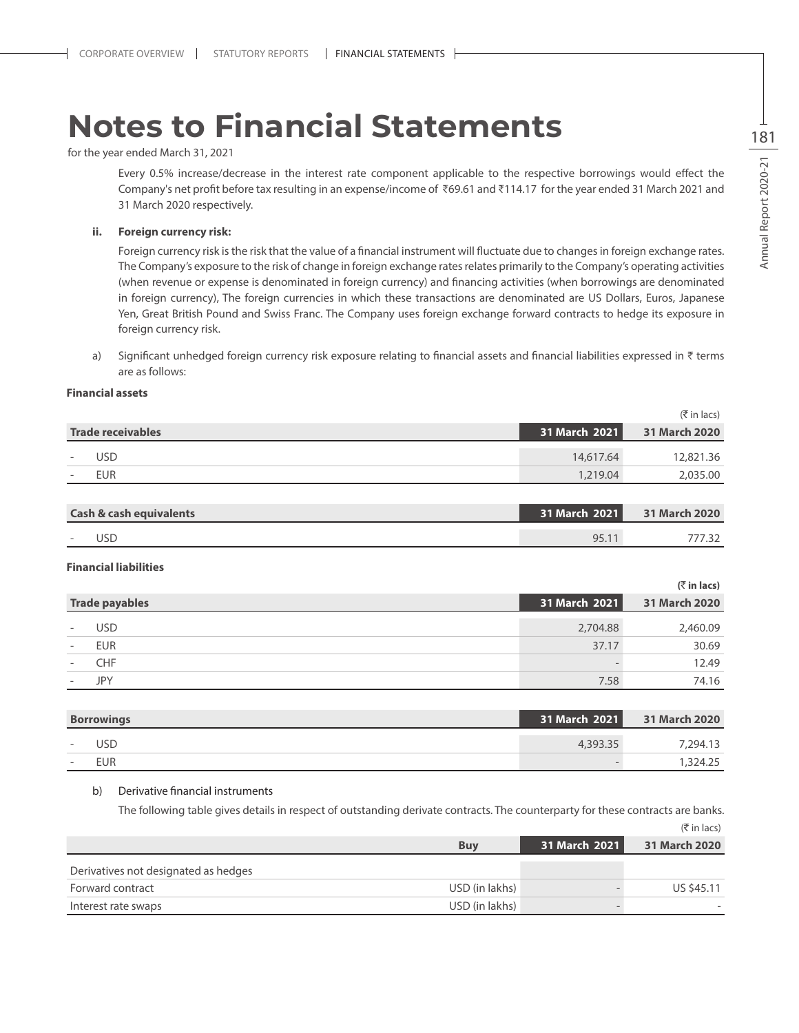# Notes to Financial Statements

for the year ended March 31, 2021

Every 0.5% increase/decrease in the interest rate component applicable to the respective borrowings would effect the Company's net profit before tax resulting in an expense/income of ₹69.61 and ₹114.17 for the year ended 31 March 2021 and 31 March 2020 respectively.

**ii. Foreign currency risk:**

Foreign currency risk is the risk that the value of a financial instrument will fluctuate due to changes in foreign exchange rates. The Company's exposure to the risk of change in foreign exchange rates relates primarily to the Company's operating activities (when revenue or expense is denominated in foreign currency) and financing activities (when borrowings are denominated in foreign currency), The foreign currencies in which these transactions are denominated are US Dollars, Euros, Japanese Yen, Great British Pound and Swiss Franc. The Company uses foreign exchange forward contracts to hedge its exposure in foreign currency risk.

a) Significant unhedged foreign currency risk exposure relating to financial assets and financial liabilities expressed in ₹ terms are as follows:

**Financial assets**

(₹ in lacs)

| Trade receivables | 31 March 2021 | 31 March 2020 |
|---|---|---|
| - USD | 14,617.64 | 12,821.36 |
| - EUR | 1,219.04 | 2,035.00 |

| Cash & cash equivalents | 31 March 2021 | 31 March 2020 |
|---|---|---|
| - USD | 95.11 | 777.32 |

**Financial liabilities**

**(₹ in lacs)**

| Trade payables | 31 March 2021 | 31 March 2020 |
|---|---|---|
| - USD | 2,704.88 | 2,460.09 |
| - EUR | 37.17 | 30.69 |
| - CHF | - | 12.49 |
| - JPY | 7.58 | 74.16 |

| Borrowings | 31 March 2021 | 31 March 2020 |
|---|---|---|
| - USD | 4,393.35 | 7,294.13 |
| - EUR | - | 1,324.25 |

b) Derivative financial instruments

The following table gives details in respect of outstanding derivate contracts. The counterparty for these contracts are banks.

(₹ in lacs)

| | Buy | 31 March 2021 | 31 March 2020 |
|---|---|---|---|
| Derivatives not designated as hedges | | | |
| Forward contract | USD (in lakhs) | - | US $45.11 |
| Interest rate swaps | USD (in lakhs) | - | - |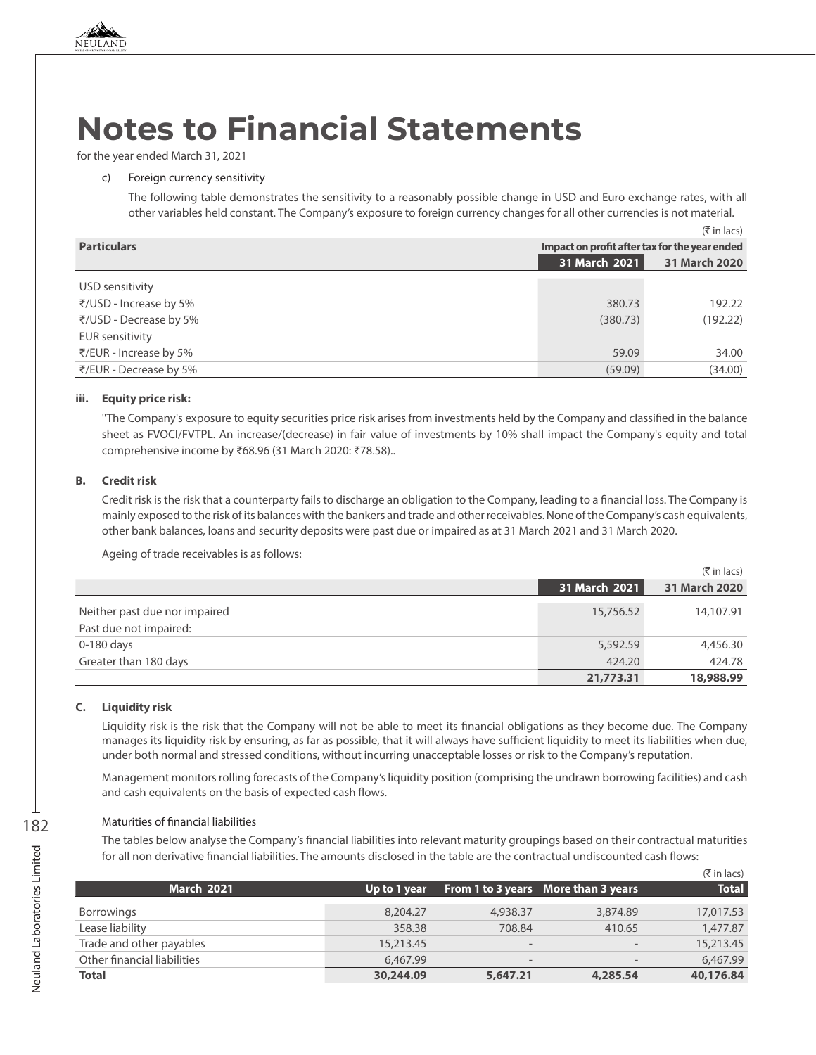# Notes to Financial Statements

for the year ended March 31, 2021

c) Foreign currency sensitivity

The following table demonstrates the sensitivity to a reasonably possible change in USD and Euro exchange rates, with all other variables held constant. The Company's exposure to foreign currency changes for all other currencies is not material.

(₹ in lacs)

| **Particulars** | **Impact on profit after tax for the year ended** | |
|---|---|---|
| | **31 March 2021** | **31 March 2020** |
| USD sensitivity | | |
| ₹/USD - Increase by 5% | 380.73 | 192.22 |
| ₹/USD - Decrease by 5% | (380.73) | (192.22) |
| EUR sensitivity | | |
| ₹/EUR - Increase by 5% | 59.09 | 34.00 |
| ₹/EUR - Decrease by 5% | (59.09) | (34.00) |

**iii. Equity price risk:**

"The Company's exposure to equity securities price risk arises from investments held by the Company and classified in the balance sheet as FVOCI/FVTPL. An increase/(decrease) in fair value of investments by 10% shall impact the Company's equity and total comprehensive income by ₹68.96 (31 March 2020: ₹78.58)..

**B. Credit risk**

Credit risk is the risk that a counterparty fails to discharge an obligation to the Company, leading to a financial loss. The Company is mainly exposed to the risk of its balances with the bankers and trade and other receivables. None of the Company's cash equivalents, other bank balances, loans and security deposits were past due or impaired as at 31 March 2021 and 31 March 2020.

Ageing of trade receivables is as follows:

(₹ in lacs)

| | **31 March 2021** | **31 March 2020** |
|---|---|---|
| Neither past due nor impaired | 15,756.52 | 14,107.91 |
| Past due not impaired: | | |
| 0-180 days | 5,592.59 | 4,456.30 |
| Greater than 180 days | 424.20 | 424.78 |
| | **21,773.31** | **18,988.99** |

**C. Liquidity risk**

Liquidity risk is the risk that the Company will not be able to meet its financial obligations as they become due. The Company manages its liquidity risk by ensuring, as far as possible, that it will always have sufficient liquidity to meet its liabilities when due, under both normal and stressed conditions, without incurring unacceptable losses or risk to the Company's reputation.

Management monitors rolling forecasts of the Company's liquidity position (comprising the undrawn borrowing facilities) and cash and cash equivalents on the basis of expected cash flows.

Maturities of financial liabilities

The tables below analyse the Company's financial liabilities into relevant maturity groupings based on their contractual maturities for all non derivative financial liabilities. The amounts disclosed in the table are the contractual undiscounted cash flows:

(₹ in lacs)

| **March 2021** | **Up to 1 year** | **From 1 to 3 years** | **More than 3 years** | **Total** |
|---|---|---|---|---|
| Borrowings | 8,204.27 | 4,938.37 | 3,874.89 | 17,017.53 |
| Lease liability | 358.38 | 708.84 | 410.65 | 1,477.87 |
| Trade and other payables | 15,213.45 | - | - | 15,213.45 |
| Other financial liabilities | 6,467.99 | - | - | 6,467.99 |
| **Total** | **30,244.09** | **5,647.21** | **4,285.54** | **40,176.84** |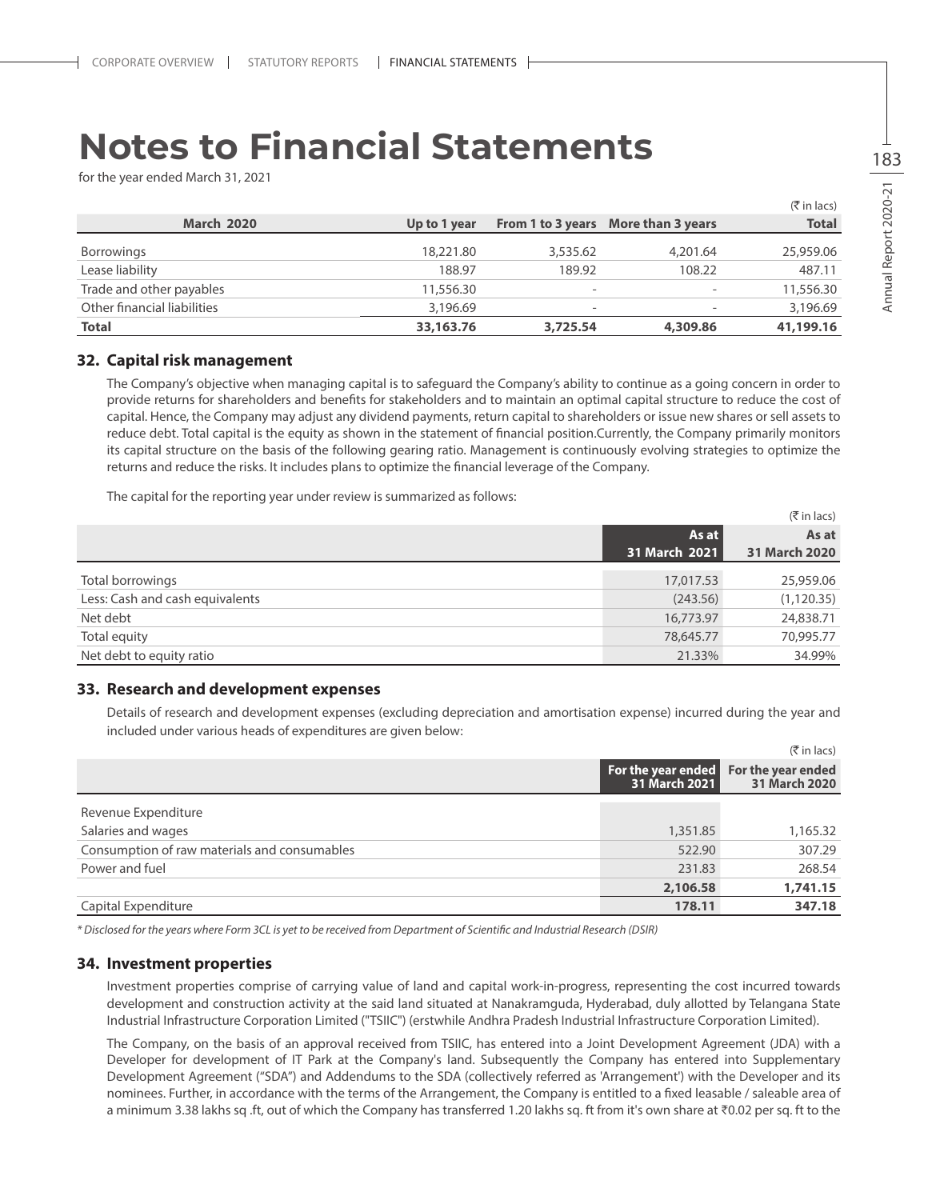# Notes to Financial Statements

for the year ended March 31, 2021

(₹ in lacs)

| March 2020 | Up to 1 year | From 1 to 3 years | More than 3 years | Total |
|---|---|---|---|---|
| Borrowings | 18,221.80 | 3,535.62 | 4,201.64 | 25,959.06 |
| Lease liability | 188.97 | 189.92 | 108.22 | 487.11 |
| Trade and other payables | 11,556.30 | - | - | 11,556.30 |
| Other financial liabilities | 3,196.69 | - | - | 3,196.69 |
| **Total** | **33,163.76** | **3,725.54** | **4,309.86** | **41,199.16** |

## 32. Capital risk management

The Company's objective when managing capital is to safeguard the Company's ability to continue as a going concern in order to provide returns for shareholders and benefits for stakeholders and to maintain an optimal capital structure to reduce the cost of capital. Hence, the Company may adjust any dividend payments, return capital to shareholders or issue new shares or sell assets to reduce debt. Total capital is the equity as shown in the statement of financial position.Currently, the Company primarily monitors its capital structure on the basis of the following gearing ratio. Management is continuously evolving strategies to optimize the returns and reduce the risks. It includes plans to optimize the financial leverage of the Company.

The capital for the reporting year under review is summarized as follows:

(₹ in lacs)

| | As at 31 March 2021 | As at 31 March 2020 |
|---|---|---|
| Total borrowings | 17,017.53 | 25,959.06 |
| Less: Cash and cash equivalents | (243.56) | (1,120.35) |
| Net debt | 16,773.97 | 24,838.71 |
| Total equity | 78,645.77 | 70,995.77 |
| Net debt to equity ratio | 21.33% | 34.99% |

## 33. Research and development expenses

Details of research and development expenses (excluding depreciation and amortisation expense) incurred during the year and included under various heads of expenditures are given below:

(₹ in lacs)

| | For the year ended 31 March 2021 | For the year ended 31 March 2020 |
|---|---|---|
| Revenue Expenditure | | |
| Salaries and wages | 1,351.85 | 1,165.32 |
| Consumption of raw materials and consumables | 522.90 | 307.29 |
| Power and fuel | 231.83 | 268.54 |
| | **2,106.58** | **1,741.15** |
| Capital Expenditure | **178.11** | **347.18** |

*\* Disclosed for the years where Form 3CL is yet to be received from Department of Scientific and Industrial Research (DSIR)*

## 34. Investment properties

Investment properties comprise of carrying value of land and capital work-in-progress, representing the cost incurred towards development and construction activity at the said land situated at Nanakramguda, Hyderabad, duly allotted by Telangana State Industrial Infrastructure Corporation Limited ("TSIIC") (erstwhile Andhra Pradesh Industrial Infrastructure Corporation Limited).

The Company, on the basis of an approval received from TSIIC, has entered into a Joint Development Agreement (JDA) with a Developer for development of IT Park at the Company's land. Subsequently the Company has entered into Supplementary Development Agreement ("SDA") and Addendums to the SDA (collectively referred as 'Arrangement') with the Developer and its nominees. Further, in accordance with the terms of the Arrangement, the Company is entitled to a fixed leasable / saleable area of a minimum 3.38 lakhs sq .ft, out of which the Company has transferred 1.20 lakhs sq. ft from it's own share at ₹0.02 per sq. ft to the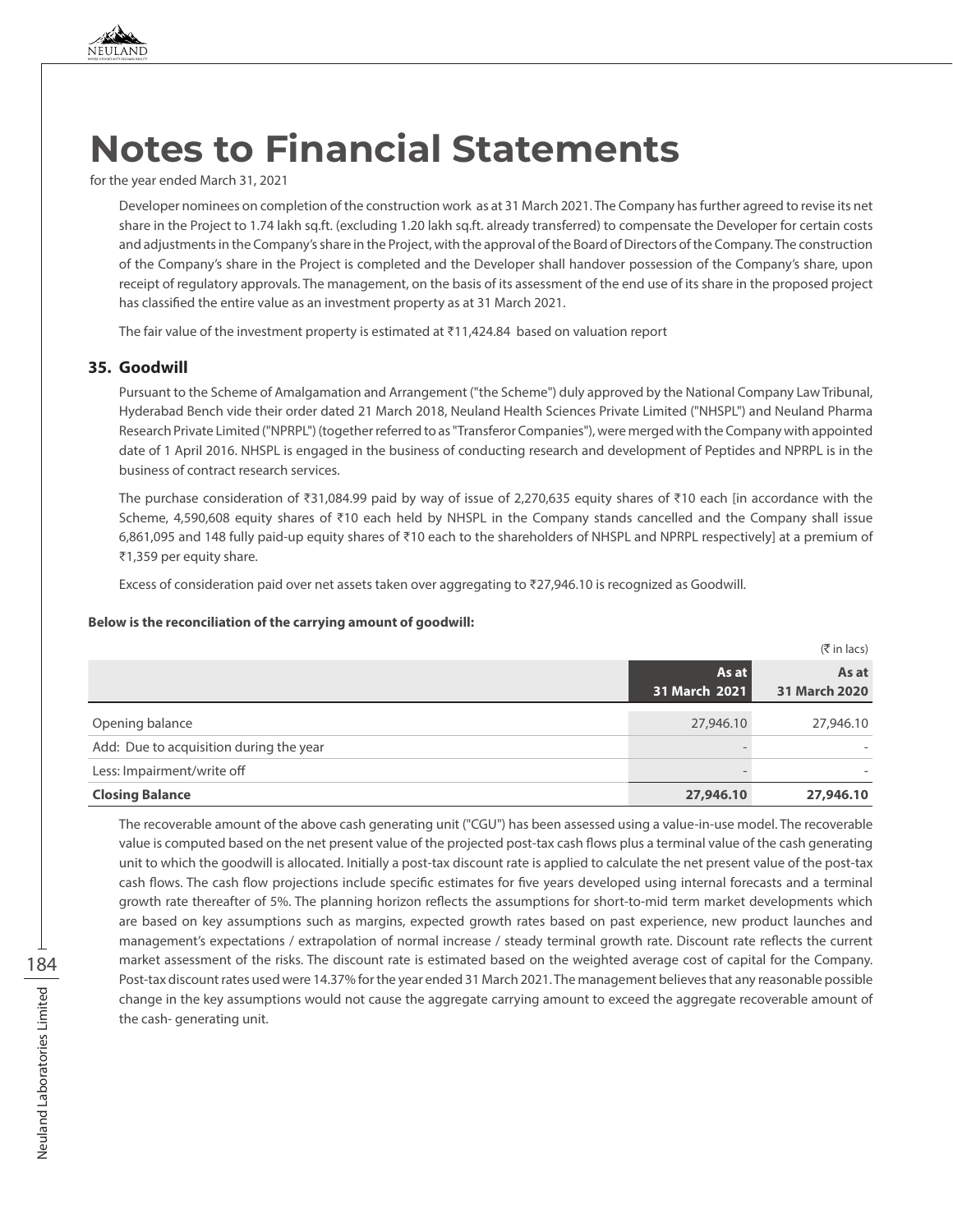# Notes to Financial Statements

for the year ended March 31, 2021

Developer nominees on completion of the construction work as at 31 March 2021. The Company has further agreed to revise its net share in the Project to 1.74 lakh sq.ft. (excluding 1.20 lakh sq.ft. already transferred) to compensate the Developer for certain costs and adjustments in the Company's share in the Project, with the approval of the Board of Directors of the Company. The construction of the Company's share in the Project is completed and the Developer shall handover possession of the Company's share, upon receipt of regulatory approvals. The management, on the basis of its assessment of the end use of its share in the proposed project has classified the entire value as an investment property as at 31 March 2021.

The fair value of the investment property is estimated at ₹11,424.84 based on valuation report

## 35. Goodwill

Pursuant to the Scheme of Amalgamation and Arrangement ("the Scheme") duly approved by the National Company Law Tribunal, Hyderabad Bench vide their order dated 21 March 2018, Neuland Health Sciences Private Limited ("NHSPL") and Neuland Pharma Research Private Limited ("NPRPL") (together referred to as "Transferor Companies"), were merged with the Company with appointed date of 1 April 2016. NHSPL is engaged in the business of conducting research and development of Peptides and NPRPL is in the business of contract research services.

The purchase consideration of ₹31,084.99 paid by way of issue of 2,270,635 equity shares of ₹10 each [in accordance with the Scheme, 4,590,608 equity shares of ₹10 each held by NHSPL in the Company stands cancelled and the Company shall issue 6,861,095 and 148 fully paid-up equity shares of ₹10 each to the shareholders of NHSPL and NPRPL respectively] at a premium of ₹1,359 per equity share.

Excess of consideration paid over net assets taken over aggregating to ₹27,946.10 is recognized as Goodwill.

**Below is the reconciliation of the carrying amount of goodwill:**

(₹ in lacs)

| | As at 31 March 2021 | As at 31 March 2020 |
|---|---|---|
| Opening balance | 27,946.10 | 27,946.10 |
| Add: Due to acquisition during the year | - | - |
| Less: Impairment/write off | - | - |
| **Closing Balance** | **27,946.10** | **27,946.10** |

The recoverable amount of the above cash generating unit ("CGU") has been assessed using a value-in-use model. The recoverable value is computed based on the net present value of the projected post-tax cash flows plus a terminal value of the cash generating unit to which the goodwill is allocated. Initially a post-tax discount rate is applied to calculate the net present value of the post-tax cash flows. The cash flow projections include specific estimates for five years developed using internal forecasts and a terminal growth rate thereafter of 5%. The planning horizon reflects the assumptions for short-to-mid term market developments which are based on key assumptions such as margins, expected growth rates based on past experience, new product launches and management's expectations / extrapolation of normal increase / steady terminal growth rate. Discount rate reflects the current market assessment of the risks. The discount rate is estimated based on the weighted average cost of capital for the Company. Post-tax discount rates used were 14.37% for the year ended 31 March 2021. The management believes that any reasonable possible change in the key assumptions would not cause the aggregate carrying amount to exceed the aggregate recoverable amount of the cash- generating unit.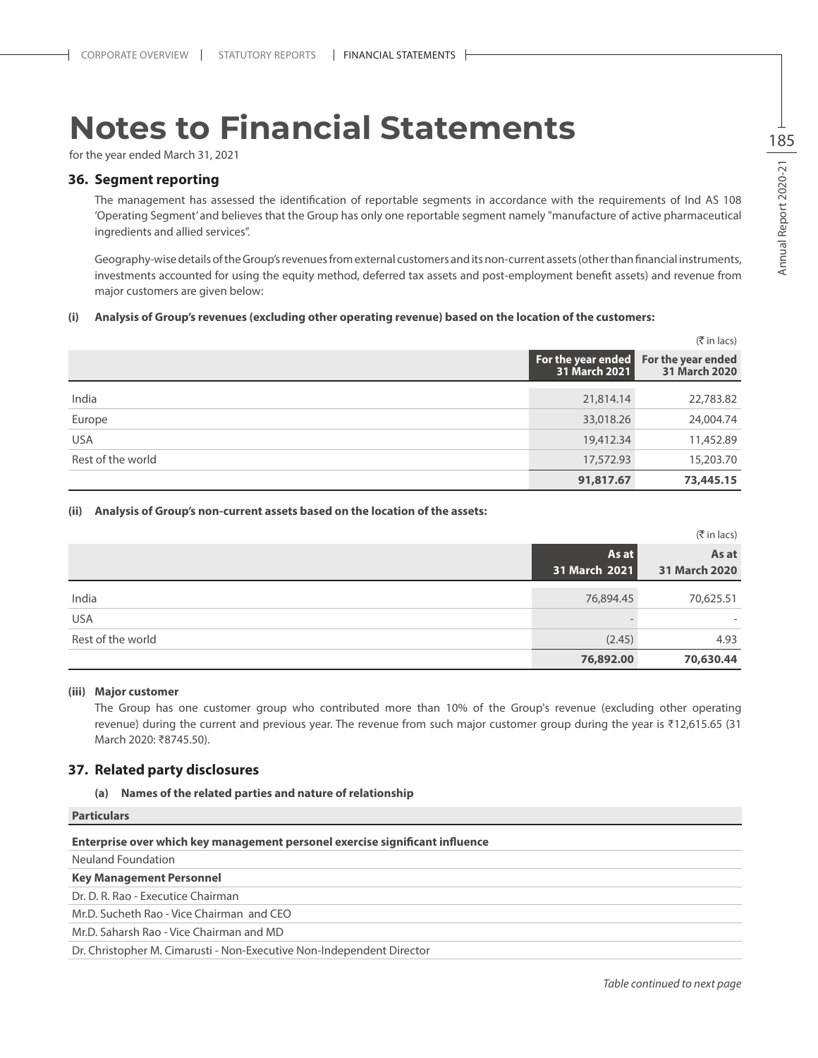# Notes to Financial Statements

for the year ended March 31, 2021

## 36. Segment reporting

The management has assessed the identification of reportable segments in accordance with the requirements of Ind AS 108 'Operating Segment' and believes that the Group has only one reportable segment namely "manufacture of active pharmaceutical ingredients and allied services".

Geography-wise details of the Group's revenues from external customers and its non-current assets (other than financial instruments, investments accounted for using the equity method, deferred tax assets and post-employment benefit assets) and revenue from major customers are given below:

**(i) Analysis of Group's revenues (excluding other operating revenue) based on the location of the customers:**

(₹ in lacs)

| | For the year ended 31 March 2021 | For the year ended 31 March 2020 |
|---|---|---|
| India | 21,814.14 | 22,783.82 |
| Europe | 33,018.26 | 24,004.74 |
| USA | 19,412.34 | 11,452.89 |
| Rest of the world | 17,572.93 | 15,203.70 |
| | **91,817.67** | **73,445.15** |

**(ii) Analysis of Group's non-current assets based on the location of the assets:**

(₹ in lacs)

| | As at 31 March 2021 | As at 31 March 2020 |
|---|---|---|
| India | 76,894.45 | 70,625.51 |
| USA | - | - |
| Rest of the world | (2.45) | 4.93 |
| | **76,892.00** | **70,630.44** |

**(iii) Major customer**

The Group has one customer group who contributed more than 10% of the Group's revenue (excluding other operating revenue) during the current and previous year. The revenue from such major customer group during the year is ₹12,615.65 (31 March 2020: ₹8745.50).

## 37. Related party disclosures

**(a) Names of the related parties and nature of relationship**

| Particulars |
|---|
| **Enterprise over which key management personel exercise significant influence** |
| Neuland Foundation |
| **Key Management Personnel** |
| Dr. D. R. Rao - Executie Chairman |
| Mr.D. Sucheth Rao - Vice Chairman and CEO |
| Mr.D. Saharsh Rao - Vice Chairman and MD |
| Dr. Christopher M. Cimarusti - Non-Executive Non-Independent Director |

*Table continued to next page*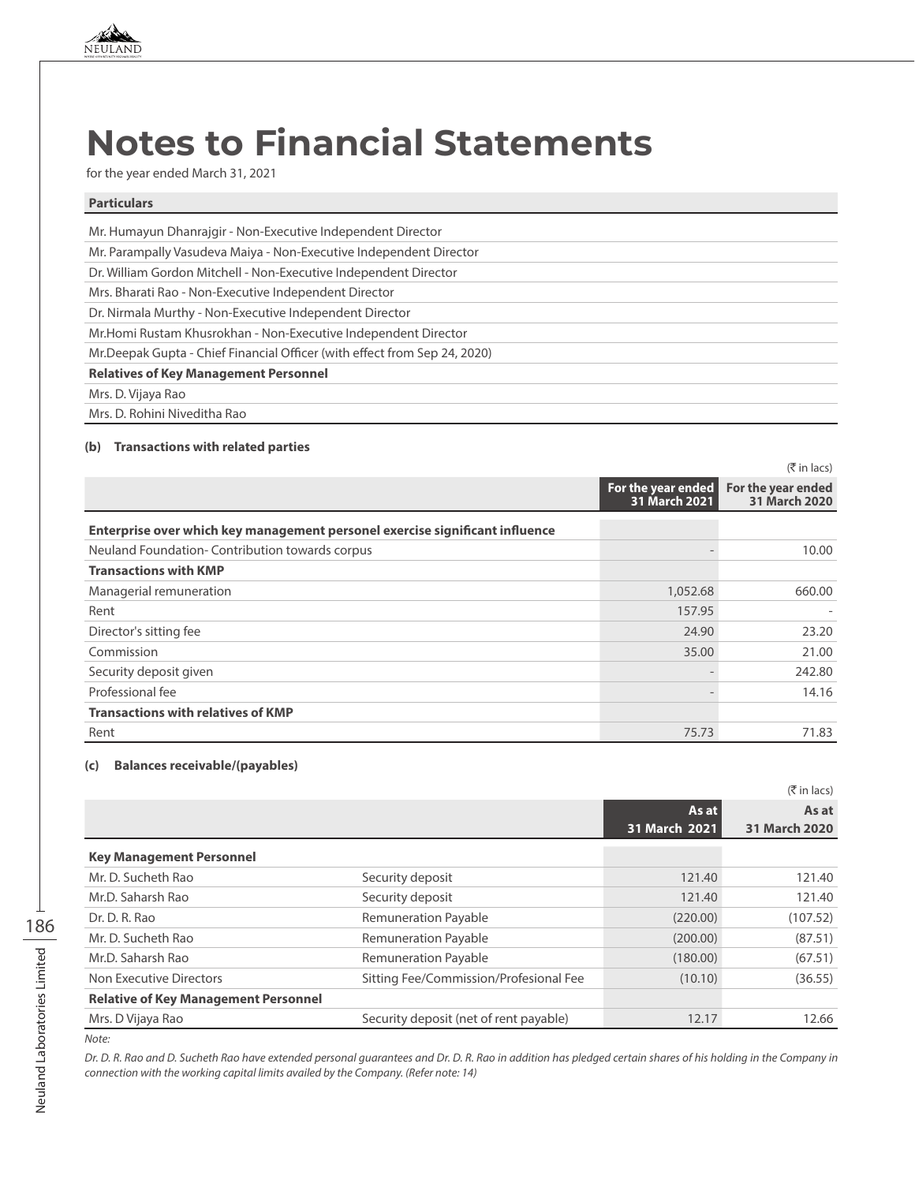# Notes to Financial Statements

for the year ended March 31, 2021

| Particulars |
|---|
| Mr. Humayun Dhanrajgir - Non-Executive Independent Director |
| Mr. Parampally Vasudeva Maiya - Non-Executive Independent Director |
| Dr. William Gordon Mitchell - Non-Executive Independent Director |
| Mrs. Bharati Rao - Non-Executive Independent Director |
| Dr. Nirmala Murthy - Non-Executive Independent Director |
| Mr.Homi Rustam Khusrokhan - Non-Executive Independent Director |
| Mr.Deepak Gupta - Chief Financial Officer (with effect from Sep 24, 2020) |
| **Relatives of Key Management Personnel** |
| Mrs. D. Vijaya Rao |
| Mrs. D. Rohini Niveditha Rao |

**(b) Transactions with related parties**

(₹ in lacs)

| | For the year ended 31 March 2021 | For the year ended 31 March 2020 |
|---|---|---|
| **Enterprise over which key management personel exercise significant influence** | | |
| Neuland Foundation- Contribution towards corpus | - | 10.00 |
| **Transactions with KMP** | | |
| Managerial remuneration | 1,052.68 | 660.00 |
| Rent | 157.95 | - |
| Director's sitting fee | 24.90 | 23.20 |
| Commission | 35.00 | 21.00 |
| Security deposit given | - | 242.80 |
| Professional fee | - | 14.16 |
| **Transactions with relatives of KMP** | | |
| Rent | 75.73 | 71.83 |

**(c) Balances receivable/(payables)**

(₹ in lacs)

| | | As at 31 March 2021 | As at 31 March 2020 |
|---|---|---|---|
| **Key Management Personnel** | | | |
| Mr. D. Sucheth Rao | Security deposit | 121.40 | 121.40 |
| Mr.D. Saharsh Rao | Security deposit | 121.40 | 121.40 |
| Dr. D. R. Rao | Remuneration Payable | (220.00) | (107.52) |
| Mr. D. Sucheth Rao | Remuneration Payable | (200.00) | (87.51) |
| Mr.D. Saharsh Rao | Remuneration Payable | (180.00) | (67.51) |
| Non Executive Directors | Sitting Fee/Commission/Profesional Fee | (10.10) | (36.55) |
| **Relative of Key Management Personnel** | | | |
| Mrs. D Vijaya Rao | Security deposit (net of rent payable) | 12.17 | 12.66 |

*Note:*

*Dr. D. R. Rao and D. Sucheth Rao have extended personal guarantees and Dr. D. R. Rao in addition has pledged certain shares of his holding in the Company in connection with the working capital limits availed by the Company. (Refer note: 14)*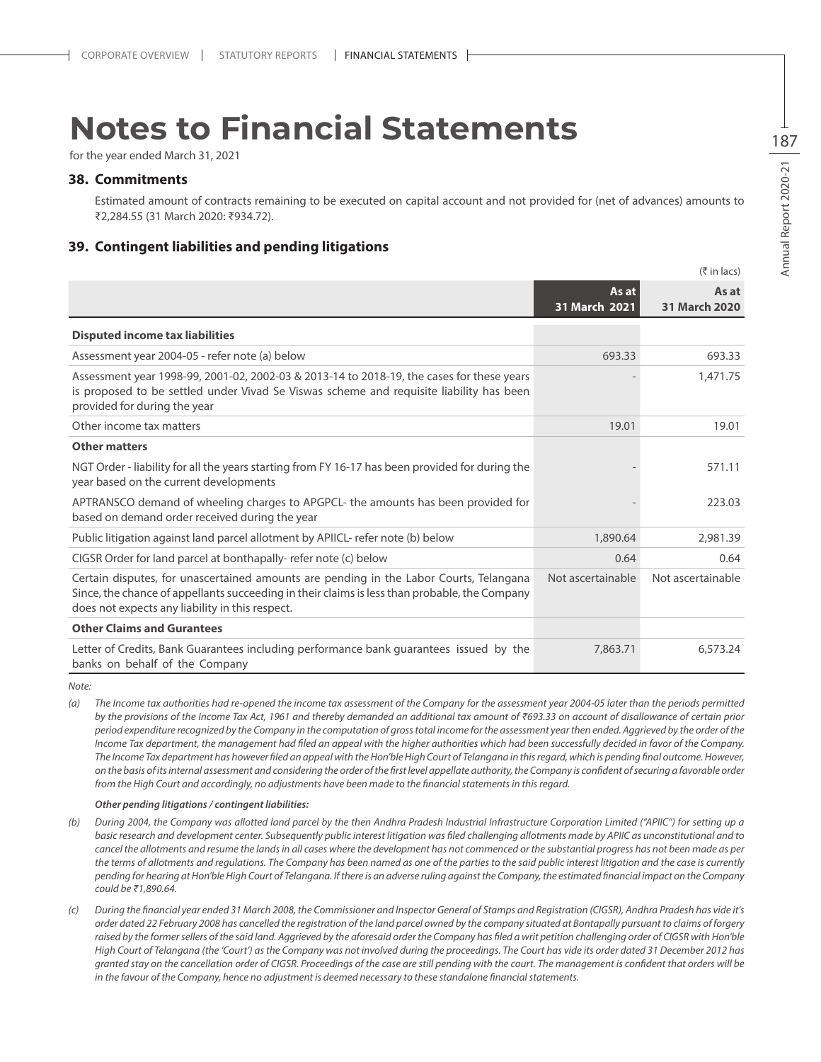# Notes to Financial Statements

for the year ended March 31, 2021

## 38. Commitments

Estimated amount of contracts remaining to be executed on capital account and not provided for (net of advances) amounts to ₹2,284.55 (31 March 2020: ₹934.72).

## 39. Contingent liabilities and pending litigations

(₹ in lacs)

| | As at 31 March 2021 | As at 31 March 2020 |
|---|---|---|
| **Disputed income tax liabilities** | | |
| Assessment year 2004-05 - refer note (a) below | 693.33 | 693.33 |
| Assessment year 1998-99, 2001-02, 2002-03 & 2013-14 to 2018-19, the cases for these years is proposed to be settled under Vivad Se Viswas scheme and requisite liability has been provided for during the year | - | 1,471.75 |
| Other income tax matters | 19.01 | 19.01 |
| **Other matters** | | |
| NGT Order - liability for all the years starting from FY 16-17 has been provided for during the year based on the current developments | - | 571.11 |
| APTRANSCO demand of wheeling charges to APGPCL- the amounts has been provided for based on demand order received during the year | - | 223.03 |
| Public litigation against land parcel allotment by APIICL- refer note (b) below | 1,890.64 | 2,981.39 |
| CIGSR Order for land parcel at bonthapally- refer note (c) below | 0.64 | 0.64 |
| Certain disputes, for unascertained amounts are pending in the Labor Courts, Telangana Since, the chance of appellants succeeding in their claims is less than probable, the Company does not expects any liability in this respect. | Not ascertainable | Not ascertainable |
| **Other Claims and Gurantees** | | |
| Letter of Credits, Bank Guarantees including performance bank guarantees issued by the banks on behalf of the Company | 7,863.71 | 6,573.24 |

*Note:*

*(a) The Income tax authorities had re-opened the income tax assessment of the Company for the assessment year 2004-05 later than the periods permitted by the provisions of the Income Tax Act, 1961 and thereby demanded an additional tax amount of ₹693.33 on account of disallowance of certain prior period expenditure recognized by the Company in the computation of gross total income for the assessment year then ended. Aggrieved by the order of the Income Tax department, the management had filed an appeal with the higher authorities which had been successfully decided in favor of the Company. The Income Tax department has however filed an appeal with the Hon'ble High Court of Telangana in this regard, which is pending final outcome. However, on the basis of its internal assessment and considering the order of the first level appellate authority, the Company is confident of securing a favorable order from the High Court and accordingly, no adjustments have been made to the financial statements in this regard.*

***Other pending litigations / contingent liabilities:***

*(b) During 2004, the Company was allotted land parcel by the then Andhra Pradesh Industrial Infrastructure Corporation Limited ("APIIC") for setting up a basic research and development center. Subsequently public interest litigation was filed challenging allotments made by APIIC as unconstitutional and to cancel the allotments and resume the lands in all cases where the development has not commenced or the substantial progress has not been made as per the terms of allotments and regulations. The Company has been named as one of the parties to the said public interest litigation and the case is currently pending for hearing at Hon'ble High Court of Telangana. If there is an adverse ruling against the Company, the estimated financial impact on the Company could be ₹1,890.64.*

*(c) During the financial year ended 31 March 2008, the Commissioner and Inspector General of Stamps and Registration (CIGSR), Andhra Pradesh has vide it's order dated 22 February 2008 has cancelled the registration of the land parcel owned by the company situated at Bontapally pursuant to claims of forgery raised by the former sellers of the said land. Aggrieved by the aforesaid order the Company has filed a writ petition challenging order of CIGSR with Hon'ble High Court of Telangana (the 'Court') as the Company was not involved during the proceedings. The Court has vide its order dated 31 December 2012 has granted stay on the cancellation order of CIGSR. Proceedings of the case are still pending with the court. The management is confident that orders will be in the favour of the Company, hence no adjustment is deemed necessary to these standalone financial statements.*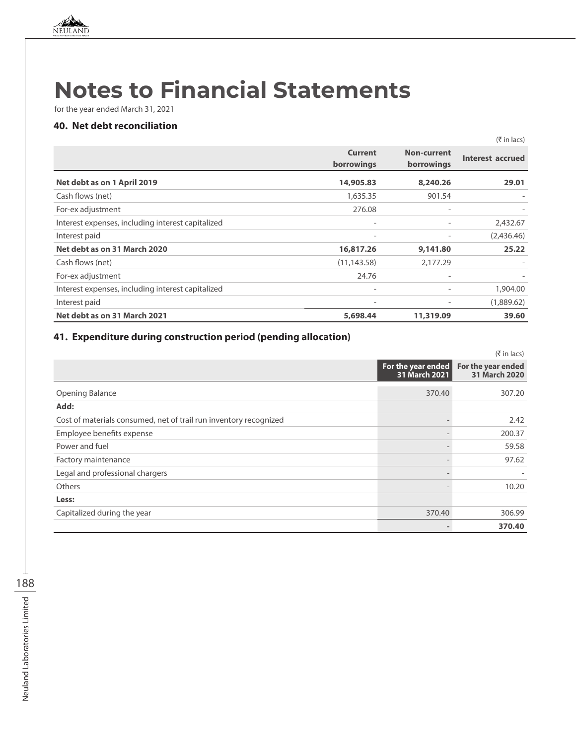# Notes to Financial Statements

for the year ended March 31, 2021

### 40. Net debt reconciliation

(₹ in lacs)

| | Current borrowings | Non-current borrowings | Interest accrued |
|---|---|---|---|
| **Net debt as on 1 April 2019** | **14,905.83** | **8,240.26** | **29.01** |
| Cash flows (net) | 1,635.35 | 901.54 | - |
| For-ex adjustment | 276.08 | - | - |
| Interest expenses, including interest capitalized | - | - | 2,432.67 |
| Interest paid | - | - | (2,436.46) |
| **Net debt as on 31 March 2020** | **16,817.26** | **9,141.80** | **25.22** |
| Cash flows (net) | (11,143.58) | 2,177.29 | - |
| For-ex adjustment | 24.76 | - | - |
| Interest expenses, including interest capitalized | - | - | 1,904.00 |
| Interest paid | - | - | (1,889.62) |
| **Net debt as on 31 March 2021** | **5,698.44** | **11,319.09** | **39.60** |

### 41. Expenditure during construction period (pending allocation)

(₹ in lacs)

| | For the year ended 31 March 2021 | For the year ended 31 March 2020 |
|---|---|---|
| Opening Balance | 370.40 | 307.20 |
| **Add:** | | |
| Cost of materials consumed, net of trail run inventory recognized | - | 2.42 |
| Employee benefits expense | - | 200.37 |
| Power and fuel | - | 59.58 |
| Factory maintenance | - | 97.62 |
| Legal and professional chargers | - | - |
| Others | - | 10.20 |
| **Less:** | | |
| Capitalized during the year | 370.40 | 306.99 |
| | **-** | **370.40** |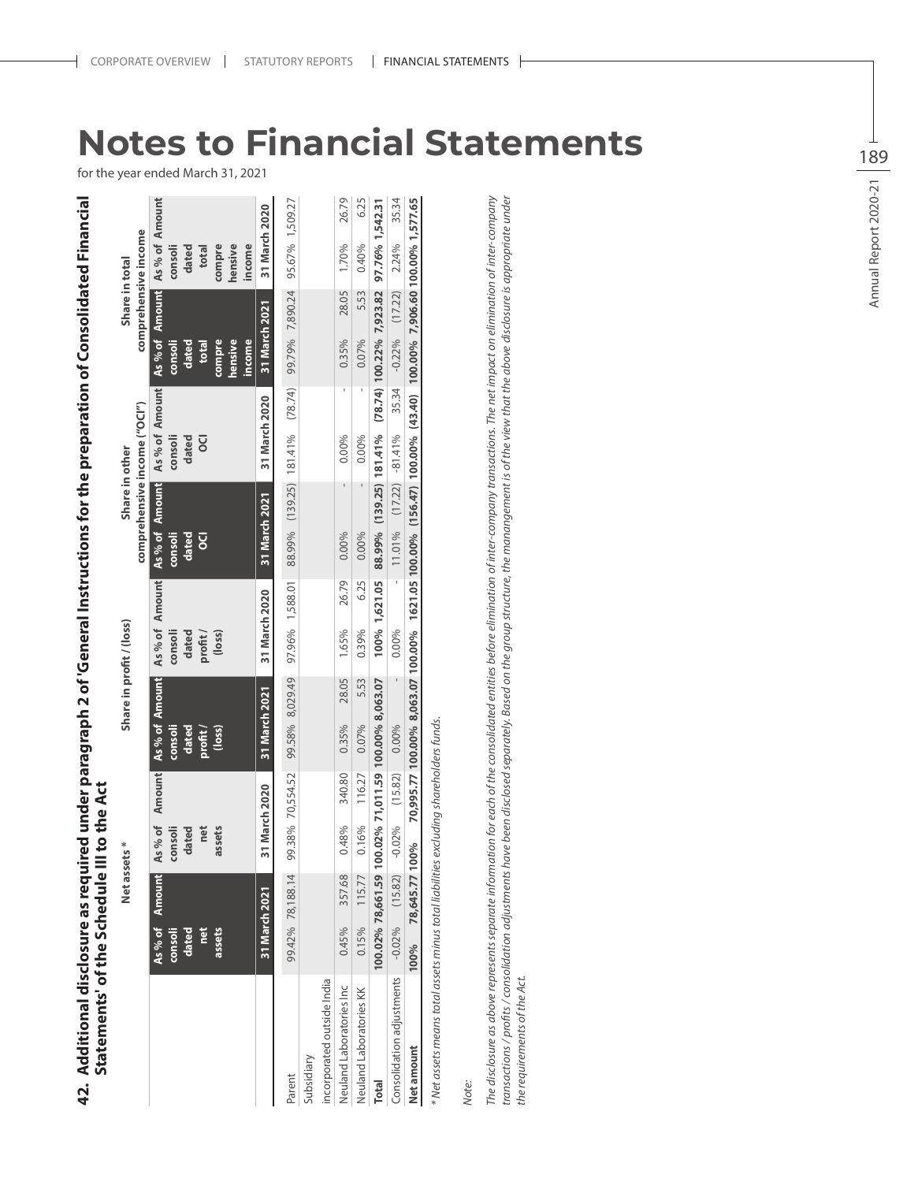# Notes to Financial Statements

for the year ended March 31, 2021

## 42. Additional disclosure as required under paragraph 2 of 'General Instructions for the preparation of Consolidated Financial Statements' of the Schedule III to the Act

| | Net assets * | | | | Share in profit / (loss) | | | | Share in other comprehensive income ("OCI") | | | | Share in total comprehensive income | | | |
|---|---|---|---|---|---|---|---|---|---|---|---|---|---|---|---|---|
| | As % of consolidated net assets | Amount | As % of consolidated net assets | Amount | As % of consolidated profit / (loss) | Amount | As % of consolidated profit / (loss) | Amount | As % of consolidated OCI | Amount | As % of consolidated OCI | Amount | As % of consolidated total comprehensive income | Amount | As % of consolidated total comprehensive income | Amount |
| | 31 March 2021 | | 31 March 2020 | | 31 March 2021 | | 31 March 2020 | | 31 March 2021 | | 31 March 2020 | | 31 March 2021 | | 31 March 2020 | |
| Parent | 99.42% | 78,188.14 | 99.38% | 70,554.52 | 99.58% | 8,029.49 | 97.96% | 1,588.01 | 88.99% | (139.25) | 181.41% | (78.74) | 99.79% | 7,890.24 | 95.67% | 1,509.27 |
| Subsidiary | | | | | | | | | | | | | | | | |
| incorporated outside India | | | | | | | | | | | | | | | | |
| Neuland Laboratories Inc | 0.45% | 357.68 | 0.48% | 340.80 | 0.35% | 28.05 | 1.65% | 26.79 | 0.00% | - | 0.00% | - | 0.35% | 28.05 | 1.70% | 26.79 |
| Neuland Laboratories KK | 0.15% | 115.77 | 0.16% | 116.27 | 0.07% | 5.53 | 0.39% | 6.25 | 0.00% | - | 0.00% | - | 0.07% | 5.53 | 0.40% | 6.25 |
| **Total** | **100.02%** | **78,661.59** | **100.02%** | **71,011.59** | **100.00%** | **8,063.07** | **100%** | **1,621.05** | **88.99%** | **(139.25)** | **181.41%** | **(78.74)** | **100.22%** | **7,923.82** | **97.76%** | **1,542.31** |
| Consolidation adjustments | -0.02% | (15.82) | -0.02% | (15.82) | 0.00% | - | 0.00% | - | 11.01% | (17.22) | -81.41% | 35.34 | -0.22% | (17.22) | 2.24% | 35.34 |
| **Net amount** | **100%** | **78,645.77** | **100%** | **70,995.77** | **100.00%** | **8,063.07** | **100.00%** | **1621.05** | **100.00%** | **(156.47)** | **100.00%** | **(43.40)** | **100.00%** | **7,906.60** | **100.00%** | **1,577.65** |

*\* Net assets means total assets minus total liabilities excluding shareholders funds.*

*Note:*

*The disclosure as above represents separate information for each of the consolidated entities before elimination of inter-company transactions. The net impact on elimination of inter-company transactions / profits / consolidation adjustments have been disclosed separately. Based on the group structure, the manangement is of the view that the above disclosure is appropriate under the requirements of the Act.*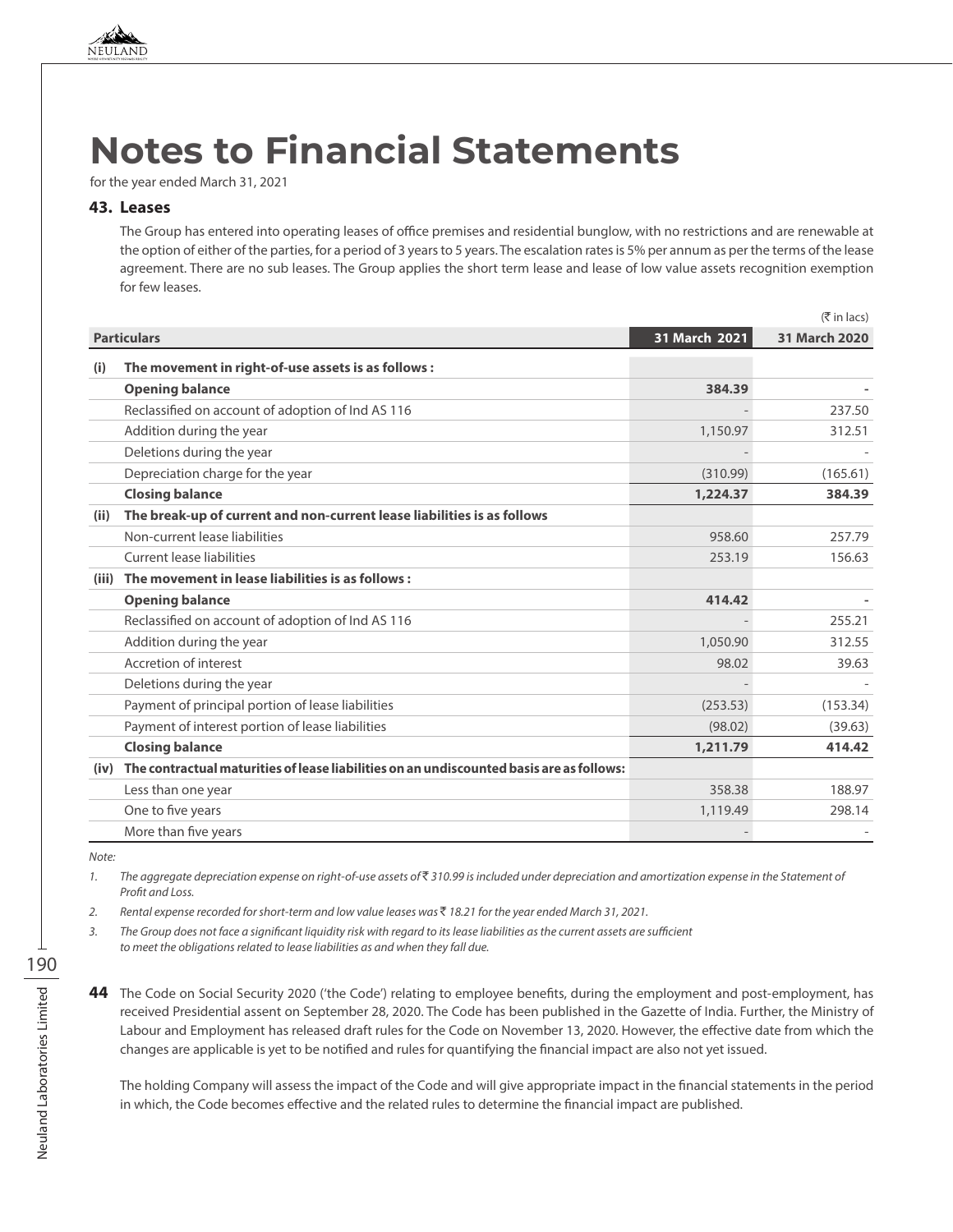# Notes to Financial Statements

for the year ended March 31, 2021

### 43. Leases

The Group has entered into operating leases of office premises and residential bunglow, with no restrictions and are renewable at the option of either of the parties, for a period of 3 years to 5 years. The escalation rates is 5% per annum as per the terms of the lease agreement. There are no sub leases. The Group applies the short term lease and lease of low value assets recognition exemption for few leases.

(₹ in lacs)

| | Particulars | 31 March 2021 | 31 March 2020 |
|---|---|---|---|
| **(i)** | **The movement in right-of-use assets is as follows :** | | |
| | **Opening balance** | **384.39** | **-** |
| | Reclassified on account of adoption of Ind AS 116 | - | 237.50 |
| | Addition during the year | 1,150.97 | 312.51 |
| | Deletions during the year | - | - |
| | Depreciation charge for the year | (310.99) | (165.61) |
| | **Closing balance** | **1,224.37** | **384.39** |
| **(ii)** | **The break-up of current and non-current lease liabilities is as follows** | | |
| | Non-current lease liabilities | 958.60 | 257.79 |
| | Current lease liabilities | 253.19 | 156.63 |
| **(iii)** | **The movement in lease liabilities is as follows :** | | |
| | **Opening balance** | **414.42** | **-** |
| | Reclassified on account of adoption of Ind AS 116 | - | 255.21 |
| | Addition during the year | 1,050.90 | 312.55 |
| | Accretion of interest | 98.02 | 39.63 |
| | Deletions during the year | - | - |
| | Payment of principal portion of lease liabilities | (253.53) | (153.34) |
| | Payment of interest portion of lease liabilities | (98.02) | (39.63) |
| | **Closing balance** | **1,211.79** | **414.42** |
| **(iv)** | **The contractual maturities of lease liabilities on an undiscounted basis are as follows:** | | |
| | Less than one year | 358.38 | 188.97 |
| | One to five years | 1,119.49 | 298.14 |
| | More than five years | - | - |

*Note:*

1. *The aggregate depreciation expense on right-of-use assets of ₹ 310.99 is included under depreciation and amortization expense in the Statement of Profit and Loss.*
2. *Rental expense recorded for short-term and low value leases was ₹ 18.21 for the year ended March 31, 2021.*
3. *The Group does not face a significant liquidity risk with regard to its lease liabilities as the current assets are sufficient to meet the obligations related to lease liabilities as and when they fall due.*

**44** The Code on Social Security 2020 ('the Code') relating to employee benefits, during the employment and post-employment, has received Presidential assent on September 28, 2020. The Code has been published in the Gazette of India. Further, the Ministry of Labour and Employment has released draft rules for the Code on November 13, 2020. However, the effective date from which the changes are applicable is yet to be notified and rules for quantifying the financial impact are also not yet issued.

The holding Company will assess the impact of the Code and will give appropriate impact in the financial statements in the period in which, the Code becomes effective and the related rules to determine the financial impact are published.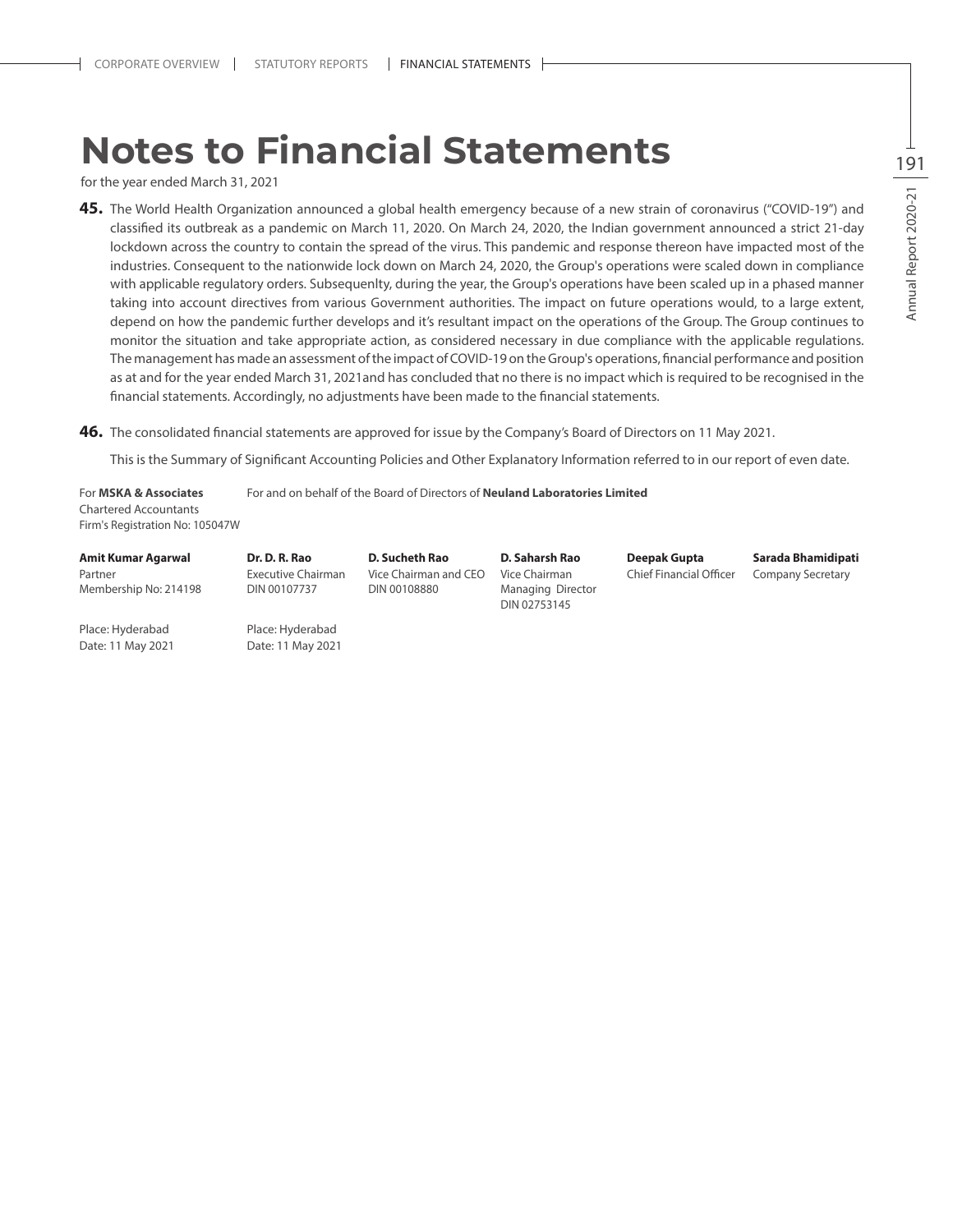# Notes to Financial Statements

for the year ended March 31, 2021

**45.** The World Health Organization announced a global health emergency because of a new strain of coronavirus ("COVID-19") and classified its outbreak as a pandemic on March 11, 2020. On March 24, 2020, the Indian government announced a strict 21-day lockdown across the country to contain the spread of the virus. This pandemic and response thereon have impacted most of the industries. Consequent to the nationwide lock down on March 24, 2020, the Group's operations were scaled down in compliance with applicable regulatory orders. Subsequenlty, during the year, the Group's operations have been scaled up in a phased manner taking into account directives from various Government authorities. The impact on future operations would, to a large extent, depend on how the pandemic further develops and it's resultant impact on the operations of the Group. The Group continues to monitor the situation and take appropriate action, as considered necessary in due compliance with the applicable regulations. The management has made an assessment of the impact of COVID-19 on the Group's operations, financial performance and position as at and for the year ended March 31, 2021and has concluded that no there is no impact which is required to be recognised in the financial statements. Accordingly, no adjustments have been made to the financial statements.

**46.** The consolidated financial statements are approved for issue by the Company's Board of Directors on 11 May 2021.

This is the Summary of Significant Accounting Policies and Other Explanatory Information referred to in our report of even date.

For **MSKA & Associates**
Chartered Accountants
Firm's Registration No: 105047W

For and on behalf of the Board of Directors of **Neuland Laboratories Limited**

| **Amit Kumar Agarwal** | **Dr. D. R. Rao** | **D. Sucheth Rao** | **D. Saharsh Rao** | **Deepak Gupta** | **Sarada Bhamidipati** |
|---|---|---|---|---|---|
| Partner | Executive Chairman | Vice Chairman and CEO | Vice Chairman | Chief Financial Officer | Company Secretary |
| Membership No: 214198 | DIN 00107737 | DIN 00108880 | Managing Director | | |
| | | | DIN 02753145 | | |

Place: Hyderabad
Date: 11 May 2021

Place: Hyderabad
Date: 11 May 2021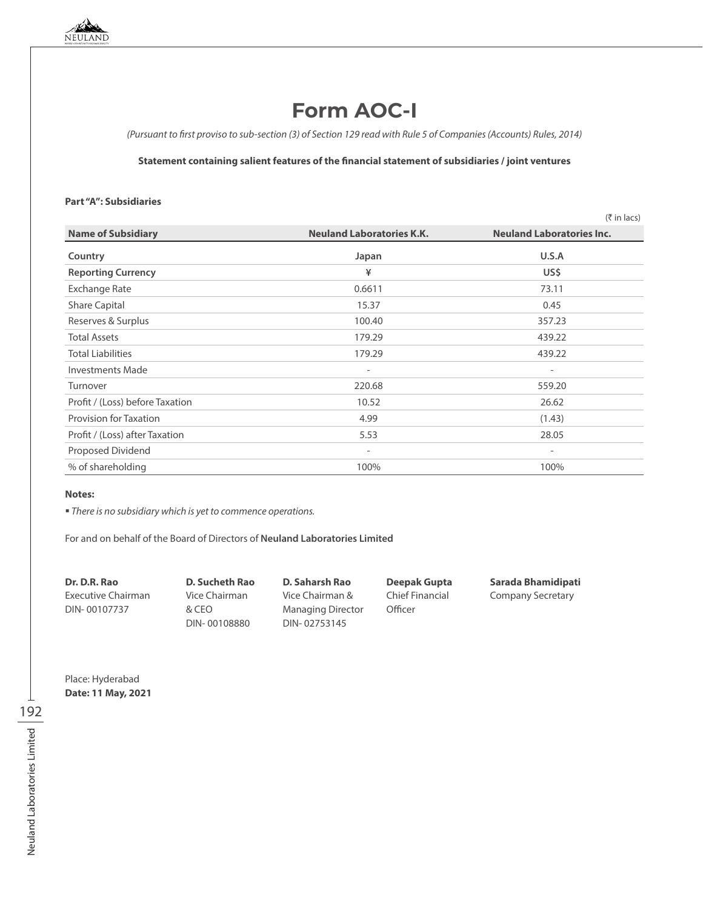# Form AOC-I

*(Pursuant to first proviso to sub-section (3) of Section 129 read with Rule 5 of Companies (Accounts) Rules, 2014)*

**Statement containing salient features of the financial statement of subsidiaries / joint ventures**

**Part "A": Subsidiaries**

(₹ in lacs)

| Name of Subsidiary | Neuland Laboratories K.K. | Neuland Laboratories Inc. |
|---|---|---|
| **Country** | **Japan** | **U.S.A** |
| **Reporting Currency** | **¥** | **US$** |
| Exchange Rate | 0.6611 | 73.11 |
| Share Capital | 15.37 | 0.45 |
| Reserves & Surplus | 100.40 | 357.23 |
| Total Assets | 179.29 | 439.22 |
| Total Liabilities | 179.29 | 439.22 |
| Investments Made | - | - |
| Turnover | 220.68 | 559.20 |
| Profit / (Loss) before Taxation | 10.52 | 26.62 |
| Provision for Taxation | 4.99 | (1.43) |
| Profit / (Loss) after Taxation | 5.53 | 28.05 |
| Proposed Dividend | - | - |
| % of shareholding | 100% | 100% |

**Notes:**

- *There is no subsidiary which is yet to commence operations.*

For and on behalf of the Board of Directors of **Neuland Laboratories Limited**

**Dr. D.R. Rao**
Executive Chairman
DIN- 00107737

**D. Sucheth Rao**
Vice Chairman & CEO
DIN- 00108880

**D. Saharsh Rao**
Vice Chairman & Managing Director
DIN- 02753145

**Deepak Gupta**
Chief Financial Officer

**Sarada Bhamidipati**
Company Secretary

Place: Hyderabad
**Date: 11 May, 2021**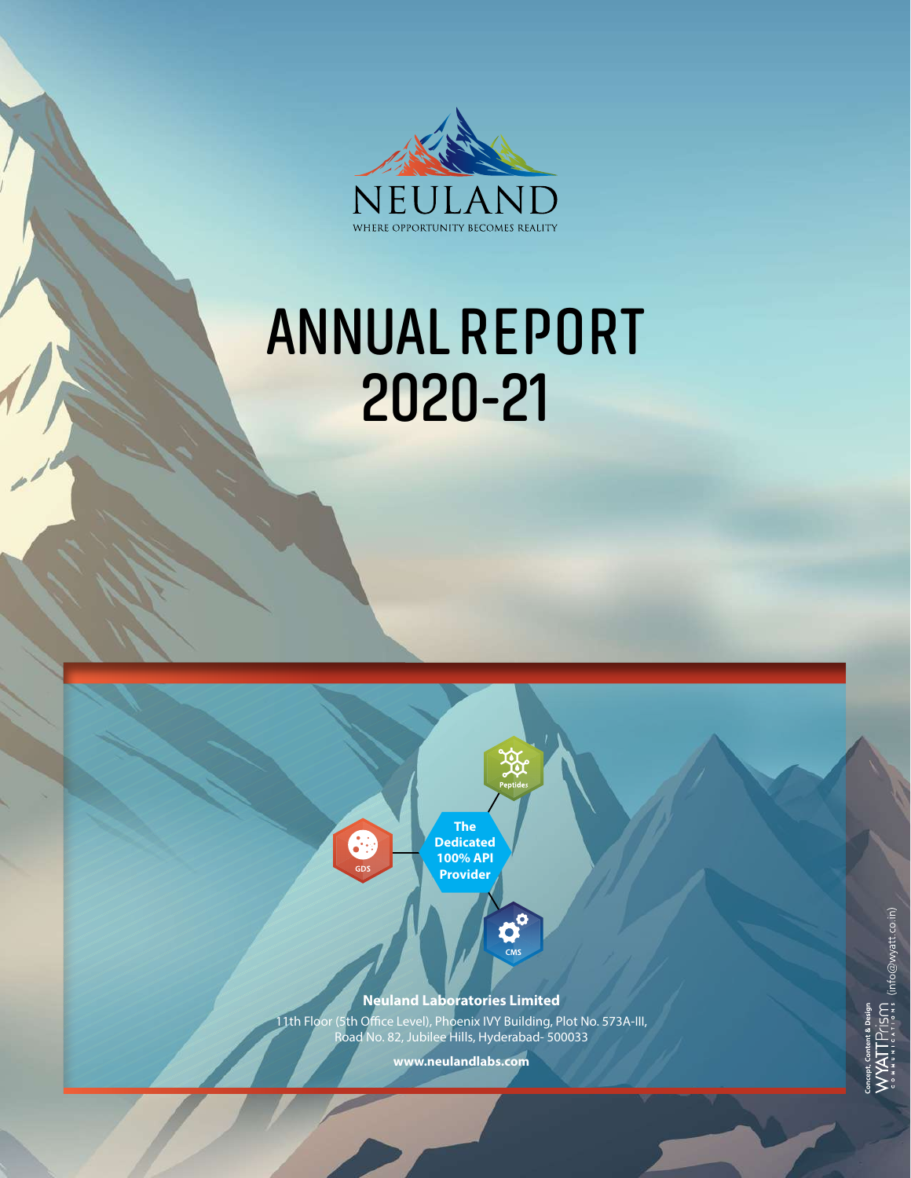NEULAND

WHERE OPPORTUNITY BECOMES REALITY

# ANNUAL REPORT 2020-21

Peptides

The Dedicated 100% API Provider

GDS

CMS

**Neuland Laboratories Limited**

11th Floor (5th Office Level), Phoenix IVY Building, Plot No. 573A-III, Road No. 82, Jubilee Hills, Hyderabad- 500033

**www.neulandlabs.com**

Concept, Content & Design WYATTPrism COMMUNICATIONS (info@wyatt.co.in)